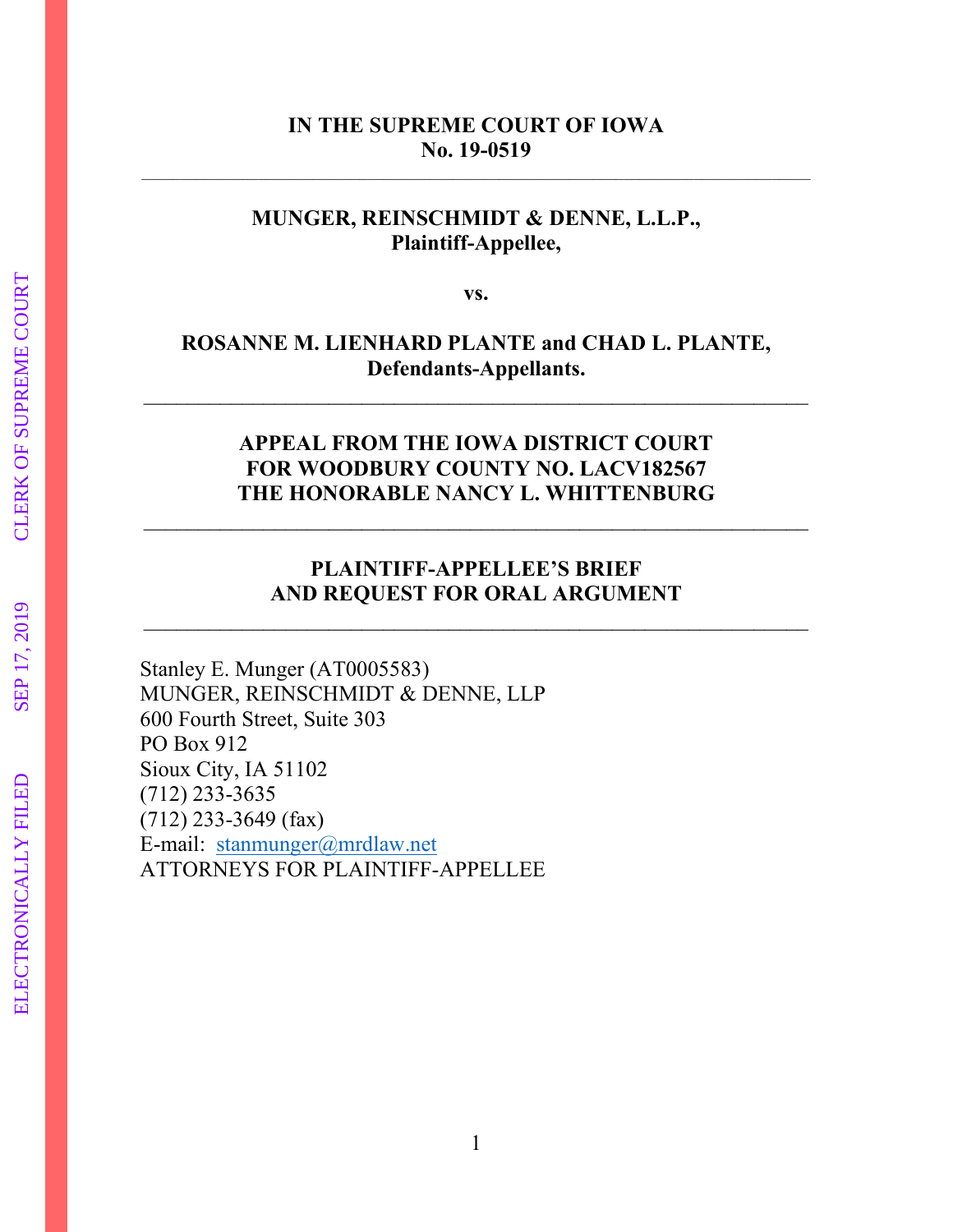**IN THE SUPREME COURT OF IOWA**
**No. 19-0519**

---

**MUNGER, REINSCHMIDT & DENNE, L.L.P.,**
**Plaintiff-Appellee,**

**vs.**

**ROSANNE M. LIENHARD PLANTE and CHAD L. PLANTE,**
**Defendants-Appellants.**

---

**APPEAL FROM THE IOWA DISTRICT COURT**
**FOR WOODBURY COUNTY NO. LACV182567**
**THE HONORABLE NANCY L. WHITTENBURG**

---

**PLAINTIFF-APPELLEE'S BRIEF**
**AND REQUEST FOR ORAL ARGUMENT**

---

Stanley E. Munger (AT0005583)
MUNGER, REINSCHMIDT & DENNE, LLP
600 Fourth Street, Suite 303
PO Box 912
Sioux City, IA 51102
(712) 233-3635
(712) 233-3649 (fax)
E-mail: stanmunger@mrdlaw.net
ATTORNEYS FOR PLAINTIFF-APPELLEE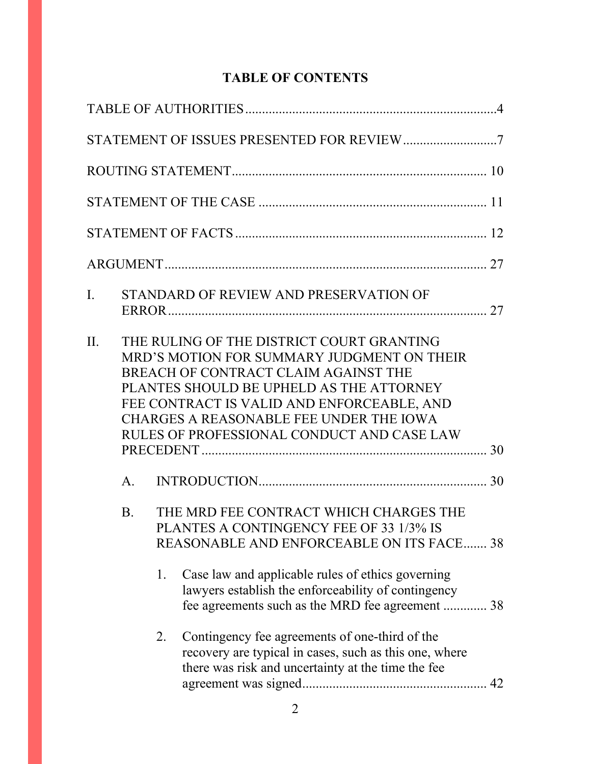# TABLE OF CONTENTS

TABLE OF AUTHORITIES ........................................................................ 4

STATEMENT OF ISSUES PRESENTED FOR REVIEW ............................ 7

ROUTING STATEMENT ........................................................................ 10

STATEMENT OF THE CASE ................................................................. 11

STATEMENT OF FACTS ....................................................................... 12

ARGUMENT ............................................................................................ 27

I. STANDARD OF REVIEW AND PRESERVATION OF ERROR ........................................................................................... 27

II. THE RULING OF THE DISTRICT COURT GRANTING MRD'S MOTION FOR SUMMARY JUDGMENT ON THEIR BREACH OF CONTRACT CLAIM AGAINST THE PLANTES SHOULD BE UPHELD AS THE ATTORNEY FEE CONTRACT IS VALID AND ENFORCEABLE, AND CHARGES A REASONABLE FEE UNDER THE IOWA RULES OF PROFESSIONAL CONDUCT AND CASE LAW PRECEDENT ................................................................................ 30

   A. INTRODUCTION ................................................................ 30

   B. THE MRD FEE CONTRACT WHICH CHARGES THE PLANTES A CONTINGENCY FEE OF 33 1/3% IS REASONABLE AND ENFORCEABLE ON ITS FACE ....... 38

      1. Case law and applicable rules of ethics governing lawyers establish the enforceability of contingency fee agreements such as the MRD fee agreement ............. 38

      2. Contingency fee agreements of one-third of the recovery are typical in cases, such as this one, where there was risk and uncertainty at the time the fee agreement was signed ....................................................... 42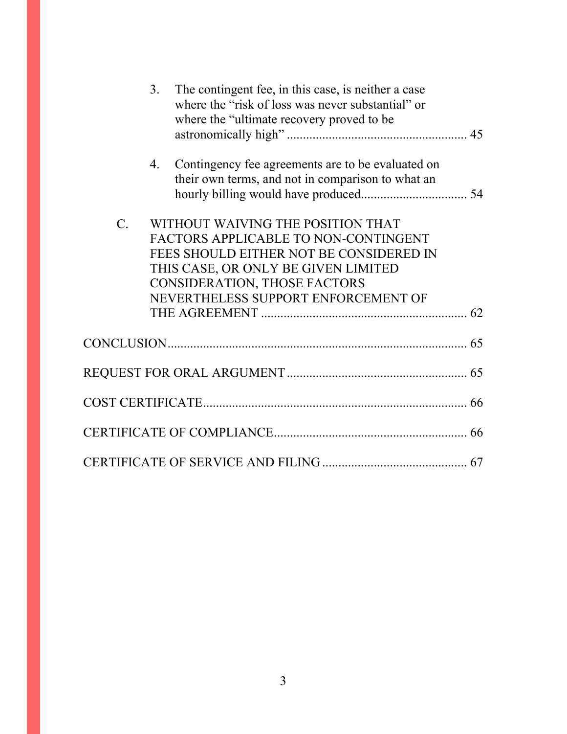3. The contingent fee, in this case, is neither a case where the "risk of loss was never substantial" or where the "ultimate recovery proved to be astronomically high" ........................................................ 45

4. Contingency fee agreements are to be evaluated on their own terms, and not in comparison to what an hourly billing would have produced................................. 54

C. WITHOUT WAIVING THE POSITION THAT FACTORS APPLICABLE TO NON-CONTINGENT FEES SHOULD EITHER NOT BE CONSIDERED IN THIS CASE, OR ONLY BE GIVEN LIMITED CONSIDERATION, THOSE FACTORS NEVERTHELESS SUPPORT ENFORCEMENT OF THE AGREEMENT ................................................................ 62

CONCLUSION.............................................................................................. 65

REQUEST FOR ORAL ARGUMENT ....................................................... 65

COST CERTIFICATE.................................................................................. 66

CERTIFICATE OF COMPLIANCE............................................................ 66

CERTIFICATE OF SERVICE AND FILING ............................................. 67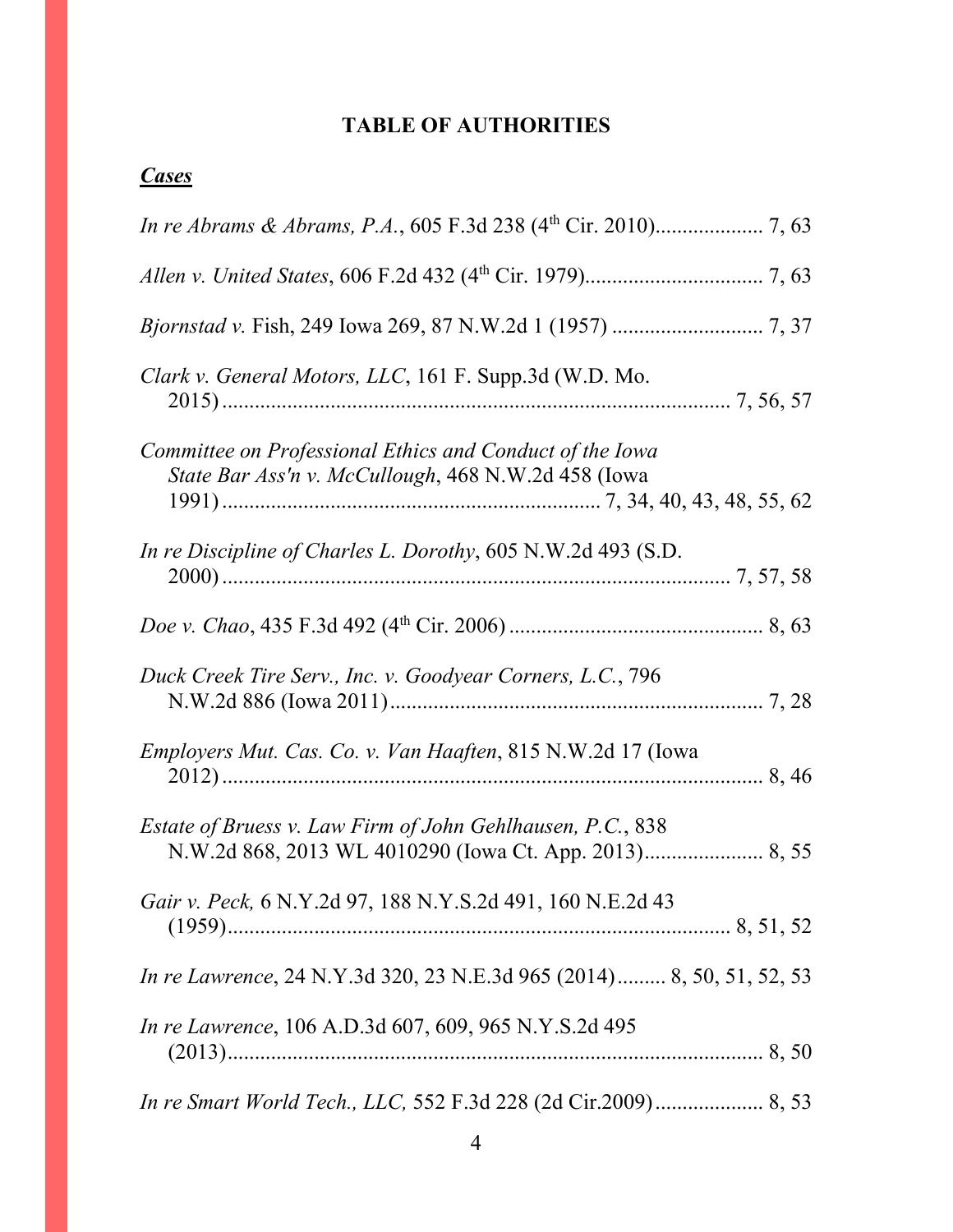# TABLE OF AUTHORITIES

***Cases***

*In re Abrams & Abrams, P.A.*, 605 F.3d 238 (4th Cir. 2010) .................... 7, 63

*Allen v. United States*, 606 F.2d 432 (4th Cir. 1979) ................................. 7, 63

*Bjornstad v.* Fish, 249 Iowa 269, 87 N.W.2d 1 (1957) ............................ 7, 37

*Clark v. General Motors, LLC*, 161 F. Supp.3d (W.D. Mo. 2015) ............................................................................................. 7, 56, 57

*Committee on Professional Ethics and Conduct of the Iowa State Bar Ass'n v. McCullough*, 468 N.W.2d 458 (Iowa 1991) ..................................................................... 7, 34, 40, 43, 48, 55, 62

*In re Discipline of Charles L. Dorothy*, 605 N.W.2d 493 (S.D. 2000) ............................................................................................. 7, 57, 58

*Doe v. Chao*, 435 F.3d 492 (4th Cir. 2006) ............................................... 8, 63

*Duck Creek Tire Serv., Inc. v. Goodyear Corners, L.C.*, 796 N.W.2d 886 (Iowa 2011) .................................................................... 7, 28

*Employers Mut. Cas. Co. v. Van Haaften*, 815 N.W.2d 17 (Iowa 2012) ..................................................................................................... 8, 46

*Estate of Bruess v. Law Firm of John Gehlhausen, P.C.*, 838 N.W.2d 868, 2013 WL 4010290 (Iowa Ct. App. 2013) ...................... 8, 55

*Gair v. Peck,* 6 N.Y.2d 97, 188 N.Y.S.2d 491, 160 N.E.2d 43 (1959) ............................................................................................. 8, 51, 52

*In re Lawrence*, 24 N.Y.3d 320, 23 N.E.3d 965 (2014) ......... 8, 50, 51, 52, 53

*In re Lawrence*, 106 A.D.3d 607, 609, 965 N.Y.S.2d 495 (2013) ..................................................................................................... 8, 50

*In re Smart World Tech., LLC,* 552 F.3d 228 (2d Cir.2009) .................... 8, 53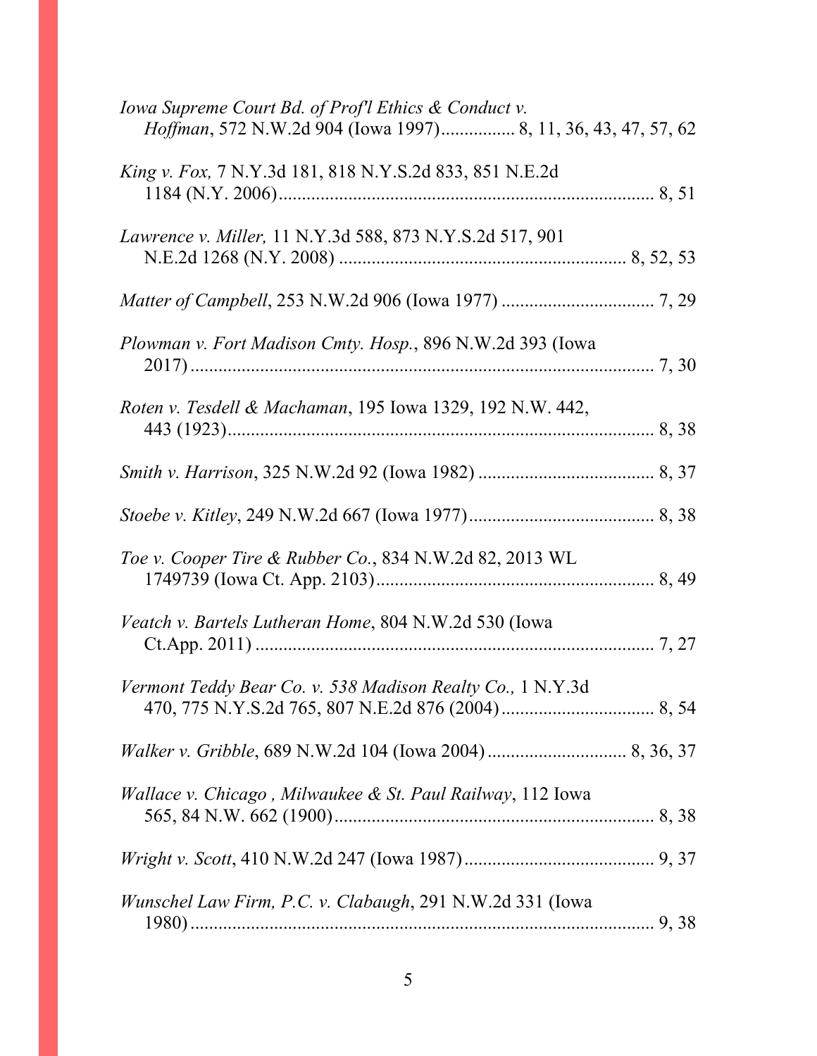*Iowa Supreme Court Bd. of Prof'l Ethics & Conduct v. Hoffman*, 572 N.W.2d 904 (Iowa 1997)................ 8, 11, 36, 43, 47, 57, 62

*King v. Fox,* 7 N.Y.3d 181, 818 N.Y.S.2d 833, 851 N.E.2d 1184 (N.Y. 2006)................................................................................. 8, 51

*Lawrence v. Miller,* 11 N.Y.3d 588, 873 N.Y.S.2d 517, 901 N.E.2d 1268 (N.Y. 2008) .............................................................. 8, 52, 53

*Matter of Campbell*, 253 N.W.2d 906 (Iowa 1977) ................................ 7, 29

*Plowman v. Fort Madison Cmty. Hosp.*, 896 N.W.2d 393 (Iowa 2017)..................................................................................................... 7, 30

*Roten v. Tesdell & Machaman*, 195 Iowa 1329, 192 N.W. 442, 443 (1923)............................................................................................ 8, 38

*Smith v. Harrison*, 325 N.W.2d 92 (Iowa 1982) ..................................... 8, 37

*Stoebe v. Kitley*, 249 N.W.2d 667 (Iowa 1977)....................................... 8, 38

*Toe v. Cooper Tire & Rubber Co.*, 834 N.W.2d 82, 2013 WL 1749739 (Iowa Ct. App. 2103)........................................................... 8, 49

*Veatch v. Bartels Lutheran Home*, 804 N.W.2d 530 (Iowa Ct.App. 2011) ...................................................................................... 7, 27

*Vermont Teddy Bear Co. v. 538 Madison Realty Co.,* 1 N.Y.3d 470, 775 N.Y.S.2d 765, 807 N.E.2d 876 (2004)................................ 8, 54

*Walker v. Gribble*, 689 N.W.2d 104 (Iowa 2004).............................. 8, 36, 37

*Wallace v. Chicago , Milwaukee & St. Paul Railway*, 112 Iowa 565, 84 N.W. 662 (1900).................................................................... 8, 38

*Wright v. Scott*, 410 N.W.2d 247 (Iowa 1987)........................................ 9, 37

*Wunschel Law Firm, P.C. v. Clabaugh*, 291 N.W.2d 331 (Iowa 1980)..................................................................................................... 9, 38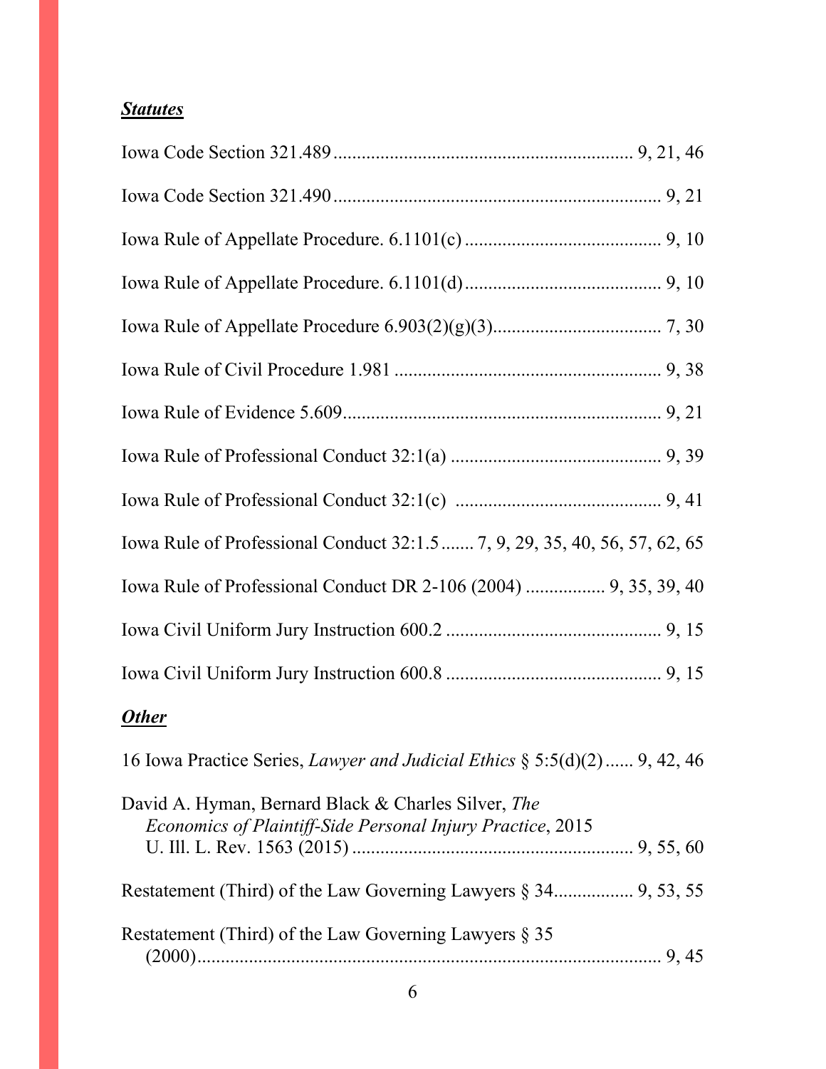***Statutes***

Iowa Code Section 321.489 ............................................................ 9, 21, 46

Iowa Code Section 321.490 ................................................................... 9, 21

Iowa Rule of Appellate Procedure. 6.1101(c) ........................................ 9, 10

Iowa Rule of Appellate Procedure. 6.1101(d) ........................................ 9, 10

Iowa Rule of Appellate Procedure 6.903(2)(g)(3) .................................. 7, 30

Iowa Rule of Civil Procedure 1.981 ....................................................... 9, 38

Iowa Rule of Evidence 5.609 .................................................................. 9, 21

Iowa Rule of Professional Conduct 32:1(a) ........................................... 9, 39

Iowa Rule of Professional Conduct 32:1(c) ........................................... 9, 41

Iowa Rule of Professional Conduct 32:1.5 ....... 7, 9, 29, 35, 40, 56, 57, 62, 65

Iowa Rule of Professional Conduct DR 2-106 (2004) ................ 9, 35, 39, 40

Iowa Civil Uniform Jury Instruction 600.2 ............................................. 9, 15

Iowa Civil Uniform Jury Instruction 600.8 ............................................. 9, 15

***Other***

16 Iowa Practice Series, *Lawyer and Judicial Ethics* § 5:5(d)(2) ...... 9, 42, 46

David A. Hyman, Bernard Black & Charles Silver, *The Economics of Plaintiff-Side Personal Injury Practice*, 2015 U. Ill. L. Rev. 1563 (2015) ........................................................... 9, 55, 60

Restatement (Third) of the Law Governing Lawyers § 34 ................ 9, 53, 55

Restatement (Third) of the Law Governing Lawyers § 35 (2000) ........................................................................................... 9, 45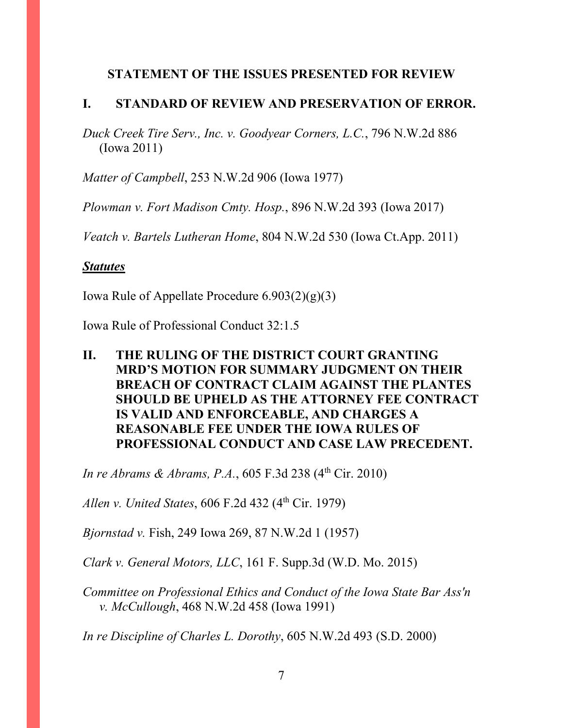## STATEMENT OF THE ISSUES PRESENTED FOR REVIEW

### I. STANDARD OF REVIEW AND PRESERVATION OF ERROR.

*Duck Creek Tire Serv., Inc. v. Goodyear Corners, L.C.*, 796 N.W.2d 886 (Iowa 2011)

*Matter of Campbell*, 253 N.W.2d 906 (Iowa 1977)

*Plowman v. Fort Madison Cmty. Hosp.*, 896 N.W.2d 393 (Iowa 2017)

*Veatch v. Bartels Lutheran Home*, 804 N.W.2d 530 (Iowa Ct.App. 2011)

***Statutes***

Iowa Rule of Appellate Procedure 6.903(2)(g)(3)

Iowa Rule of Professional Conduct 32:1.5

### II. THE RULING OF THE DISTRICT COURT GRANTING MRD'S MOTION FOR SUMMARY JUDGMENT ON THEIR BREACH OF CONTRACT CLAIM AGAINST THE PLANTES SHOULD BE UPHELD AS THE ATTORNEY FEE CONTRACT IS VALID AND ENFORCEABLE, AND CHARGES A REASONABLE FEE UNDER THE IOWA RULES OF PROFESSIONAL CONDUCT AND CASE LAW PRECEDENT.

*In re Abrams & Abrams, P.A.*, 605 F.3d 238 (4th Cir. 2010)

*Allen v. United States*, 606 F.2d 432 (4th Cir. 1979)

*Bjornstad v.* Fish, 249 Iowa 269, 87 N.W.2d 1 (1957)

*Clark v. General Motors, LLC*, 161 F. Supp.3d (W.D. Mo. 2015)

*Committee on Professional Ethics and Conduct of the Iowa State Bar Ass'n v. McCullough*, 468 N.W.2d 458 (Iowa 1991)

*In re Discipline of Charles L. Dorothy*, 605 N.W.2d 493 (S.D. 2000)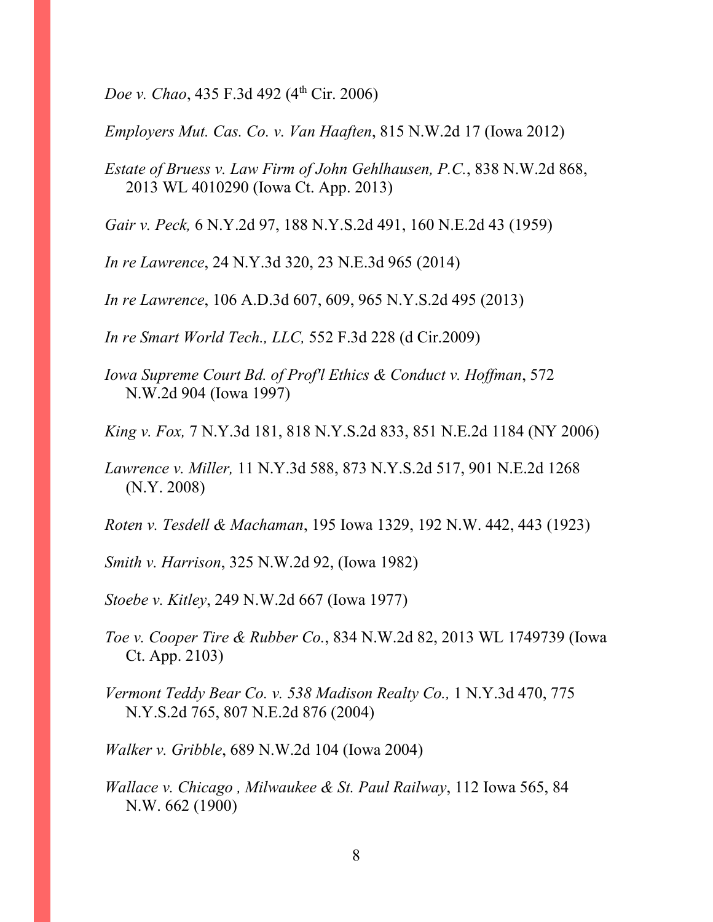*Doe v. Chao*, 435 F.3d 492 (4th Cir. 2006)

*Employers Mut. Cas. Co. v. Van Haaften*, 815 N.W.2d 17 (Iowa 2012)

*Estate of Bruess v. Law Firm of John Gehlhausen, P.C.*, 838 N.W.2d 868, 2013 WL 4010290 (Iowa Ct. App. 2013)

*Gair v. Peck,* 6 N.Y.2d 97, 188 N.Y.S.2d 491, 160 N.E.2d 43 (1959)

*In re Lawrence*, 24 N.Y.3d 320, 23 N.E.3d 965 (2014)

*In re Lawrence*, 106 A.D.3d 607, 609, 965 N.Y.S.2d 495 (2013)

*In re Smart World Tech., LLC,* 552 F.3d 228 (d Cir.2009)

*Iowa Supreme Court Bd. of Prof'l Ethics & Conduct v. Hoffman*, 572 N.W.2d 904 (Iowa 1997)

*King v. Fox,* 7 N.Y.3d 181, 818 N.Y.S.2d 833, 851 N.E.2d 1184 (NY 2006)

*Lawrence v. Miller,* 11 N.Y.3d 588, 873 N.Y.S.2d 517, 901 N.E.2d 1268 (N.Y. 2008)

*Roten v. Tesdell & Machaman*, 195 Iowa 1329, 192 N.W. 442, 443 (1923)

*Smith v. Harrison*, 325 N.W.2d 92, (Iowa 1982)

*Stoebe v. Kitley*, 249 N.W.2d 667 (Iowa 1977)

*Toe v. Cooper Tire & Rubber Co.*, 834 N.W.2d 82, 2013 WL 1749739 (Iowa Ct. App. 2103)

*Vermont Teddy Bear Co. v. 538 Madison Realty Co.,* 1 N.Y.3d 470, 775 N.Y.S.2d 765, 807 N.E.2d 876 (2004)

*Walker v. Gribble*, 689 N.W.2d 104 (Iowa 2004)

*Wallace v. Chicago , Milwaukee & St. Paul Railway*, 112 Iowa 565, 84 N.W. 662 (1900)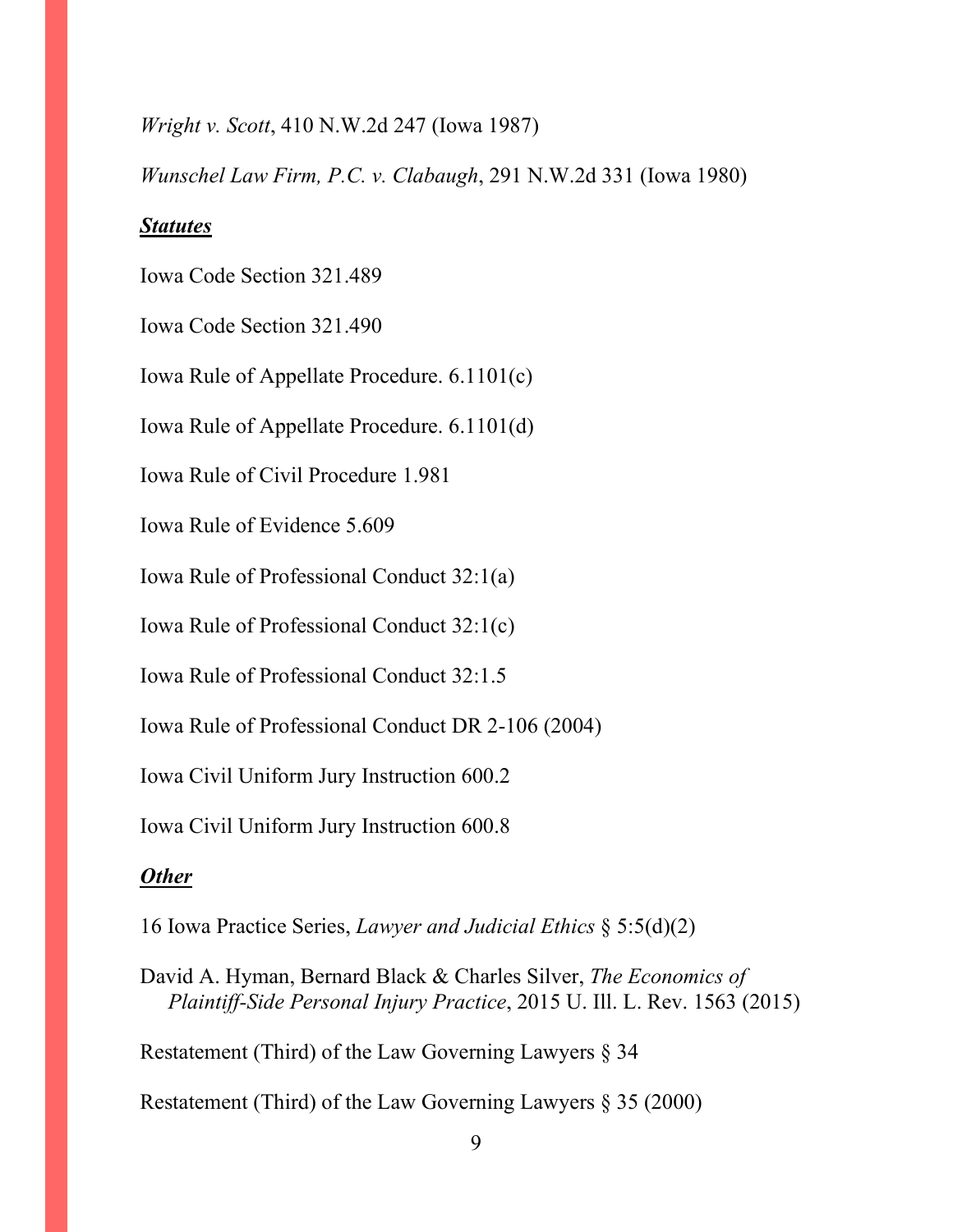*Wright v. Scott*, 410 N.W.2d 247 (Iowa 1987)

*Wunschel Law Firm, P.C. v. Clabaugh*, 291 N.W.2d 331 (Iowa 1980)

***Statutes***

Iowa Code Section 321.489

Iowa Code Section 321.490

Iowa Rule of Appellate Procedure. 6.1101(c)

Iowa Rule of Appellate Procedure. 6.1101(d)

Iowa Rule of Civil Procedure 1.981

Iowa Rule of Evidence 5.609

Iowa Rule of Professional Conduct 32:1(a)

Iowa Rule of Professional Conduct 32:1(c)

Iowa Rule of Professional Conduct 32:1.5

Iowa Rule of Professional Conduct DR 2-106 (2004)

Iowa Civil Uniform Jury Instruction 600.2

Iowa Civil Uniform Jury Instruction 600.8

***Other***

16 Iowa Practice Series, *Lawyer and Judicial Ethics* § 5:5(d)(2)

David A. Hyman, Bernard Black & Charles Silver, *The Economics of Plaintiff-Side Personal Injury Practice*, 2015 U. Ill. L. Rev. 1563 (2015)

Restatement (Third) of the Law Governing Lawyers § 34

Restatement (Third) of the Law Governing Lawyers § 35 (2000)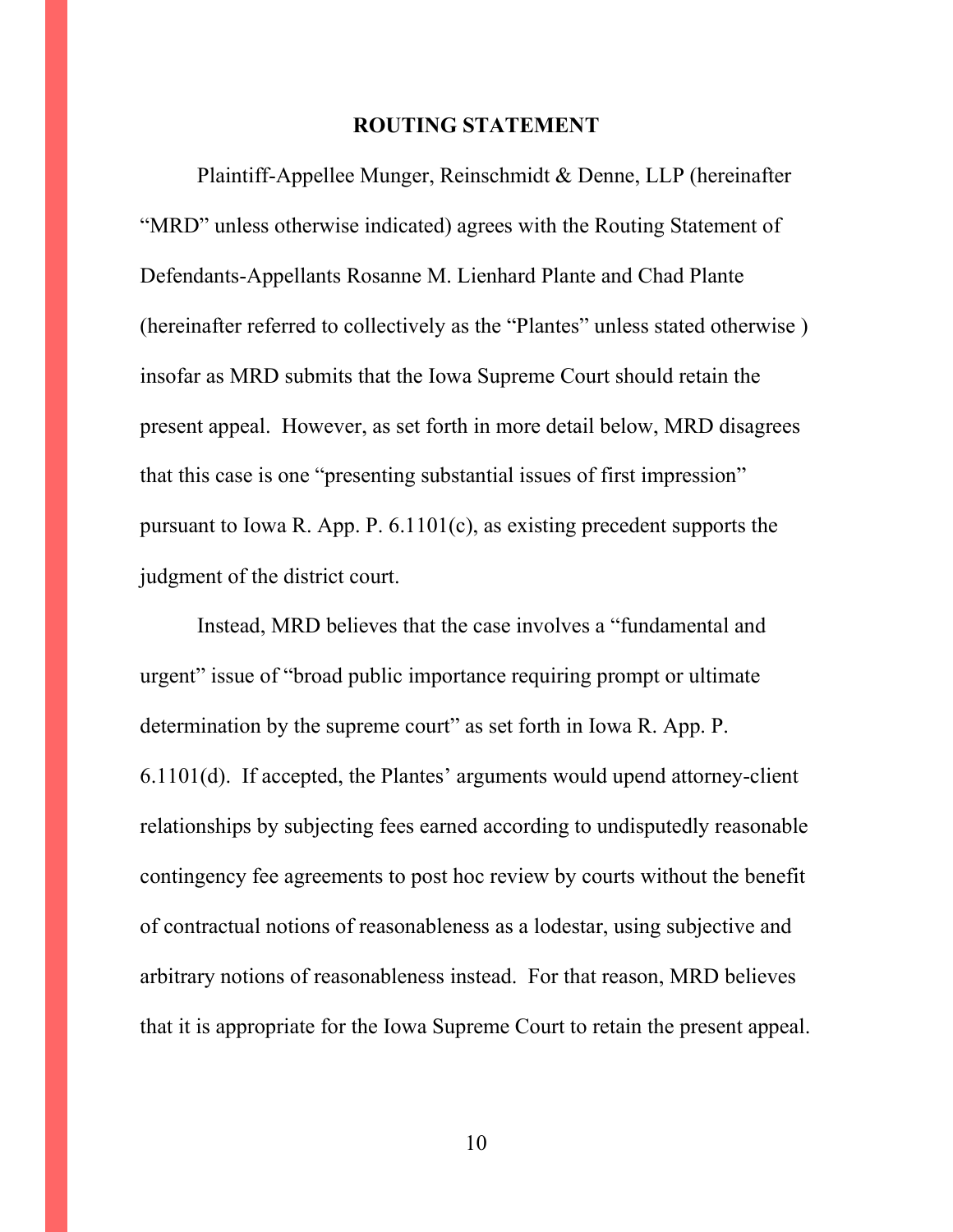## ROUTING STATEMENT

Plaintiff-Appellee Munger, Reinschmidt & Denne, LLP (hereinafter "MRD" unless otherwise indicated) agrees with the Routing Statement of Defendants-Appellants Rosanne M. Lienhard Plante and Chad Plante (hereinafter referred to collectively as the "Plantes" unless stated otherwise ) insofar as MRD submits that the Iowa Supreme Court should retain the present appeal. However, as set forth in more detail below, MRD disagrees that this case is one "presenting substantial issues of first impression" pursuant to Iowa R. App. P. 6.1101(c), as existing precedent supports the judgment of the district court.

Instead, MRD believes that the case involves a "fundamental and urgent" issue of "broad public importance requiring prompt or ultimate determination by the supreme court" as set forth in Iowa R. App. P. 6.1101(d). If accepted, the Plantes' arguments would upend attorney-client relationships by subjecting fees earned according to undisputedly reasonable contingency fee agreements to post hoc review by courts without the benefit of contractual notions of reasonableness as a lodestar, using subjective and arbitrary notions of reasonableness instead. For that reason, MRD believes that it is appropriate for the Iowa Supreme Court to retain the present appeal.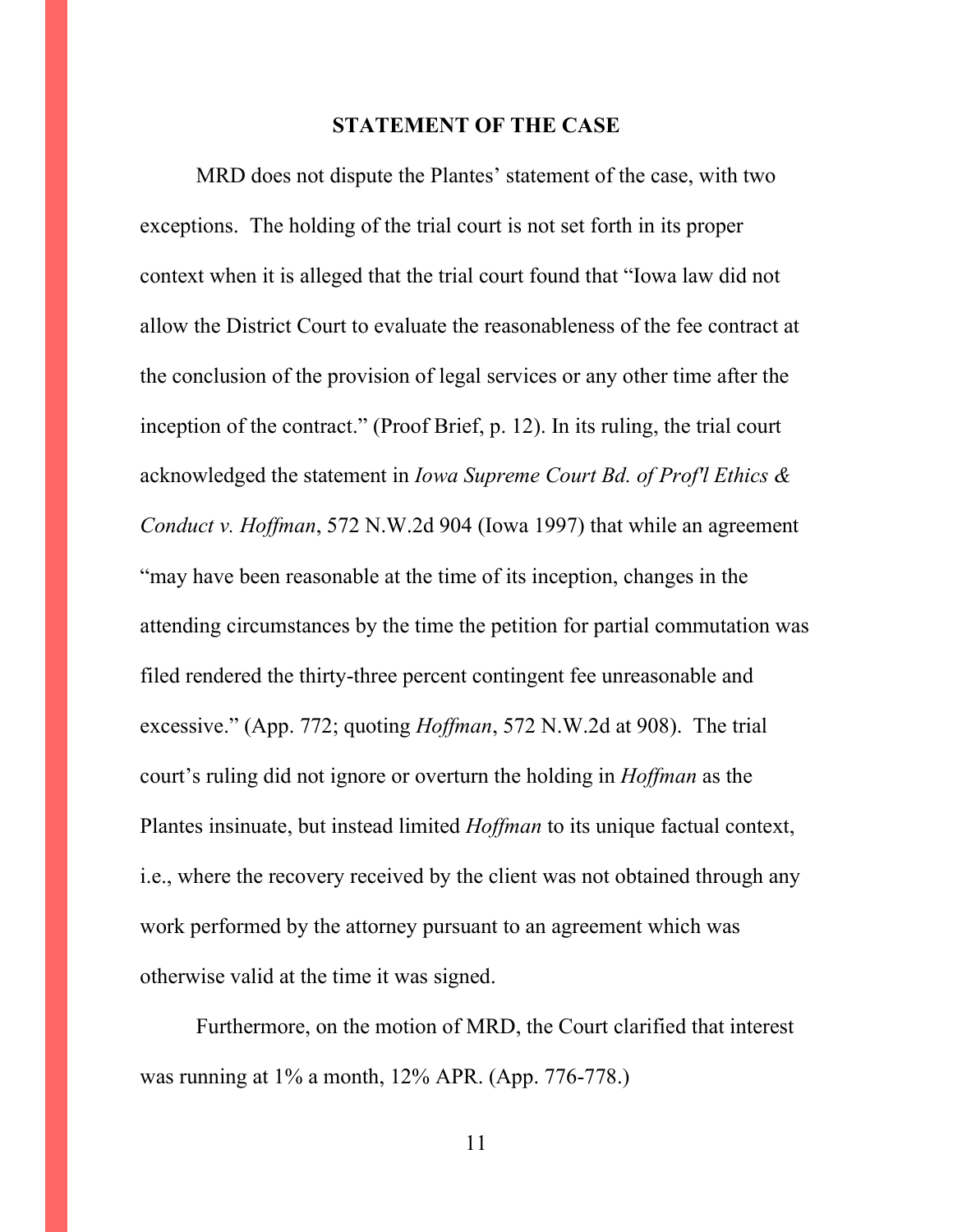## STATEMENT OF THE CASE

MRD does not dispute the Plantes' statement of the case, with two exceptions. The holding of the trial court is not set forth in its proper context when it is alleged that the trial court found that "Iowa law did not allow the District Court to evaluate the reasonableness of the fee contract at the conclusion of the provision of legal services or any other time after the inception of the contract." (Proof Brief, p. 12). In its ruling, the trial court acknowledged the statement in *Iowa Supreme Court Bd. of Prof'l Ethics & Conduct v. Hoffman*, 572 N.W.2d 904 (Iowa 1997) that while an agreement "may have been reasonable at the time of its inception, changes in the attending circumstances by the time the petition for partial commutation was filed rendered the thirty-three percent contingent fee unreasonable and excessive." (App. 772; quoting *Hoffman*, 572 N.W.2d at 908). The trial court's ruling did not ignore or overturn the holding in *Hoffman* as the Plantes insinuate, but instead limited *Hoffman* to its unique factual context, i.e., where the recovery received by the client was not obtained through any work performed by the attorney pursuant to an agreement which was otherwise valid at the time it was signed.

Furthermore, on the motion of MRD, the Court clarified that interest was running at 1% a month, 12% APR. (App. 776-778.)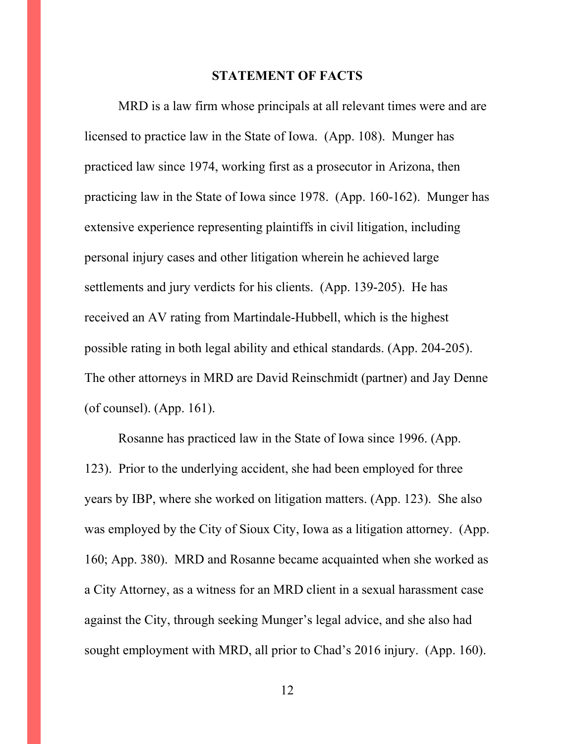## STATEMENT OF FACTS

MRD is a law firm whose principals at all relevant times were and are licensed to practice law in the State of Iowa. (App. 108). Munger has practiced law since 1974, working first as a prosecutor in Arizona, then practicing law in the State of Iowa since 1978. (App. 160-162). Munger has extensive experience representing plaintiffs in civil litigation, including personal injury cases and other litigation wherein he achieved large settlements and jury verdicts for his clients. (App. 139-205). He has received an AV rating from Martindale-Hubbell, which is the highest possible rating in both legal ability and ethical standards. (App. 204-205). The other attorneys in MRD are David Reinschmidt (partner) and Jay Denne (of counsel). (App. 161).

Rosanne has practiced law in the State of Iowa since 1996. (App. 123). Prior to the underlying accident, she had been employed for three years by IBP, where she worked on litigation matters. (App. 123). She also was employed by the City of Sioux City, Iowa as a litigation attorney. (App. 160; App. 380). MRD and Rosanne became acquainted when she worked as a City Attorney, as a witness for an MRD client in a sexual harassment case against the City, through seeking Munger's legal advice, and she also had sought employment with MRD, all prior to Chad's 2016 injury. (App. 160).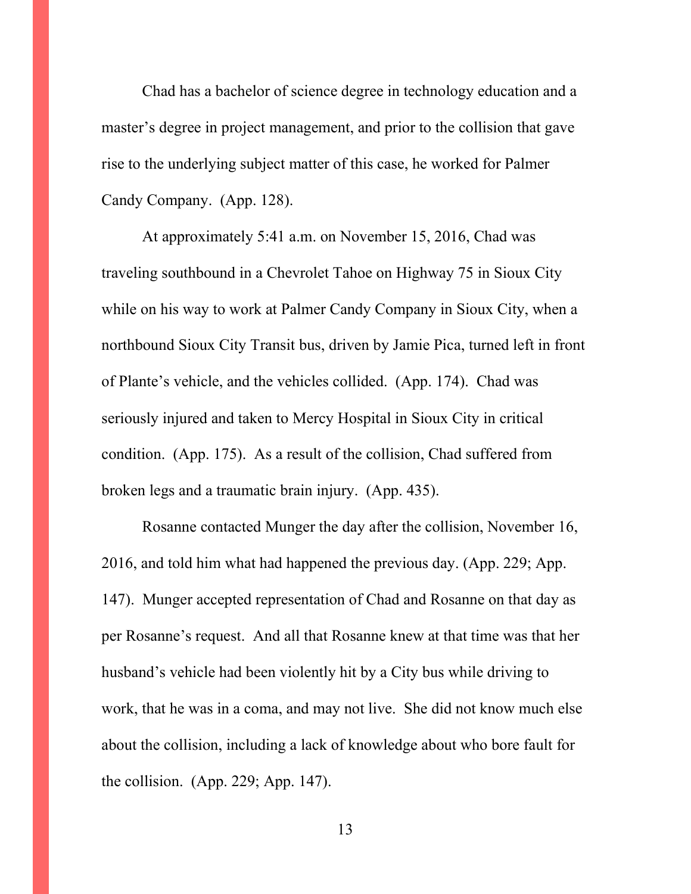Chad has a bachelor of science degree in technology education and a master's degree in project management, and prior to the collision that gave rise to the underlying subject matter of this case, he worked for Palmer Candy Company. (App. 128).

At approximately 5:41 a.m. on November 15, 2016, Chad was traveling southbound in a Chevrolet Tahoe on Highway 75 in Sioux City while on his way to work at Palmer Candy Company in Sioux City, when a northbound Sioux City Transit bus, driven by Jamie Pica, turned left in front of Plante's vehicle, and the vehicles collided. (App. 174). Chad was seriously injured and taken to Mercy Hospital in Sioux City in critical condition. (App. 175). As a result of the collision, Chad suffered from broken legs and a traumatic brain injury. (App. 435).

Rosanne contacted Munger the day after the collision, November 16, 2016, and told him what had happened the previous day. (App. 229; App. 147). Munger accepted representation of Chad and Rosanne on that day as per Rosanne's request. And all that Rosanne knew at that time was that her husband's vehicle had been violently hit by a City bus while driving to work, that he was in a coma, and may not live. She did not know much else about the collision, including a lack of knowledge about who bore fault for the collision. (App. 229; App. 147).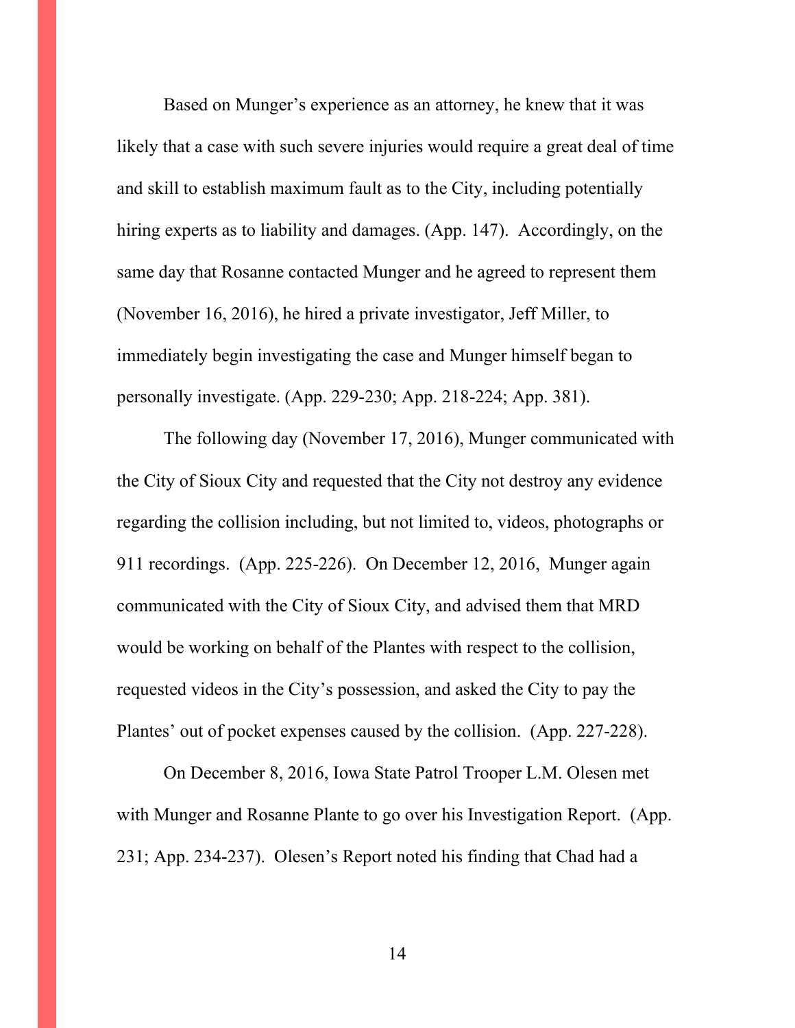Based on Munger's experience as an attorney, he knew that it was likely that a case with such severe injuries would require a great deal of time and skill to establish maximum fault as to the City, including potentially hiring experts as to liability and damages. (App. 147). Accordingly, on the same day that Rosanne contacted Munger and he agreed to represent them (November 16, 2016), he hired a private investigator, Jeff Miller, to immediately begin investigating the case and Munger himself began to personally investigate. (App. 229-230; App. 218-224; App. 381).

The following day (November 17, 2016), Munger communicated with the City of Sioux City and requested that the City not destroy any evidence regarding the collision including, but not limited to, videos, photographs or 911 recordings. (App. 225-226). On December 12, 2016, Munger again communicated with the City of Sioux City, and advised them that MRD would be working on behalf of the Plantes with respect to the collision, requested videos in the City's possession, and asked the City to pay the Plantes' out of pocket expenses caused by the collision. (App. 227-228).

On December 8, 2016, Iowa State Patrol Trooper L.M. Olesen met with Munger and Rosanne Plante to go over his Investigation Report. (App. 231; App. 234-237). Olesen's Report noted his finding that Chad had a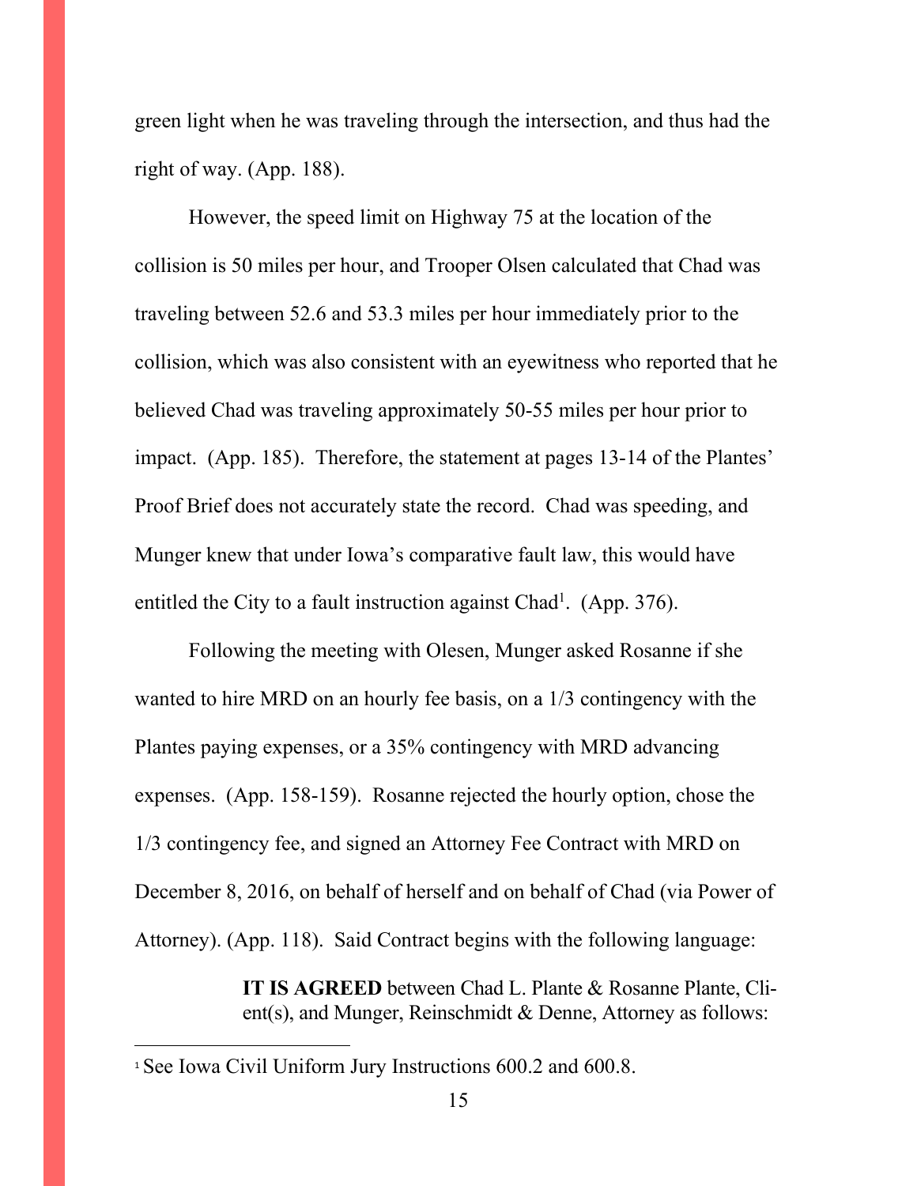green light when he was traveling through the intersection, and thus had the right of way. (App. 188).

However, the speed limit on Highway 75 at the location of the collision is 50 miles per hour, and Trooper Olsen calculated that Chad was traveling between 52.6 and 53.3 miles per hour immediately prior to the collision, which was also consistent with an eyewitness who reported that he believed Chad was traveling approximately 50-55 miles per hour prior to impact. (App. 185). Therefore, the statement at pages 13-14 of the Plantes' Proof Brief does not accurately state the record. Chad was speeding, and Munger knew that under Iowa's comparative fault law, this would have entitled the City to a fault instruction against Chad[1]. (App. 376).

Following the meeting with Olesen, Munger asked Rosanne if she wanted to hire MRD on an hourly fee basis, on a 1/3 contingency with the Plantes paying expenses, or a 35% contingency with MRD advancing expenses. (App. 158-159). Rosanne rejected the hourly option, chose the 1/3 contingency fee, and signed an Attorney Fee Contract with MRD on December 8, 2016, on behalf of herself and on behalf of Chad (via Power of Attorney). (App. 118). Said Contract begins with the following language:

> **IT IS AGREED** between Chad L. Plante & Rosanne Plante, Client(s), and Munger, Reinschmidt & Denne, Attorney as follows:

[1] See Iowa Civil Uniform Jury Instructions 600.2 and 600.8.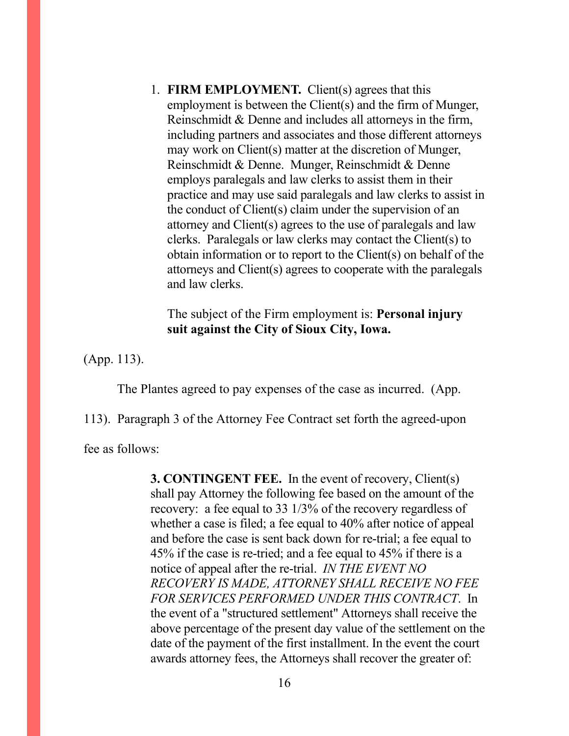> 1. **FIRM EMPLOYMENT.** Client(s) agrees that this employment is between the Client(s) and the firm of Munger, Reinschmidt & Denne and includes all attorneys in the firm, including partners and associates and those different attorneys may work on Client(s) matter at the discretion of Munger, Reinschmidt & Denne. Munger, Reinschmidt & Denne employs paralegals and law clerks to assist them in their practice and may use said paralegals and law clerks to assist in the conduct of Client(s) claim under the supervision of an attorney and Client(s) agrees to the use of paralegals and law clerks. Paralegals or law clerks may contact the Client(s) to obtain information or to report to the Client(s) on behalf of the attorneys and Client(s) agrees to cooperate with the paralegals and law clerks.
>
> The subject of the Firm employment is: **Personal injury suit against the City of Sioux City, Iowa.**

(App. 113).

The Plantes agreed to pay expenses of the case as incurred. (App. 113). Paragraph 3 of the Attorney Fee Contract set forth the agreed-upon fee as follows:

> **3. CONTINGENT FEE.** In the event of recovery, Client(s) shall pay Attorney the following fee based on the amount of the recovery: a fee equal to 33 1/3% of the recovery regardless of whether a case is filed; a fee equal to 40% after notice of appeal and before the case is sent back down for re-trial; a fee equal to 45% if the case is re-tried; and a fee equal to 45% if there is a notice of appeal after the re-trial. *IN THE EVENT NO RECOVERY IS MADE, ATTORNEY SHALL RECEIVE NO FEE FOR SERVICES PERFORMED UNDER THIS CONTRACT*. In the event of a "structured settlement" Attorneys shall receive the above percentage of the present day value of the settlement on the date of the payment of the first installment. In the event the court awards attorney fees, the Attorneys shall recover the greater of: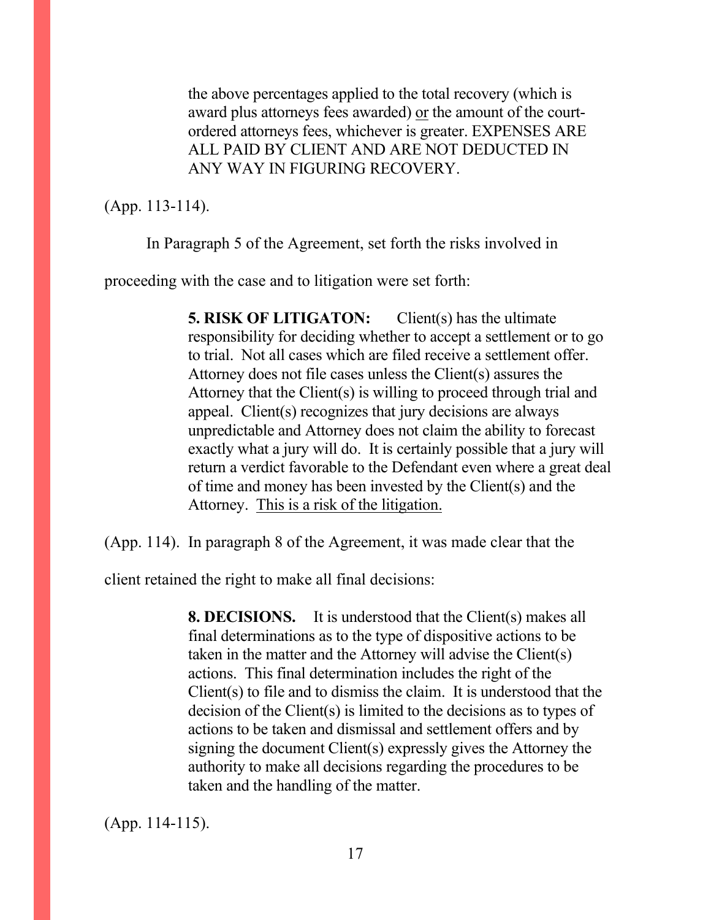> the above percentages applied to the total recovery (which is award plus attorneys fees awarded) <u>or</u> the amount of the court-ordered attorneys fees, whichever is greater. EXPENSES ARE ALL PAID BY CLIENT AND ARE NOT DEDUCTED IN ANY WAY IN FIGURING RECOVERY.

(App. 113-114).

In Paragraph 5 of the Agreement, set forth the risks involved in proceeding with the case and to litigation were set forth:

> **5. RISK OF LITIGATON:** Client(s) has the ultimate responsibility for deciding whether to accept a settlement or to go to trial. Not all cases which are filed receive a settlement offer. Attorney does not file cases unless the Client(s) assures the Attorney that the Client(s) is willing to proceed through trial and appeal. Client(s) recognizes that jury decisions are always unpredictable and Attorney does not claim the ability to forecast exactly what a jury will do. It is certainly possible that a jury will return a verdict favorable to the Defendant even where a great deal of time and money has been invested by the Client(s) and the Attorney. <u>This is a risk of the litigation.</u>

(App. 114). In paragraph 8 of the Agreement, it was made clear that the client retained the right to make all final decisions:

> **8. DECISIONS.** It is understood that the Client(s) makes all final determinations as to the type of dispositive actions to be taken in the matter and the Attorney will advise the Client(s) actions. This final determination includes the right of the Client(s) to file and to dismiss the claim. It is understood that the decision of the Client(s) is limited to the decisions as to types of actions to be taken and dismissal and settlement offers and by signing the document Client(s) expressly gives the Attorney the authority to make all decisions regarding the procedures to be taken and the handling of the matter.

(App. 114-115).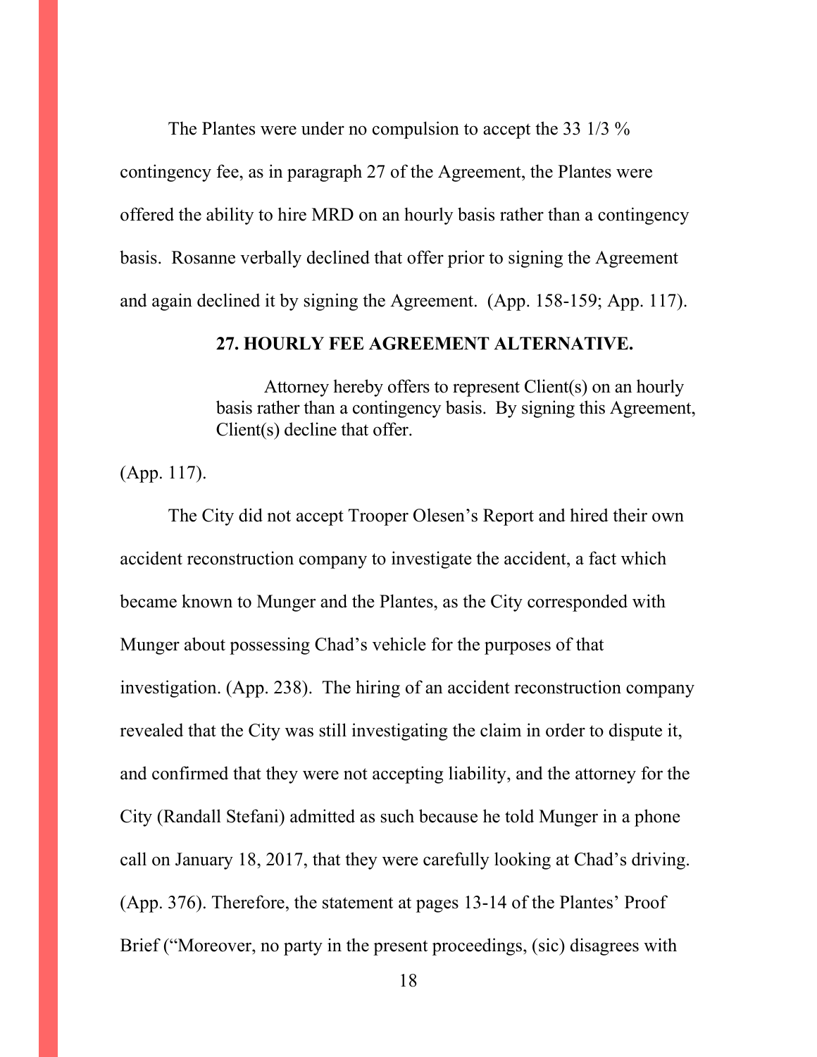The Plantes were under no compulsion to accept the 33 1/3 % contingency fee, as in paragraph 27 of the Agreement, the Plantes were offered the ability to hire MRD on an hourly basis rather than a contingency basis. Rosanne verbally declined that offer prior to signing the Agreement and again declined it by signing the Agreement. (App. 158-159; App. 117).

> **27. HOURLY FEE AGREEMENT ALTERNATIVE.**
>
> Attorney hereby offers to represent Client(s) on an hourly basis rather than a contingency basis. By signing this Agreement, Client(s) decline that offer.

(App. 117).

The City did not accept Trooper Olesen's Report and hired their own accident reconstruction company to investigate the accident, a fact which became known to Munger and the Plantes, as the City corresponded with Munger about possessing Chad's vehicle for the purposes of that investigation. (App. 238). The hiring of an accident reconstruction company revealed that the City was still investigating the claim in order to dispute it, and confirmed that they were not accepting liability, and the attorney for the City (Randall Stefani) admitted as such because he told Munger in a phone call on January 18, 2017, that they were carefully looking at Chad's driving. (App. 376). Therefore, the statement at pages 13-14 of the Plantes' Proof Brief ("Moreover, no party in the present proceedings, (sic) disagrees with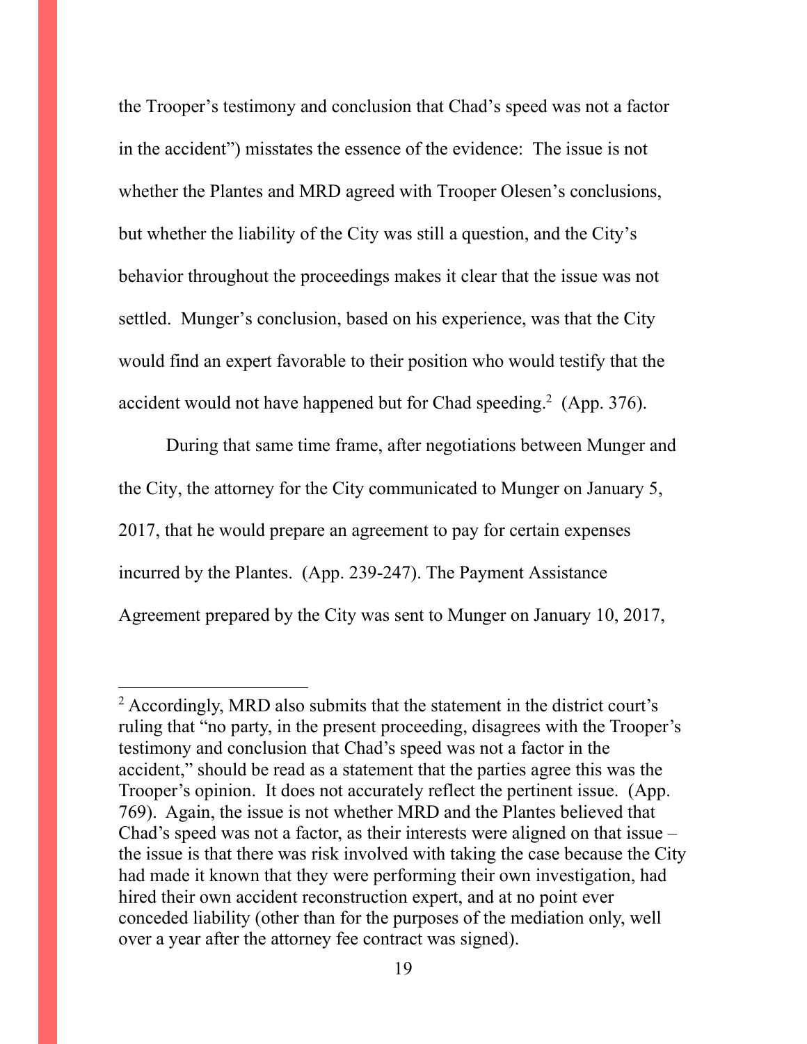the Trooper's testimony and conclusion that Chad's speed was not a factor in the accident") misstates the essence of the evidence: The issue is not whether the Plantes and MRD agreed with Trooper Olesen's conclusions, but whether the liability of the City was still a question, and the City's behavior throughout the proceedings makes it clear that the issue was not settled. Munger's conclusion, based on his experience, was that the City would find an expert favorable to their position who would testify that the accident would not have happened but for Chad speeding.[2] (App. 376).

During that same time frame, after negotiations between Munger and the City, the attorney for the City communicated to Munger on January 5, 2017, that he would prepare an agreement to pay for certain expenses incurred by the Plantes. (App. 239-247). The Payment Assistance Agreement prepared by the City was sent to Munger on January 10, 2017,

---

[2] Accordingly, MRD also submits that the statement in the district court's ruling that "no party, in the present proceeding, disagrees with the Trooper's testimony and conclusion that Chad's speed was not a factor in the accident," should be read as a statement that the parties agree this was the Trooper's opinion. It does not accurately reflect the pertinent issue. (App. 769). Again, the issue is not whether MRD and the Plantes believed that Chad's speed was not a factor, as their interests were aligned on that issue – the issue is that there was risk involved with taking the case because the City had made it known that they were performing their own investigation, had hired their own accident reconstruction expert, and at no point ever conceded liability (other than for the purposes of the mediation only, well over a year after the attorney fee contract was signed).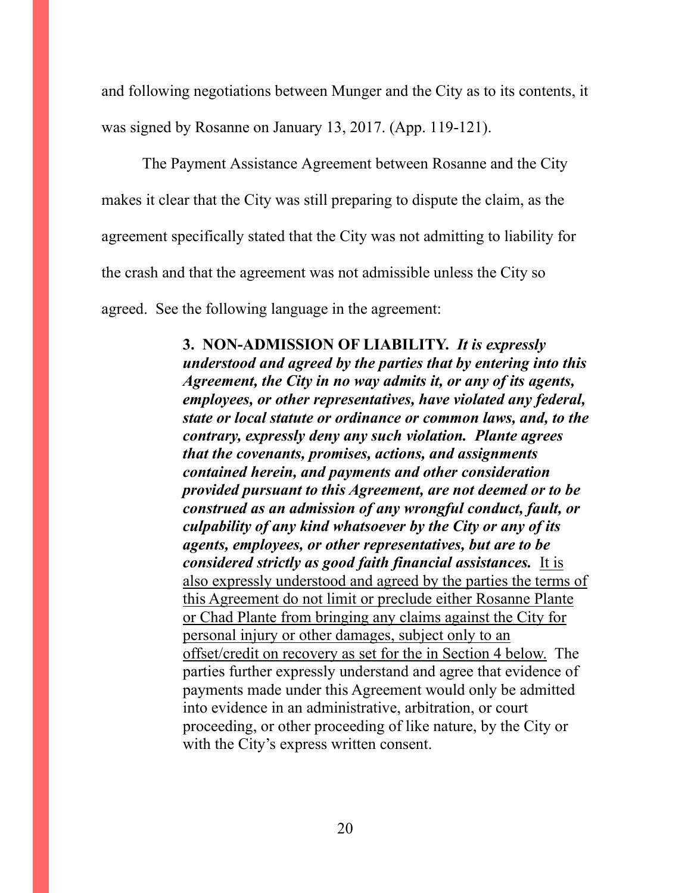and following negotiations between Munger and the City as to its contents, it was signed by Rosanne on January 13, 2017. (App. 119-121).

The Payment Assistance Agreement between Rosanne and the City makes it clear that the City was still preparing to dispute the claim, as the agreement specifically stated that the City was not admitting to liability for the crash and that the agreement was not admissible unless the City so agreed. See the following language in the agreement:

> **3. NON-ADMISSION OF LIABILITY.** ***It is expressly understood and agreed by the parties that by entering into this Agreement, the City in no way admits it, or any of its agents, employees, or other representatives, have violated any federal, state or local statute or ordinance or common laws, and, to the contrary, expressly deny any such violation. Plante agrees that the covenants, promises, actions, and assignments contained herein, and payments and other consideration provided pursuant to this Agreement, are not deemed or to be construed as an admission of any wrongful conduct, fault, or culpability of any kind whatsoever by the City or any of its agents, employees, or other representatives, but are to be considered strictly as good faith financial assistances.*** <u>It is also expressly understood and agreed by the parties the terms of this Agreement do not limit or preclude either Rosanne Plante or Chad Plante from bringing any claims against the City for personal injury or other damages, subject only to an offset/credit on recovery as set for the in Section 4 below.</u> The parties further expressly understand and agree that evidence of payments made under this Agreement would only be admitted into evidence in an administrative, arbitration, or court proceeding, or other proceeding of like nature, by the City or with the City's express written consent.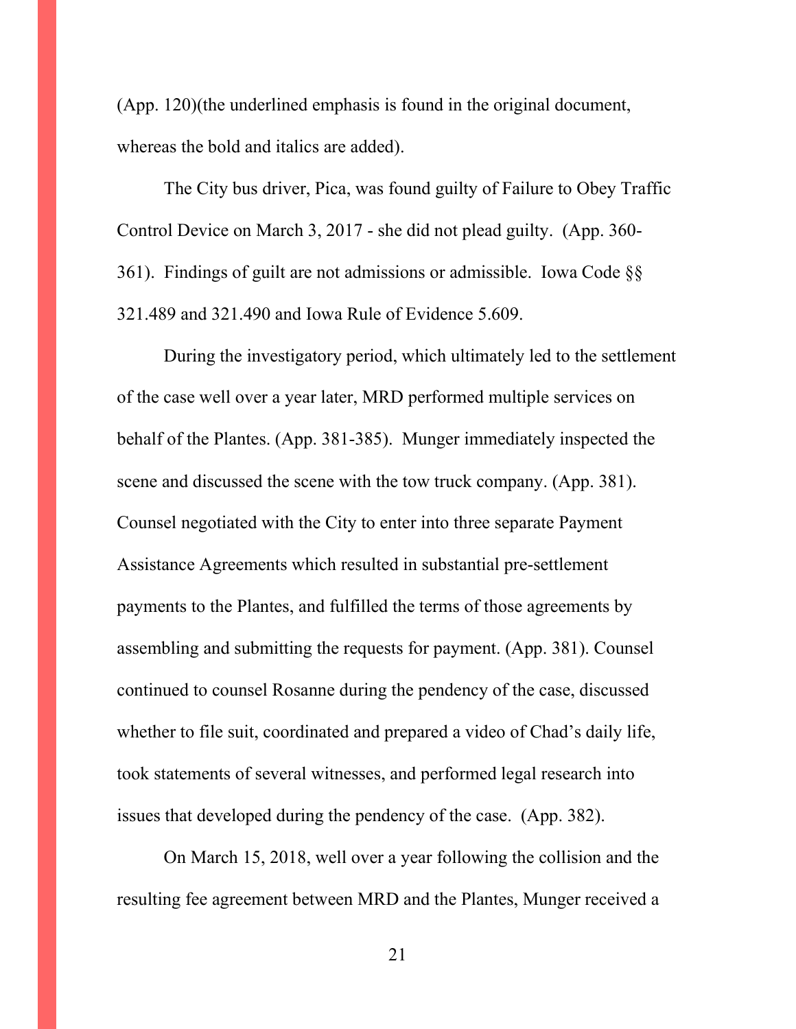(App. 120)(the underlined emphasis is found in the original document, whereas the bold and italics are added).

The City bus driver, Pica, was found guilty of Failure to Obey Traffic Control Device on March 3, 2017 - she did not plead guilty. (App. 360-361). Findings of guilt are not admissions or admissible. Iowa Code §§ 321.489 and 321.490 and Iowa Rule of Evidence 5.609.

During the investigatory period, which ultimately led to the settlement of the case well over a year later, MRD performed multiple services on behalf of the Plantes. (App. 381-385). Munger immediately inspected the scene and discussed the scene with the tow truck company. (App. 381). Counsel negotiated with the City to enter into three separate Payment Assistance Agreements which resulted in substantial pre-settlement payments to the Plantes, and fulfilled the terms of those agreements by assembling and submitting the requests for payment. (App. 381). Counsel continued to counsel Rosanne during the pendency of the case, discussed whether to file suit, coordinated and prepared a video of Chad's daily life, took statements of several witnesses, and performed legal research into issues that developed during the pendency of the case. (App. 382).

On March 15, 2018, well over a year following the collision and the resulting fee agreement between MRD and the Plantes, Munger received a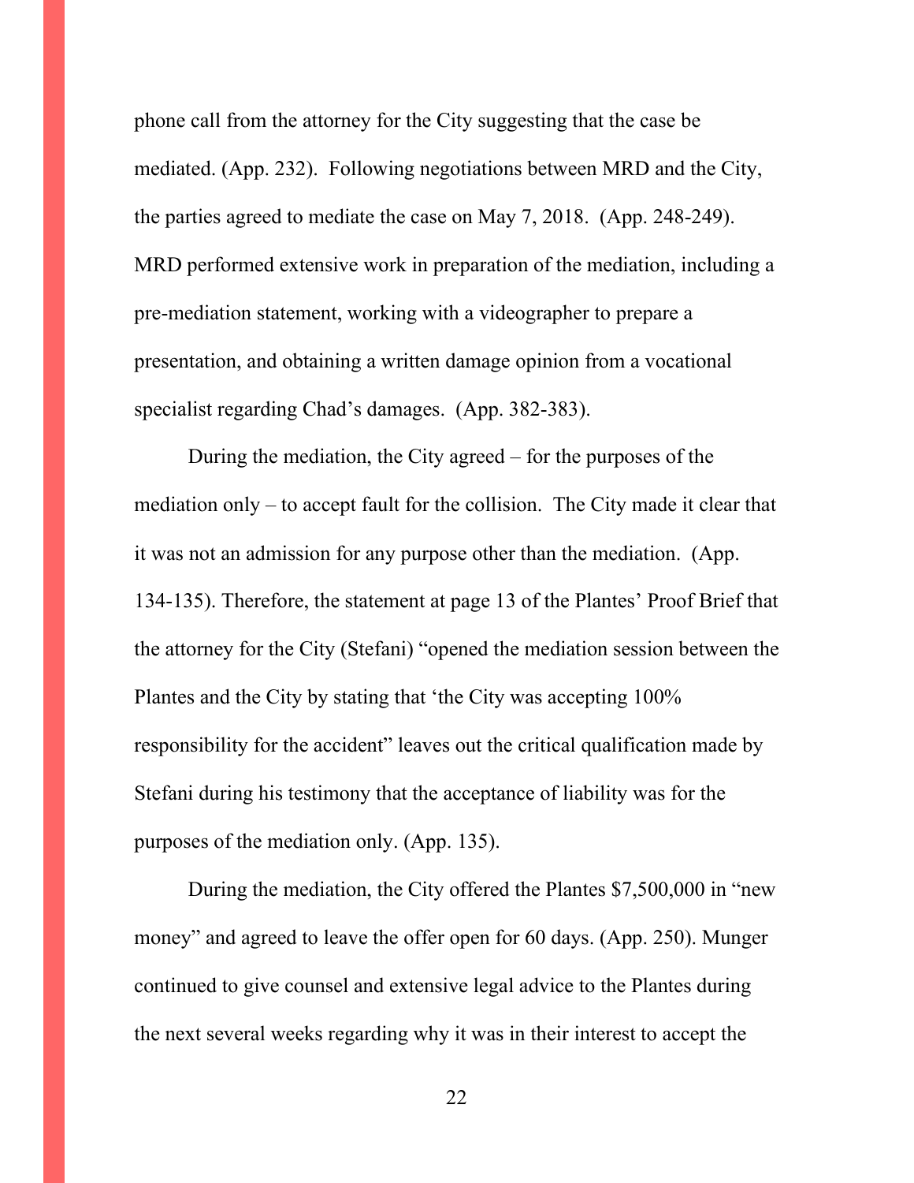phone call from the attorney for the City suggesting that the case be mediated. (App. 232). Following negotiations between MRD and the City, the parties agreed to mediate the case on May 7, 2018. (App. 248-249). MRD performed extensive work in preparation of the mediation, including a pre-mediation statement, working with a videographer to prepare a presentation, and obtaining a written damage opinion from a vocational specialist regarding Chad's damages. (App. 382-383).

During the mediation, the City agreed – for the purposes of the mediation only – to accept fault for the collision. The City made it clear that it was not an admission for any purpose other than the mediation. (App. 134-135). Therefore, the statement at page 13 of the Plantes' Proof Brief that the attorney for the City (Stefani) "opened the mediation session between the Plantes and the City by stating that 'the City was accepting 100% responsibility for the accident" leaves out the critical qualification made by Stefani during his testimony that the acceptance of liability was for the purposes of the mediation only. (App. 135).

During the mediation, the City offered the Plantes $7,500,000 in "new money" and agreed to leave the offer open for 60 days. (App. 250). Munger continued to give counsel and extensive legal advice to the Plantes during the next several weeks regarding why it was in their interest to accept the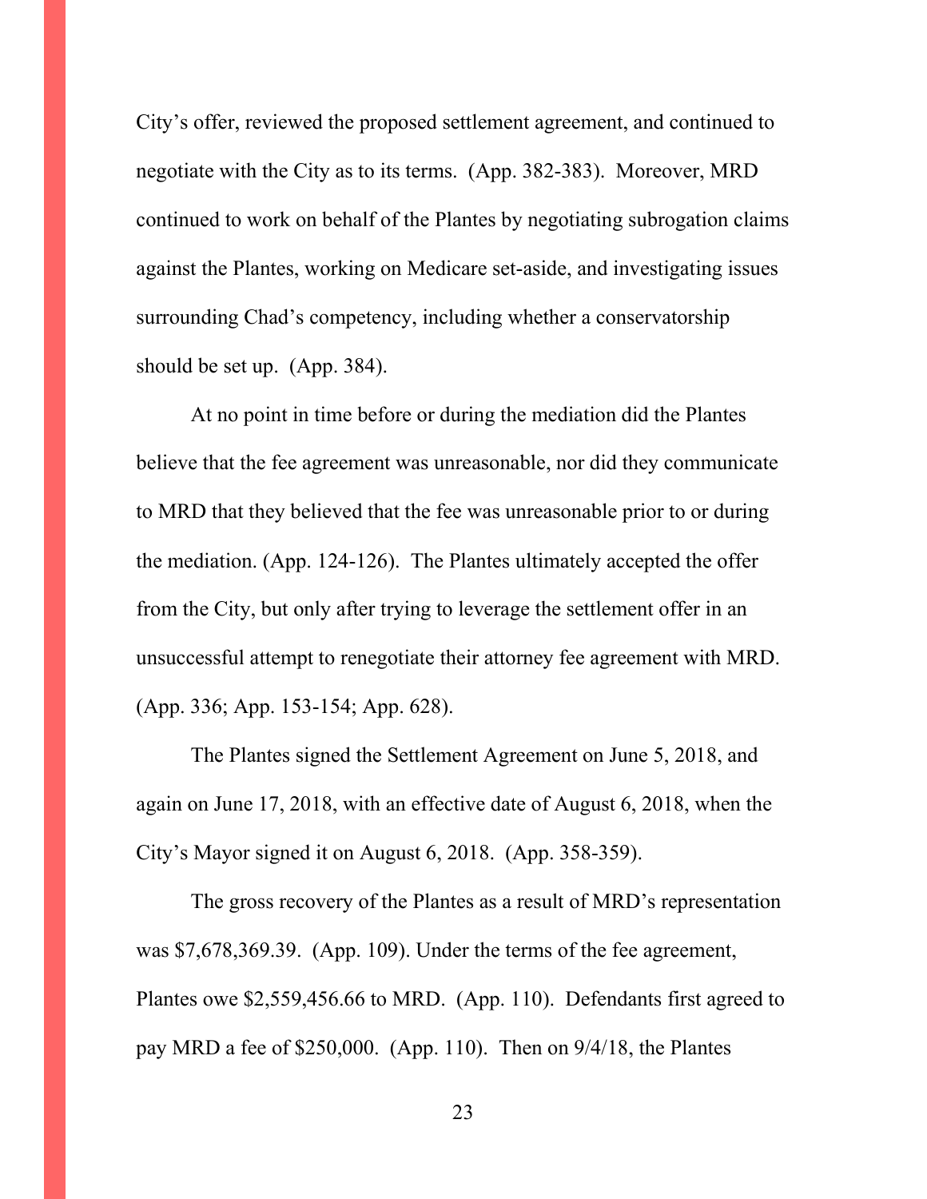City's offer, reviewed the proposed settlement agreement, and continued to negotiate with the City as to its terms. (App. 382-383). Moreover, MRD continued to work on behalf of the Plantes by negotiating subrogation claims against the Plantes, working on Medicare set-aside, and investigating issues surrounding Chad's competency, including whether a conservatorship should be set up. (App. 384).

At no point in time before or during the mediation did the Plantes believe that the fee agreement was unreasonable, nor did they communicate to MRD that they believed that the fee was unreasonable prior to or during the mediation. (App. 124-126). The Plantes ultimately accepted the offer from the City, but only after trying to leverage the settlement offer in an unsuccessful attempt to renegotiate their attorney fee agreement with MRD. (App. 336; App. 153-154; App. 628).

The Plantes signed the Settlement Agreement on June 5, 2018, and again on June 17, 2018, with an effective date of August 6, 2018, when the City's Mayor signed it on August 6, 2018. (App. 358-359).

The gross recovery of the Plantes as a result of MRD's representation was $7,678,369.39. (App. 109). Under the terms of the fee agreement, Plantes owe $2,559,456.66 to MRD. (App. 110). Defendants first agreed to pay MRD a fee of $250,000. (App. 110). Then on 9/4/18, the Plantes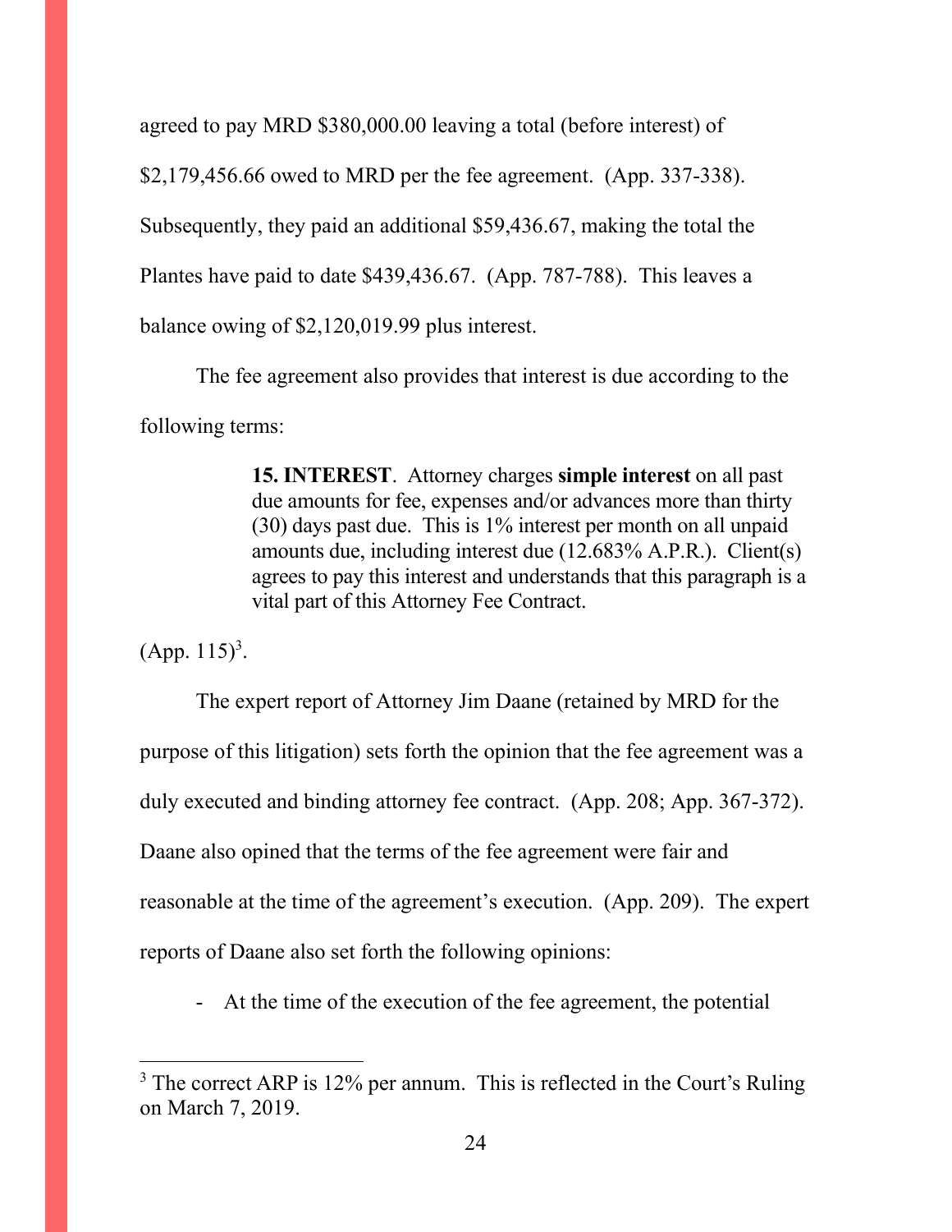agreed to pay MRD $380,000.00 leaving a total (before interest) of $2,179,456.66 owed to MRD per the fee agreement. (App. 337-338). Subsequently, they paid an additional $59,436.67, making the total the Plantes have paid to date $439,436.67. (App. 787-788). This leaves a balance owing of $2,120,019.99 plus interest.

The fee agreement also provides that interest is due according to the following terms:

> **15. INTEREST**. Attorney charges **simple interest** on all past due amounts for fee, expenses and/or advances more than thirty (30) days past due. This is 1% interest per month on all unpaid amounts due, including interest due (12.683% A.P.R.). Client(s) agrees to pay this interest and understands that this paragraph is a vital part of this Attorney Fee Contract.

(App. 115)[3].

The expert report of Attorney Jim Daane (retained by MRD for the purpose of this litigation) sets forth the opinion that the fee agreement was a duly executed and binding attorney fee contract. (App. 208; App. 367-372). Daane also opined that the terms of the fee agreement were fair and reasonable at the time of the agreement's execution. (App. 209). The expert reports of Daane also set forth the following opinions:

- At the time of the execution of the fee agreement, the potential

---

[3] The correct ARP is 12% per annum. This is reflected in the Court's Ruling on March 7, 2019.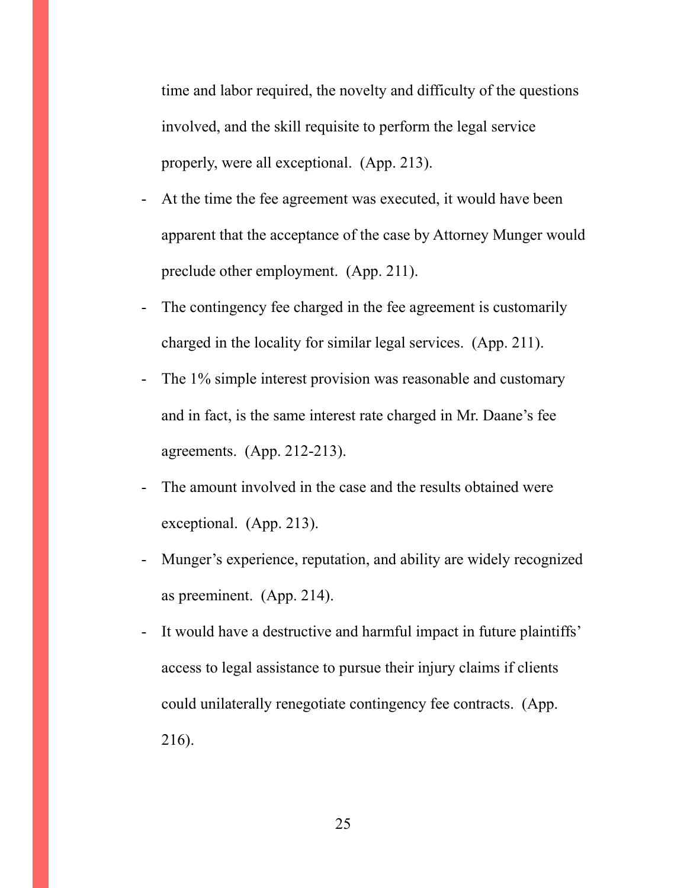time and labor required, the novelty and difficulty of the questions involved, and the skill requisite to perform the legal service properly, were all exceptional. (App. 213).

- At the time the fee agreement was executed, it would have been apparent that the acceptance of the case by Attorney Munger would preclude other employment. (App. 211).
- The contingency fee charged in the fee agreement is customarily charged in the locality for similar legal services. (App. 211).
- The 1% simple interest provision was reasonable and customary and in fact, is the same interest rate charged in Mr. Daane's fee agreements. (App. 212-213).
- The amount involved in the case and the results obtained were exceptional. (App. 213).
- Munger's experience, reputation, and ability are widely recognized as preeminent. (App. 214).
- It would have a destructive and harmful impact in future plaintiffs' access to legal assistance to pursue their injury claims if clients could unilaterally renegotiate contingency fee contracts. (App. 216).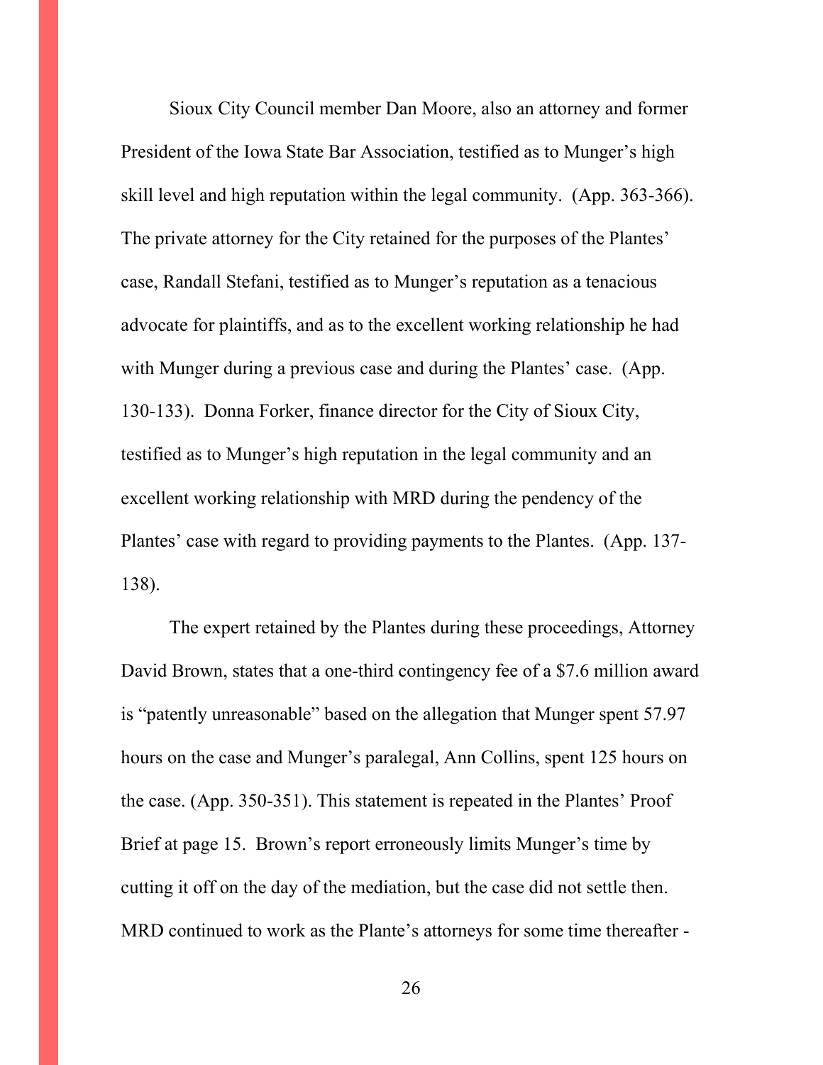Sioux City Council member Dan Moore, also an attorney and former President of the Iowa State Bar Association, testified as to Munger's high skill level and high reputation within the legal community. (App. 363-366). The private attorney for the City retained for the purposes of the Plantes' case, Randall Stefani, testified as to Munger's reputation as a tenacious advocate for plaintiffs, and as to the excellent working relationship he had with Munger during a previous case and during the Plantes' case. (App. 130-133). Donna Forker, finance director for the City of Sioux City, testified as to Munger's high reputation in the legal community and an excellent working relationship with MRD during the pendency of the Plantes' case with regard to providing payments to the Plantes. (App. 137-138).

The expert retained by the Plantes during these proceedings, Attorney David Brown, states that a one-third contingency fee of a $7.6 million award is "patently unreasonable" based on the allegation that Munger spent 57.97 hours on the case and Munger's paralegal, Ann Collins, spent 125 hours on the case. (App. 350-351). This statement is repeated in the Plantes' Proof Brief at page 15. Brown's report erroneously limits Munger's time by cutting it off on the day of the mediation, but the case did not settle then. MRD continued to work as the Plante's attorneys for some time thereafter -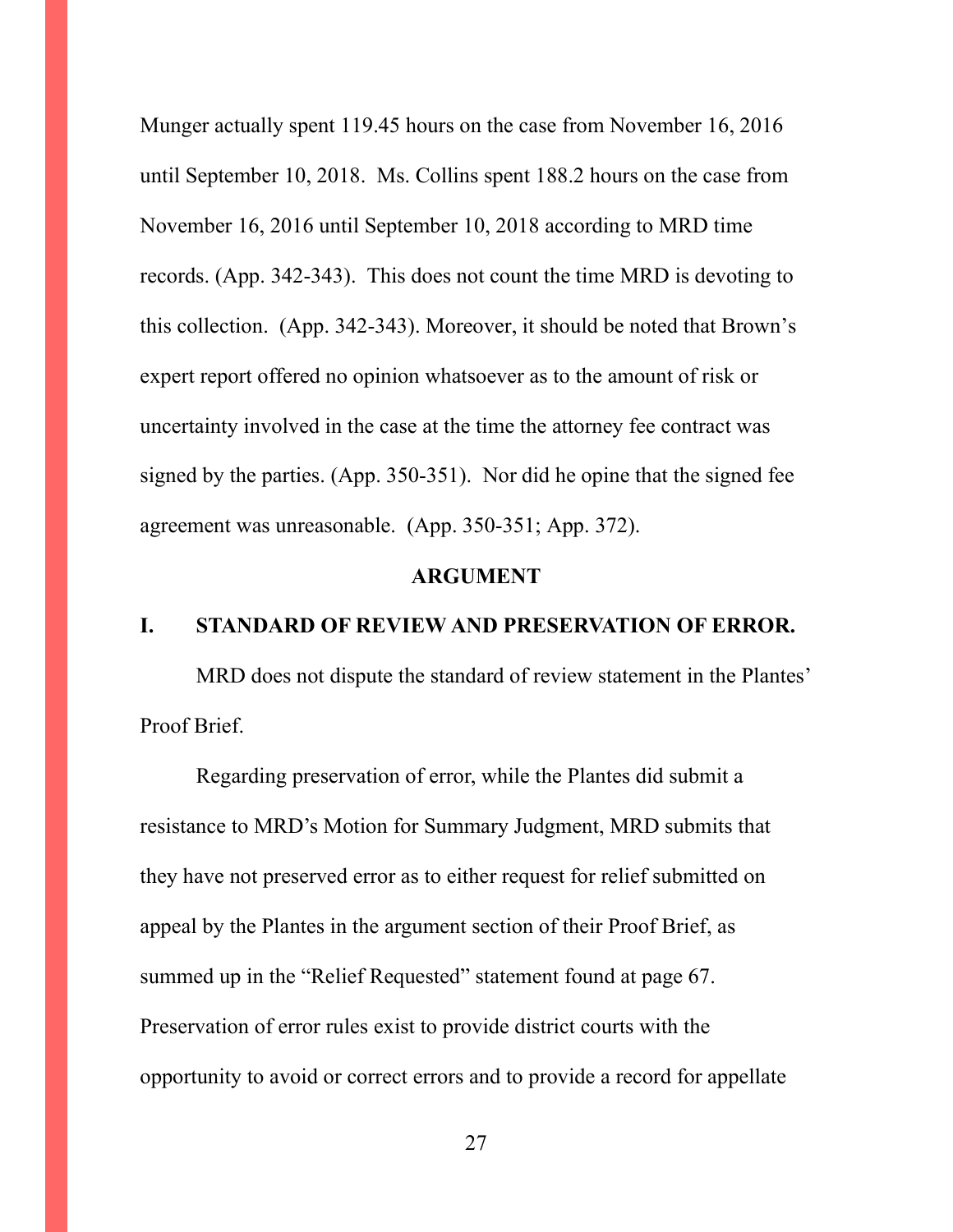Munger actually spent 119.45 hours on the case from November 16, 2016 until September 10, 2018. Ms. Collins spent 188.2 hours on the case from November 16, 2016 until September 10, 2018 according to MRD time records. (App. 342-343). This does not count the time MRD is devoting to this collection. (App. 342-343). Moreover, it should be noted that Brown's expert report offered no opinion whatsoever as to the amount of risk or uncertainty involved in the case at the time the attorney fee contract was signed by the parties. (App. 350-351). Nor did he opine that the signed fee agreement was unreasonable. (App. 350-351; App. 372).

## ARGUMENT

### I. STANDARD OF REVIEW AND PRESERVATION OF ERROR.

MRD does not dispute the standard of review statement in the Plantes' Proof Brief.

Regarding preservation of error, while the Plantes did submit a resistance to MRD's Motion for Summary Judgment, MRD submits that they have not preserved error as to either request for relief submitted on appeal by the Plantes in the argument section of their Proof Brief, as summed up in the "Relief Requested" statement found at page 67. Preservation of error rules exist to provide district courts with the opportunity to avoid or correct errors and to provide a record for appellate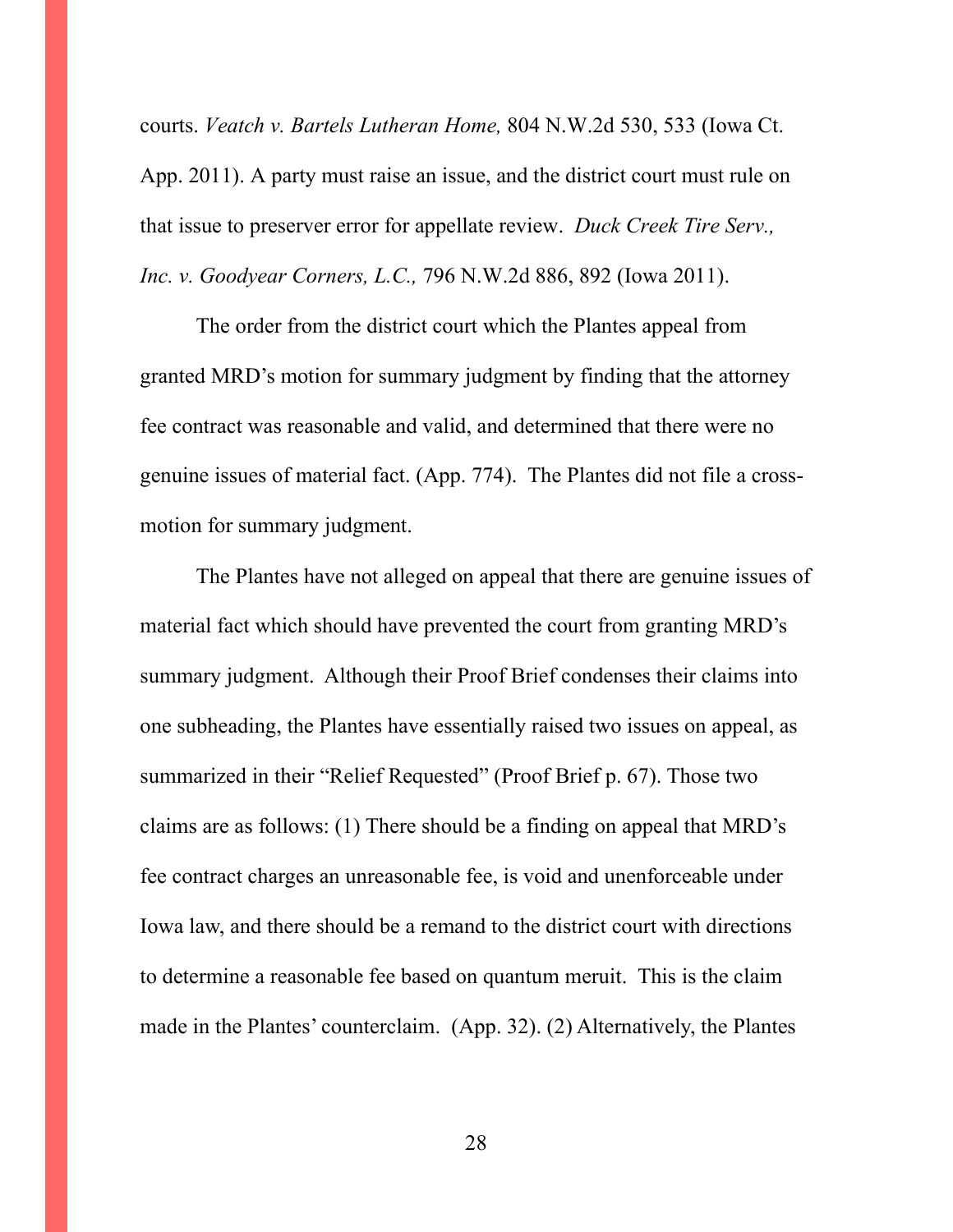courts. *Veatch v. Bartels Lutheran Home,* 804 N.W.2d 530, 533 (Iowa Ct. App. 2011). A party must raise an issue, and the district court must rule on that issue to preserver error for appellate review. *Duck Creek Tire Serv., Inc. v. Goodyear Corners, L.C.,* 796 N.W.2d 886, 892 (Iowa 2011).

The order from the district court which the Plantes appeal from granted MRD's motion for summary judgment by finding that the attorney fee contract was reasonable and valid, and determined that there were no genuine issues of material fact. (App. 774). The Plantes did not file a cross-motion for summary judgment.

The Plantes have not alleged on appeal that there are genuine issues of material fact which should have prevented the court from granting MRD's summary judgment. Although their Proof Brief condenses their claims into one subheading, the Plantes have essentially raised two issues on appeal, as summarized in their "Relief Requested" (Proof Brief p. 67). Those two claims are as follows: (1) There should be a finding on appeal that MRD's fee contract charges an unreasonable fee, is void and unenforceable under Iowa law, and there should be a remand to the district court with directions to determine a reasonable fee based on quantum meruit. This is the claim made in the Plantes' counterclaim. (App. 32). (2) Alternatively, the Plantes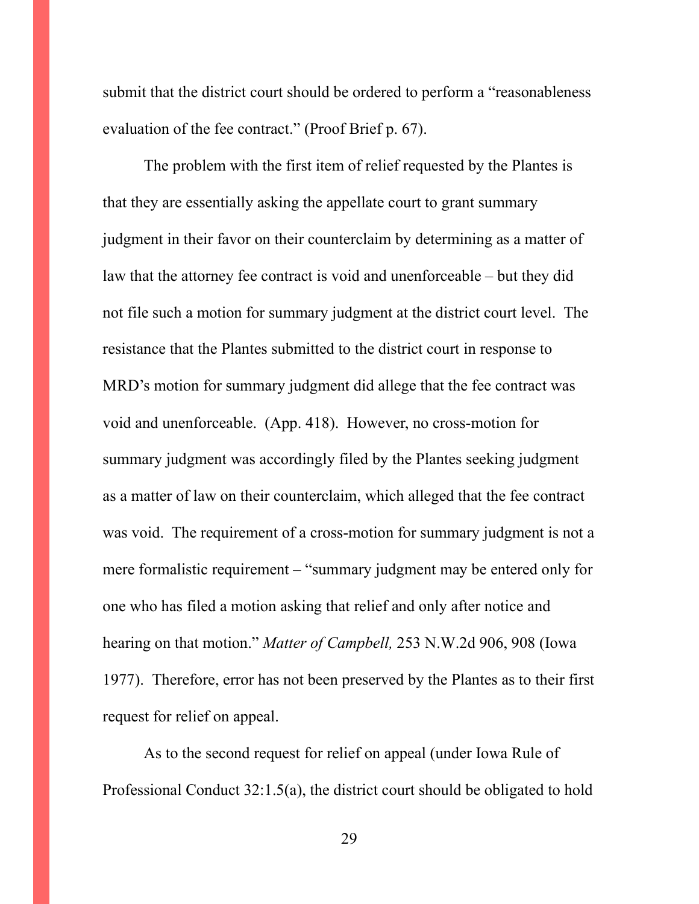submit that the district court should be ordered to perform a "reasonableness evaluation of the fee contract." (Proof Brief p. 67).

The problem with the first item of relief requested by the Plantes is that they are essentially asking the appellate court to grant summary judgment in their favor on their counterclaim by determining as a matter of law that the attorney fee contract is void and unenforceable – but they did not file such a motion for summary judgment at the district court level. The resistance that the Plantes submitted to the district court in response to MRD's motion for summary judgment did allege that the fee contract was void and unenforceable. (App. 418). However, no cross-motion for summary judgment was accordingly filed by the Plantes seeking judgment as a matter of law on their counterclaim, which alleged that the fee contract was void. The requirement of a cross-motion for summary judgment is not a mere formalistic requirement – "summary judgment may be entered only for one who has filed a motion asking that relief and only after notice and hearing on that motion." *Matter of Campbell,* 253 N.W.2d 906, 908 (Iowa 1977). Therefore, error has not been preserved by the Plantes as to their first request for relief on appeal.

As to the second request for relief on appeal (under Iowa Rule of Professional Conduct 32:1.5(a), the district court should be obligated to hold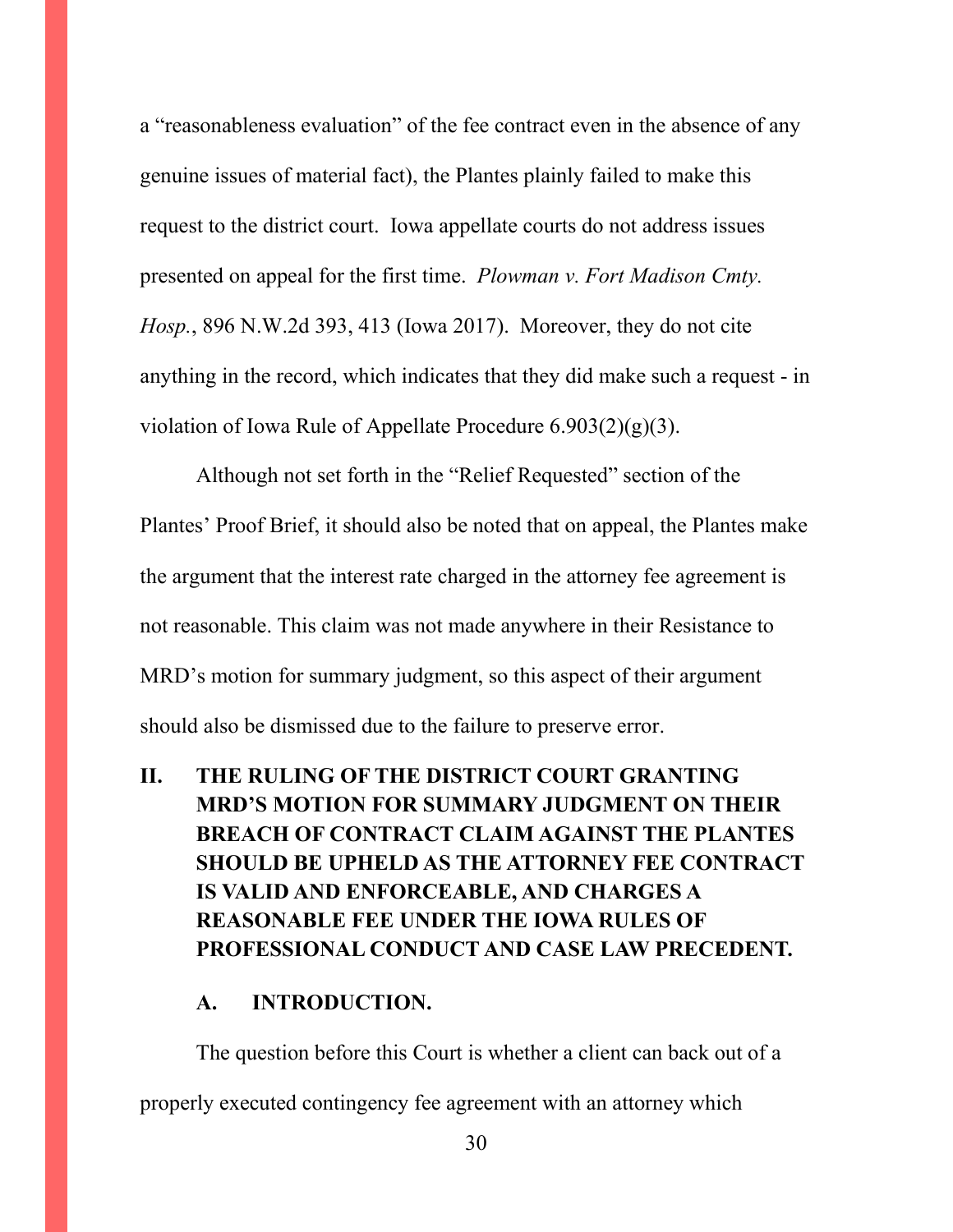a "reasonableness evaluation" of the fee contract even in the absence of any genuine issues of material fact), the Plantes plainly failed to make this request to the district court. Iowa appellate courts do not address issues presented on appeal for the first time. *Plowman v. Fort Madison Cmty. Hosp.*, 896 N.W.2d 393, 413 (Iowa 2017). Moreover, they do not cite anything in the record, which indicates that they did make such a request - in violation of Iowa Rule of Appellate Procedure 6.903(2)(g)(3).

Although not set forth in the "Relief Requested" section of the Plantes' Proof Brief, it should also be noted that on appeal, the Plantes make the argument that the interest rate charged in the attorney fee agreement is not reasonable. This claim was not made anywhere in their Resistance to MRD's motion for summary judgment, so this aspect of their argument should also be dismissed due to the failure to preserve error.

## II. THE RULING OF THE DISTRICT COURT GRANTING MRD'S MOTION FOR SUMMARY JUDGMENT ON THEIR BREACH OF CONTRACT CLAIM AGAINST THE PLANTES SHOULD BE UPHELD AS THE ATTORNEY FEE CONTRACT IS VALID AND ENFORCEABLE, AND CHARGES A REASONABLE FEE UNDER THE IOWA RULES OF PROFESSIONAL CONDUCT AND CASE LAW PRECEDENT.

### A. INTRODUCTION.

The question before this Court is whether a client can back out of a properly executed contingency fee agreement with an attorney which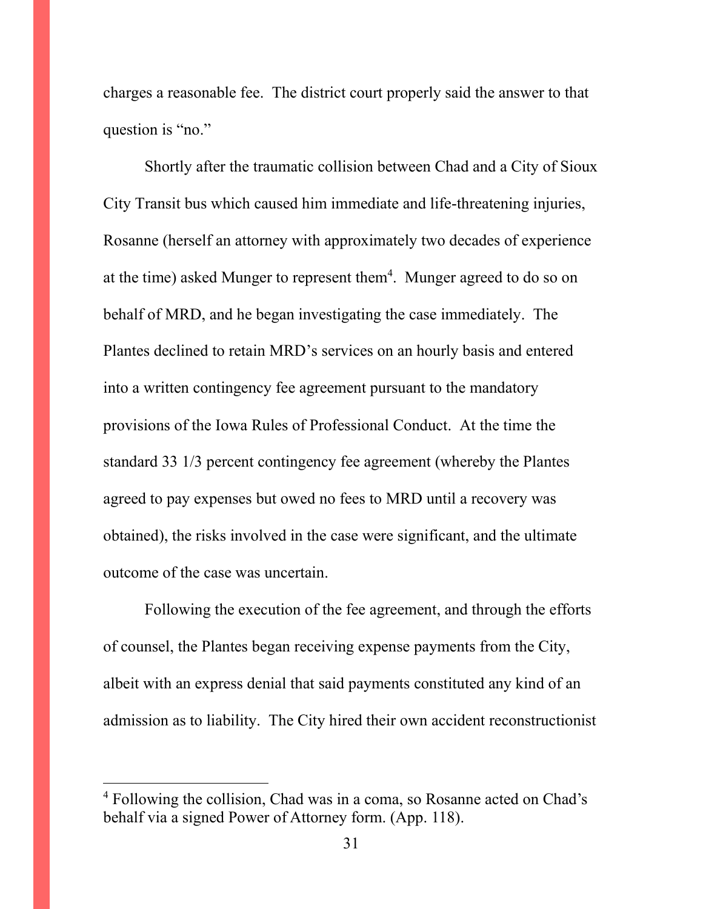charges a reasonable fee. The district court properly said the answer to that question is "no."

Shortly after the traumatic collision between Chad and a City of Sioux City Transit bus which caused him immediate and life-threatening injuries, Rosanne (herself an attorney with approximately two decades of experience at the time) asked Munger to represent them[4]. Munger agreed to do so on behalf of MRD, and he began investigating the case immediately. The Plantes declined to retain MRD's services on an hourly basis and entered into a written contingency fee agreement pursuant to the mandatory provisions of the Iowa Rules of Professional Conduct. At the time the standard 33 1/3 percent contingency fee agreement (whereby the Plantes agreed to pay expenses but owed no fees to MRD until a recovery was obtained), the risks involved in the case were significant, and the ultimate outcome of the case was uncertain.

Following the execution of the fee agreement, and through the efforts of counsel, the Plantes began receiving expense payments from the City, albeit with an express denial that said payments constituted any kind of an admission as to liability. The City hired their own accident reconstructionist

[4] Following the collision, Chad was in a coma, so Rosanne acted on Chad's behalf via a signed Power of Attorney form. (App. 118).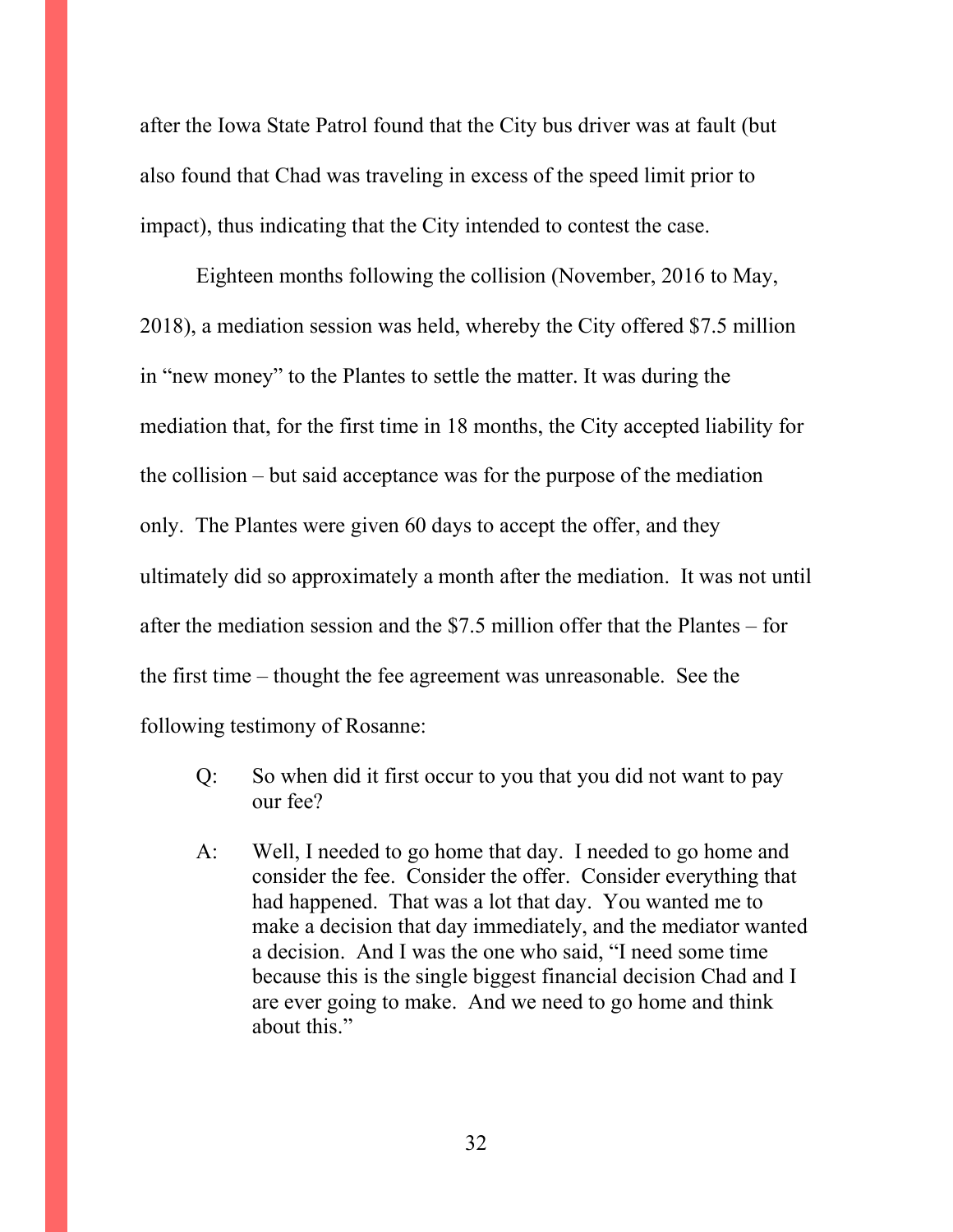after the Iowa State Patrol found that the City bus driver was at fault (but also found that Chad was traveling in excess of the speed limit prior to impact), thus indicating that the City intended to contest the case.

Eighteen months following the collision (November, 2016 to May, 2018), a mediation session was held, whereby the City offered $7.5 million in "new money" to the Plantes to settle the matter. It was during the mediation that, for the first time in 18 months, the City accepted liability for the collision – but said acceptance was for the purpose of the mediation only. The Plantes were given 60 days to accept the offer, and they ultimately did so approximately a month after the mediation. It was not until after the mediation session and the $7.5 million offer that the Plantes – for the first time – thought the fee agreement was unreasonable. See the following testimony of Rosanne:

> Q: So when did it first occur to you that you did not want to pay our fee?
>
> A: Well, I needed to go home that day. I needed to go home and consider the fee. Consider the offer. Consider everything that had happened. That was a lot that day. You wanted me to make a decision that day immediately, and the mediator wanted a decision. And I was the one who said, "I need some time because this is the single biggest financial decision Chad and I are ever going to make. And we need to go home and think about this."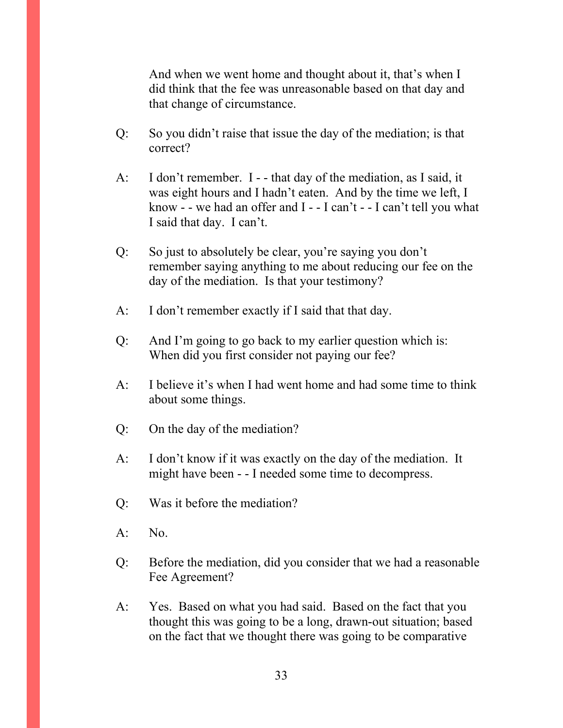And when we went home and thought about it, that's when I did think that the fee was unreasonable based on that day and that change of circumstance.

Q: So you didn't raise that issue the day of the mediation; is that correct?

A: I don't remember. I - - that day of the mediation, as I said, it was eight hours and I hadn't eaten. And by the time we left, I know - - we had an offer and I - - I can't - - I can't tell you what I said that day. I can't.

Q: So just to absolutely be clear, you're saying you don't remember saying anything to me about reducing our fee on the day of the mediation. Is that your testimony?

A: I don't remember exactly if I said that that day.

Q: And I'm going to go back to my earlier question which is: When did you first consider not paying our fee?

A: I believe it's when I had went home and had some time to think about some things.

Q: On the day of the mediation?

A: I don't know if it was exactly on the day of the mediation. It might have been - - I needed some time to decompress.

Q: Was it before the mediation?

A: No.

Q: Before the mediation, did you consider that we had a reasonable Fee Agreement?

A: Yes. Based on what you had said. Based on the fact that you thought this was going to be a long, drawn-out situation; based on the fact that we thought there was going to be comparative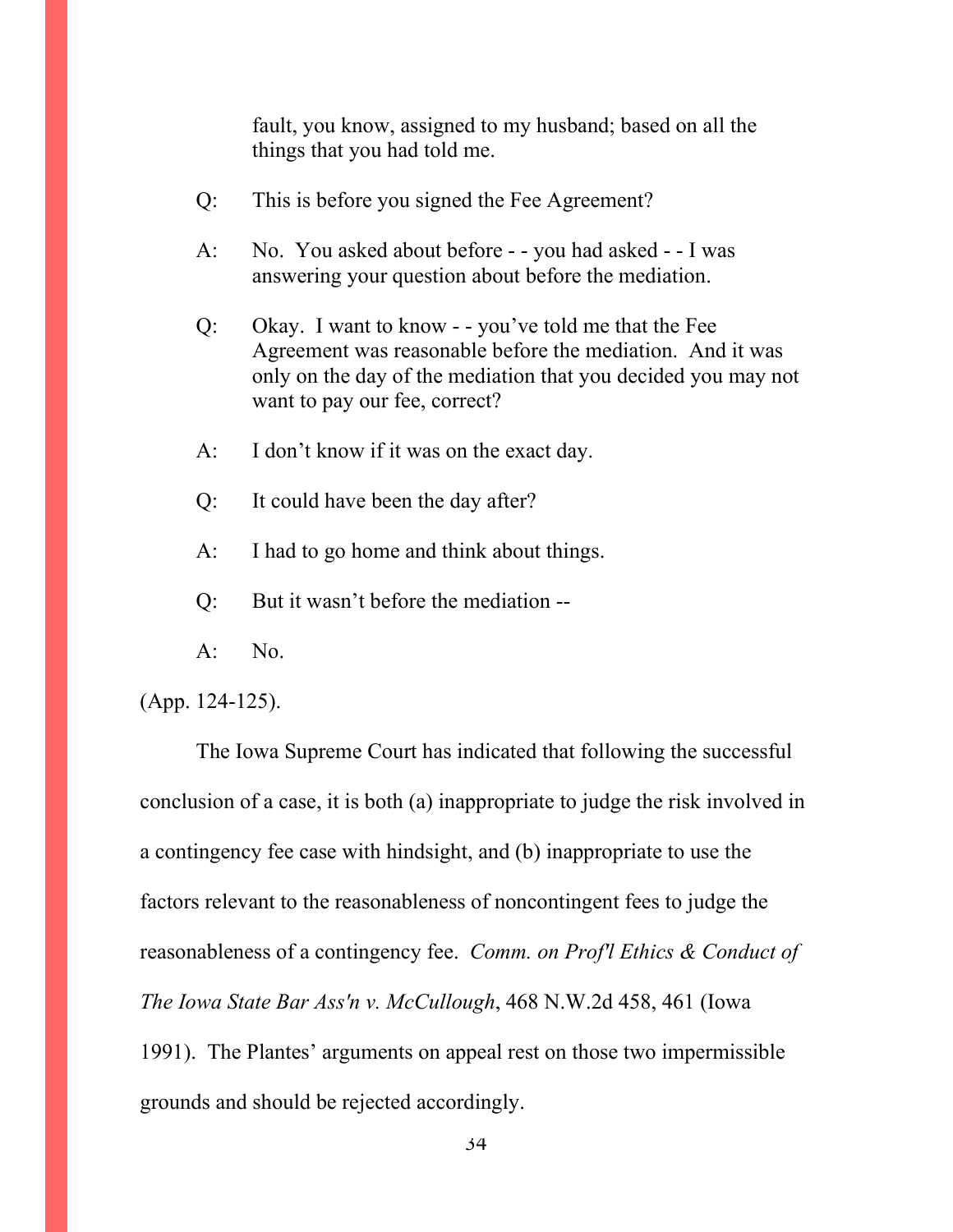fault, you know, assigned to my husband; based on all the things that you had told me.

Q: This is before you signed the Fee Agreement?

A: No. You asked about before - - you had asked - - I was answering your question about before the mediation.

Q: Okay. I want to know - - you've told me that the Fee Agreement was reasonable before the mediation. And it was only on the day of the mediation that you decided you may not want to pay our fee, correct?

A: I don't know if it was on the exact day.

Q: It could have been the day after?

A: I had to go home and think about things.

Q: But it wasn't before the mediation --

A: No.

(App. 124-125).

The Iowa Supreme Court has indicated that following the successful conclusion of a case, it is both (a) inappropriate to judge the risk involved in a contingency fee case with hindsight, and (b) inappropriate to use the factors relevant to the reasonableness of noncontingent fees to judge the reasonableness of a contingency fee. *Comm. on Prof'l Ethics & Conduct of The Iowa State Bar Ass'n v. McCullough*, 468 N.W.2d 458, 461 (Iowa 1991). The Plantes' arguments on appeal rest on those two impermissible grounds and should be rejected accordingly.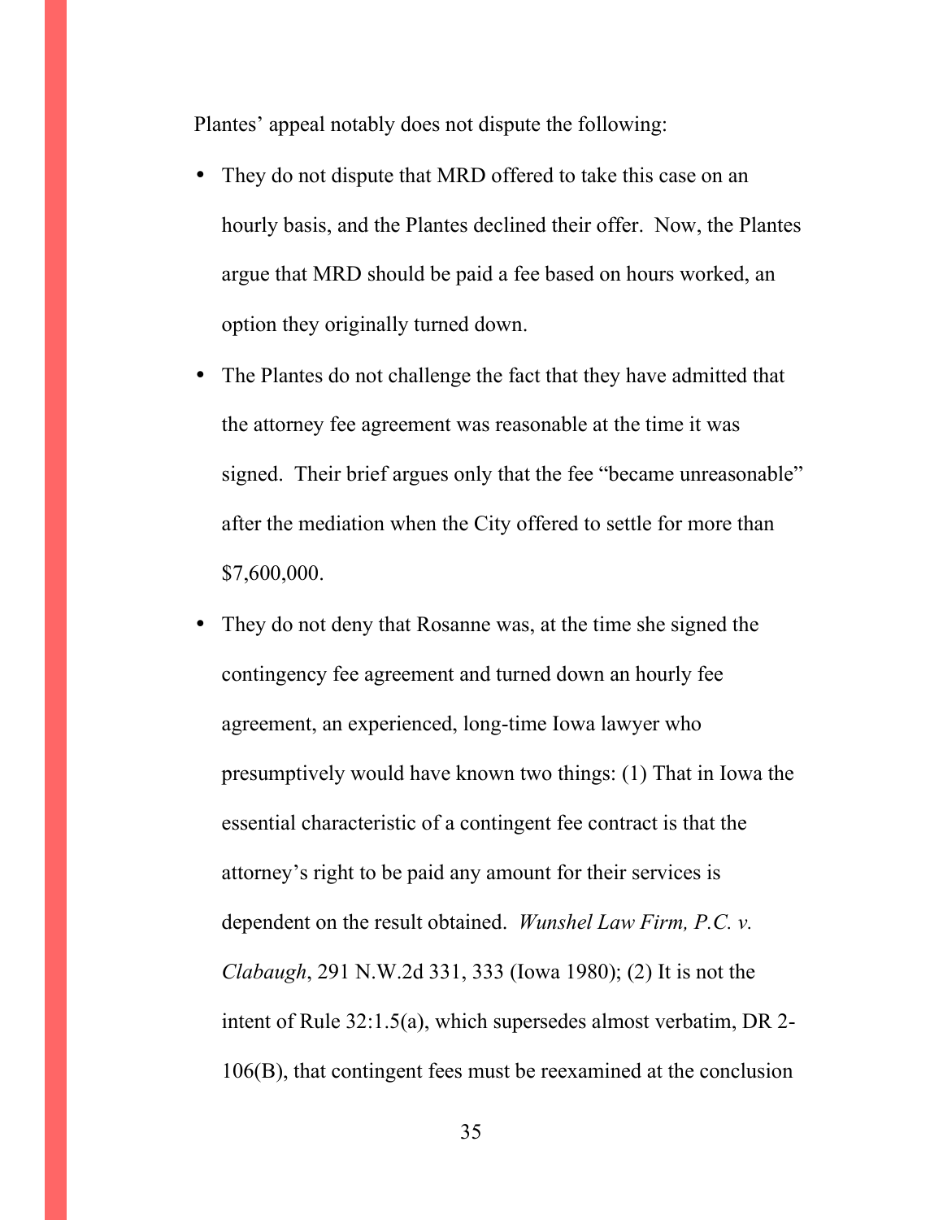Plantes' appeal notably does not dispute the following:

- They do not dispute that MRD offered to take this case on an hourly basis, and the Plantes declined their offer. Now, the Plantes argue that MRD should be paid a fee based on hours worked, an option they originally turned down.
- The Plantes do not challenge the fact that they have admitted that the attorney fee agreement was reasonable at the time it was signed. Their brief argues only that the fee "became unreasonable" after the mediation when the City offered to settle for more than $7,600,000.
- They do not deny that Rosanne was, at the time she signed the contingency fee agreement and turned down an hourly fee agreement, an experienced, long-time Iowa lawyer who presumptively would have known two things: (1) That in Iowa the essential characteristic of a contingent fee contract is that the attorney's right to be paid any amount for their services is dependent on the result obtained. *Wunshel Law Firm, P.C. v. Clabaugh*, 291 N.W.2d 331, 333 (Iowa 1980); (2) It is not the intent of Rule 32:1.5(a), which supersedes almost verbatim, DR 2-106(B), that contingent fees must be reexamined at the conclusion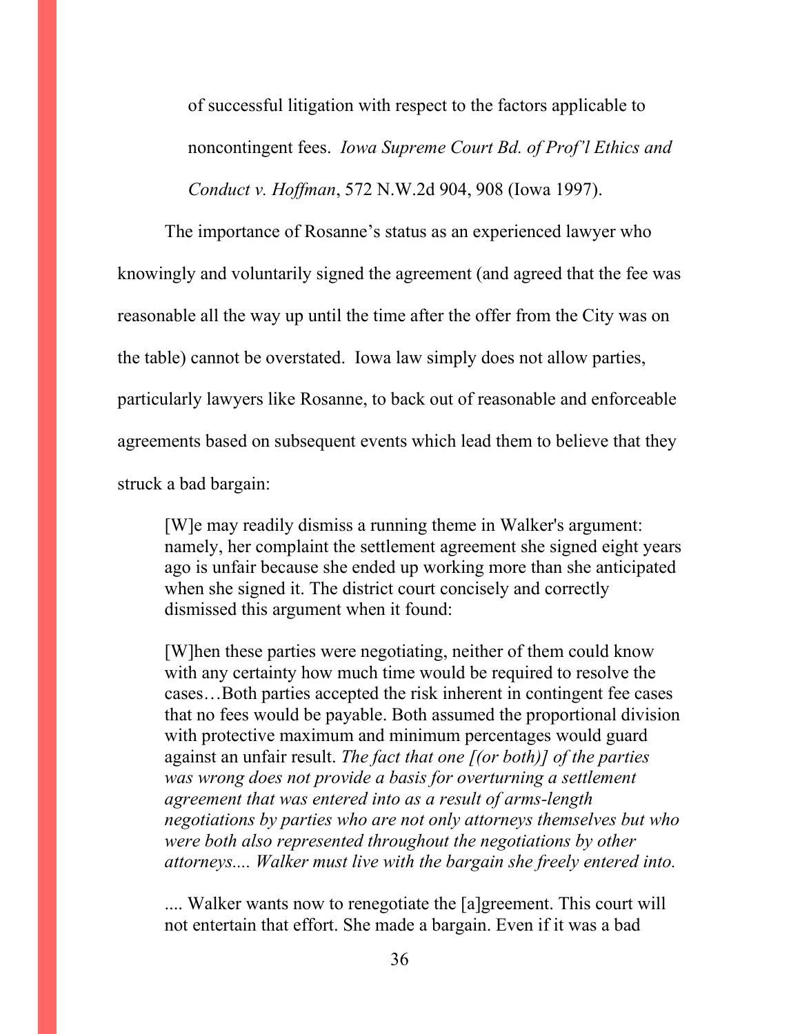of successful litigation with respect to the factors applicable to noncontingent fees. *Iowa Supreme Court Bd. of Prof'l Ethics and Conduct v. Hoffman*, 572 N.W.2d 904, 908 (Iowa 1997).

The importance of Rosanne's status as an experienced lawyer who knowingly and voluntarily signed the agreement (and agreed that the fee was reasonable all the way up until the time after the offer from the City was on the table) cannot be overstated. Iowa law simply does not allow parties, particularly lawyers like Rosanne, to back out of reasonable and enforceable agreements based on subsequent events which lead them to believe that they struck a bad bargain:

> [W]e may readily dismiss a running theme in Walker's argument: namely, her complaint the settlement agreement she signed eight years ago is unfair because she ended up working more than she anticipated when she signed it. The district court concisely and correctly dismissed this argument when it found:
>
> [W]hen these parties were negotiating, neither of them could know with any certainty how much time would be required to resolve the cases…Both parties accepted the risk inherent in contingent fee cases that no fees would be payable. Both assumed the proportional division with protective maximum and minimum percentages would guard against an unfair result. *The fact that one [(or both)] of the parties was wrong does not provide a basis for overturning a settlement agreement that was entered into as a result of arms-length negotiations by parties who are not only attorneys themselves but who were both also represented throughout the negotiations by other attorneys.... Walker must live with the bargain she freely entered into.*
>
> .... Walker wants now to renegotiate the [a]greement. This court will not entertain that effort. She made a bargain. Even if it was a bad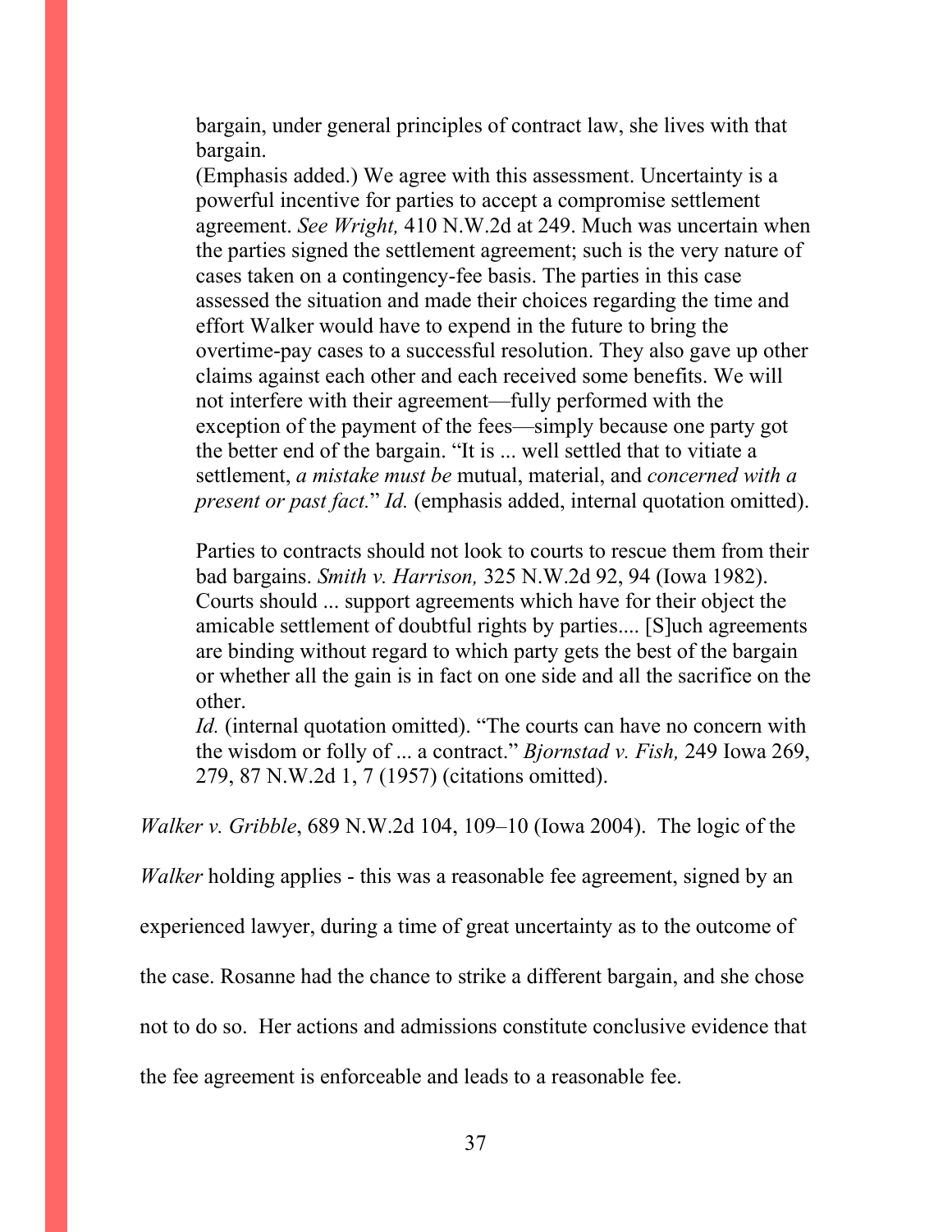> bargain, under general principles of contract law, she lives with that bargain.
>
> (Emphasis added.) We agree with this assessment. Uncertainty is a powerful incentive for parties to accept a compromise settlement agreement. *See Wright,* 410 N.W.2d at 249. Much was uncertain when the parties signed the settlement agreement; such is the very nature of cases taken on a contingency-fee basis. The parties in this case assessed the situation and made their choices regarding the time and effort Walker would have to expend in the future to bring the overtime-pay cases to a successful resolution. They also gave up other claims against each other and each received some benefits. We will not interfere with their agreement—fully performed with the exception of the payment of the fees—simply because one party got the better end of the bargain. "It is ... well settled that to vitiate a settlement, *a mistake must be* mutual, material, and *concerned with a present or past fact.*" *Id.* (emphasis added, internal quotation omitted).
>
> Parties to contracts should not look to courts to rescue them from their bad bargains. *Smith v. Harrison,* 325 N.W.2d 92, 94 (Iowa 1982). Courts should ... support agreements which have for their object the amicable settlement of doubtful rights by parties.... [S]uch agreements are binding without regard to which party gets the best of the bargain or whether all the gain is in fact on one side and all the sacrifice on the other.
>
> *Id.* (internal quotation omitted). "The courts can have no concern with the wisdom or folly of ... a contract." *Bjornstad v. Fish,* 249 Iowa 269, 279, 87 N.W.2d 1, 7 (1957) (citations omitted).

*Walker v. Gribble*, 689 N.W.2d 104, 109–10 (Iowa 2004). The logic of the *Walker* holding applies - this was a reasonable fee agreement, signed by an experienced lawyer, during a time of great uncertainty as to the outcome of the case. Rosanne had the chance to strike a different bargain, and she chose not to do so. Her actions and admissions constitute conclusive evidence that the fee agreement is enforceable and leads to a reasonable fee.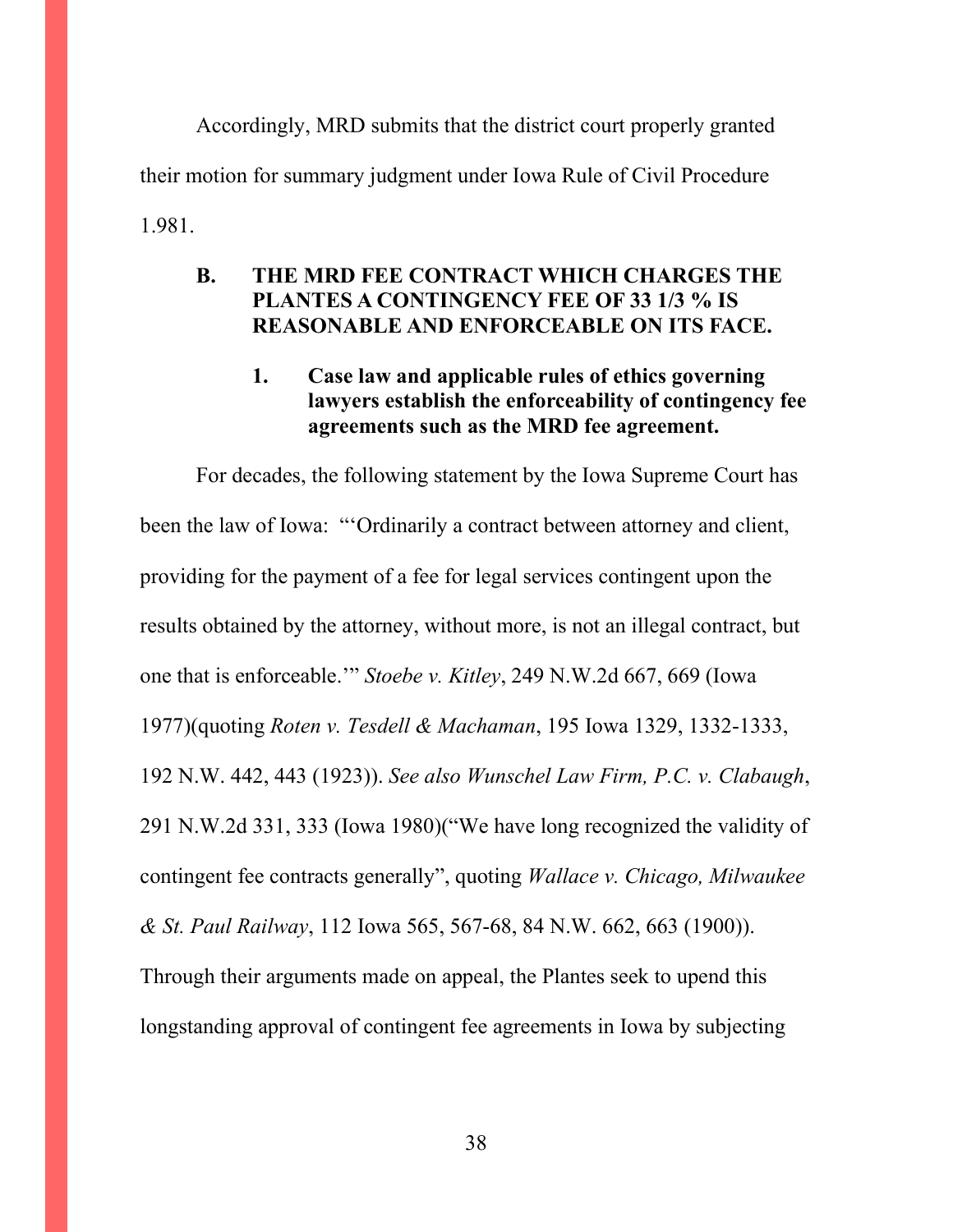Accordingly, MRD submits that the district court properly granted their motion for summary judgment under Iowa Rule of Civil Procedure 1.981.

### B. THE MRD FEE CONTRACT WHICH CHARGES THE PLANTES A CONTINGENCY FEE OF 33 1/3 % IS REASONABLE AND ENFORCEABLE ON ITS FACE.

#### 1. Case law and applicable rules of ethics governing lawyers establish the enforceability of contingency fee agreements such as the MRD fee agreement.

For decades, the following statement by the Iowa Supreme Court has been the law of Iowa: "'Ordinarily a contract between attorney and client, providing for the payment of a fee for legal services contingent upon the results obtained by the attorney, without more, is not an illegal contract, but one that is enforceable.'" *Stoebe v. Kitley*, 249 N.W.2d 667, 669 (Iowa 1977)(quoting *Roten v. Tesdell & Machaman*, 195 Iowa 1329, 1332-1333, 192 N.W. 442, 443 (1923)). *See also Wunschel Law Firm, P.C. v. Clabaugh*, 291 N.W.2d 331, 333 (Iowa 1980)("We have long recognized the validity of contingent fee contracts generally", quoting *Wallace v. Chicago, Milwaukee & St. Paul Railway*, 112 Iowa 565, 567-68, 84 N.W. 662, 663 (1900)). Through their arguments made on appeal, the Plantes seek to upend this longstanding approval of contingent fee agreements in Iowa by subjecting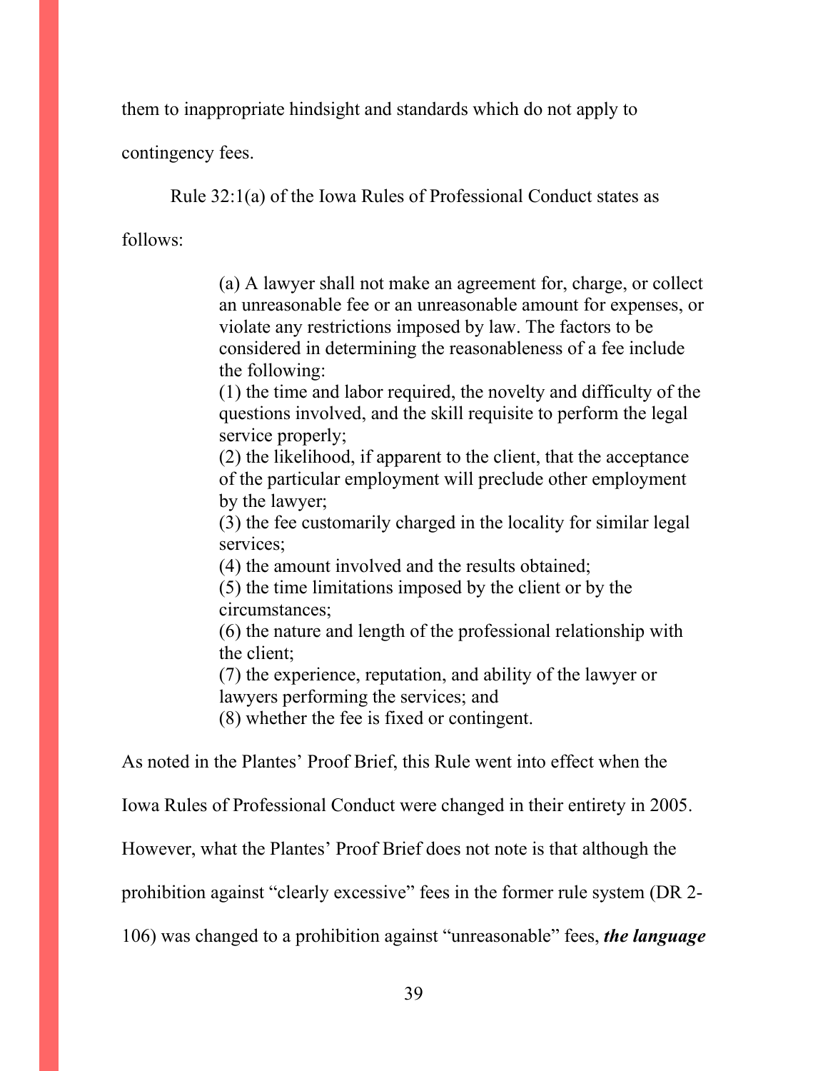them to inappropriate hindsight and standards which do not apply to contingency fees.

Rule 32:1(a) of the Iowa Rules of Professional Conduct states as follows:

> (a) A lawyer shall not make an agreement for, charge, or collect an unreasonable fee or an unreasonable amount for expenses, or violate any restrictions imposed by law. The factors to be considered in determining the reasonableness of a fee include the following:
> (1) the time and labor required, the novelty and difficulty of the questions involved, and the skill requisite to perform the legal service properly;
> (2) the likelihood, if apparent to the client, that the acceptance of the particular employment will preclude other employment by the lawyer;
> (3) the fee customarily charged in the locality for similar legal services;
> (4) the amount involved and the results obtained;
> (5) the time limitations imposed by the client or by the circumstances;
> (6) the nature and length of the professional relationship with the client;
> (7) the experience, reputation, and ability of the lawyer or lawyers performing the services; and
> (8) whether the fee is fixed or contingent.

As noted in the Plantes' Proof Brief, this Rule went into effect when the Iowa Rules of Professional Conduct were changed in their entirety in 2005. However, what the Plantes' Proof Brief does not note is that although the prohibition against "clearly excessive" fees in the former rule system (DR 2-106) was changed to a prohibition against "unreasonable" fees, ***the language***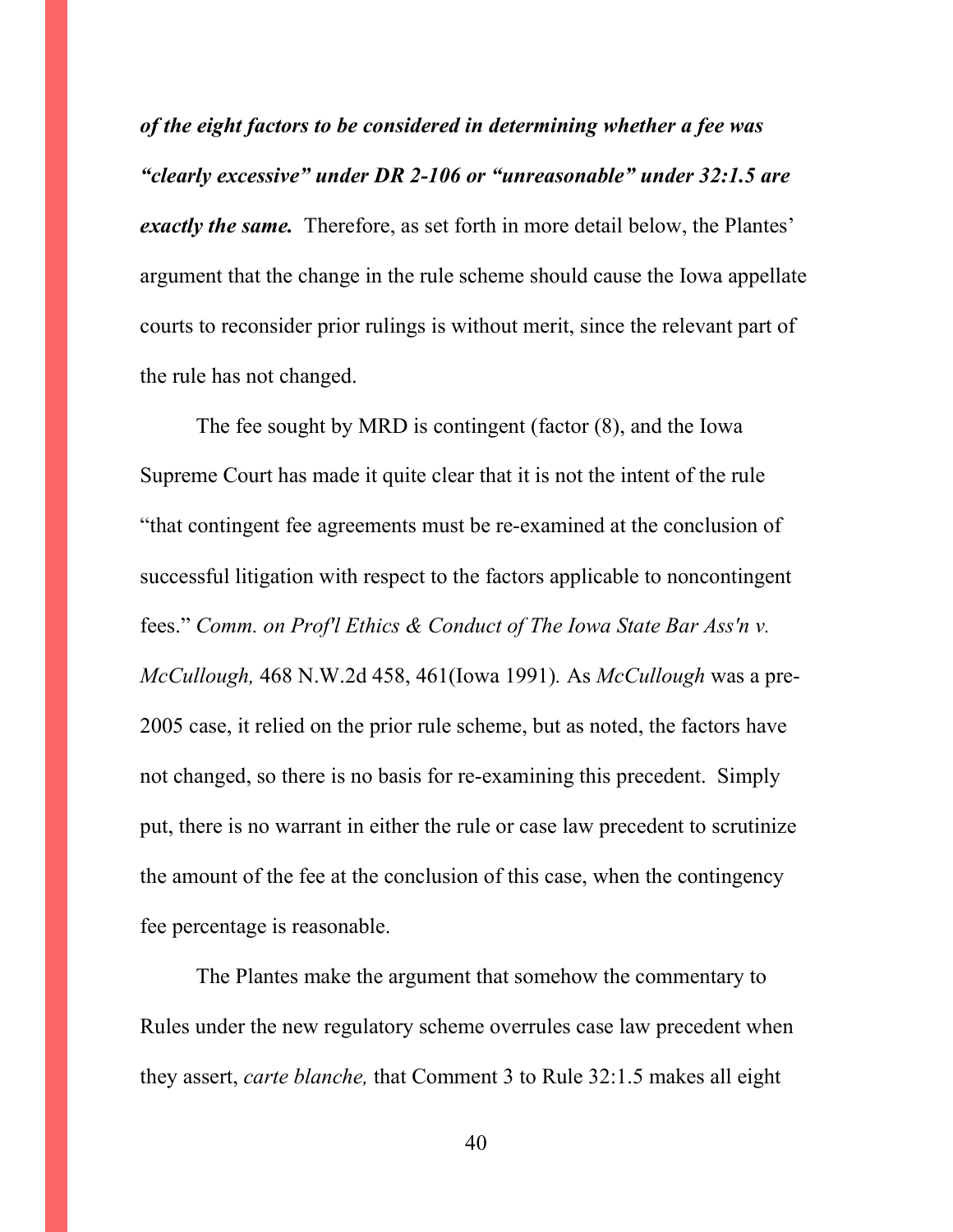***of the eight factors to be considered in determining whether a fee was "clearly excessive" under DR 2-106 or "unreasonable" under 32:1.5 are exactly the same.*** Therefore, as set forth in more detail below, the Plantes' argument that the change in the rule scheme should cause the Iowa appellate courts to reconsider prior rulings is without merit, since the relevant part of the rule has not changed.

The fee sought by MRD is contingent (factor (8), and the Iowa Supreme Court has made it quite clear that it is not the intent of the rule "that contingent fee agreements must be re-examined at the conclusion of successful litigation with respect to the factors applicable to noncontingent fees." *Comm. on Prof'l Ethics & Conduct of The Iowa State Bar Ass'n v. McCullough,* 468 N.W.2d 458, 461(Iowa 1991)*.* As *McCullough* was a pre-2005 case, it relied on the prior rule scheme, but as noted, the factors have not changed, so there is no basis for re-examining this precedent. Simply put, there is no warrant in either the rule or case law precedent to scrutinize the amount of the fee at the conclusion of this case, when the contingency fee percentage is reasonable.

The Plantes make the argument that somehow the commentary to Rules under the new regulatory scheme overrules case law precedent when they assert, *carte blanche,* that Comment 3 to Rule 32:1.5 makes all eight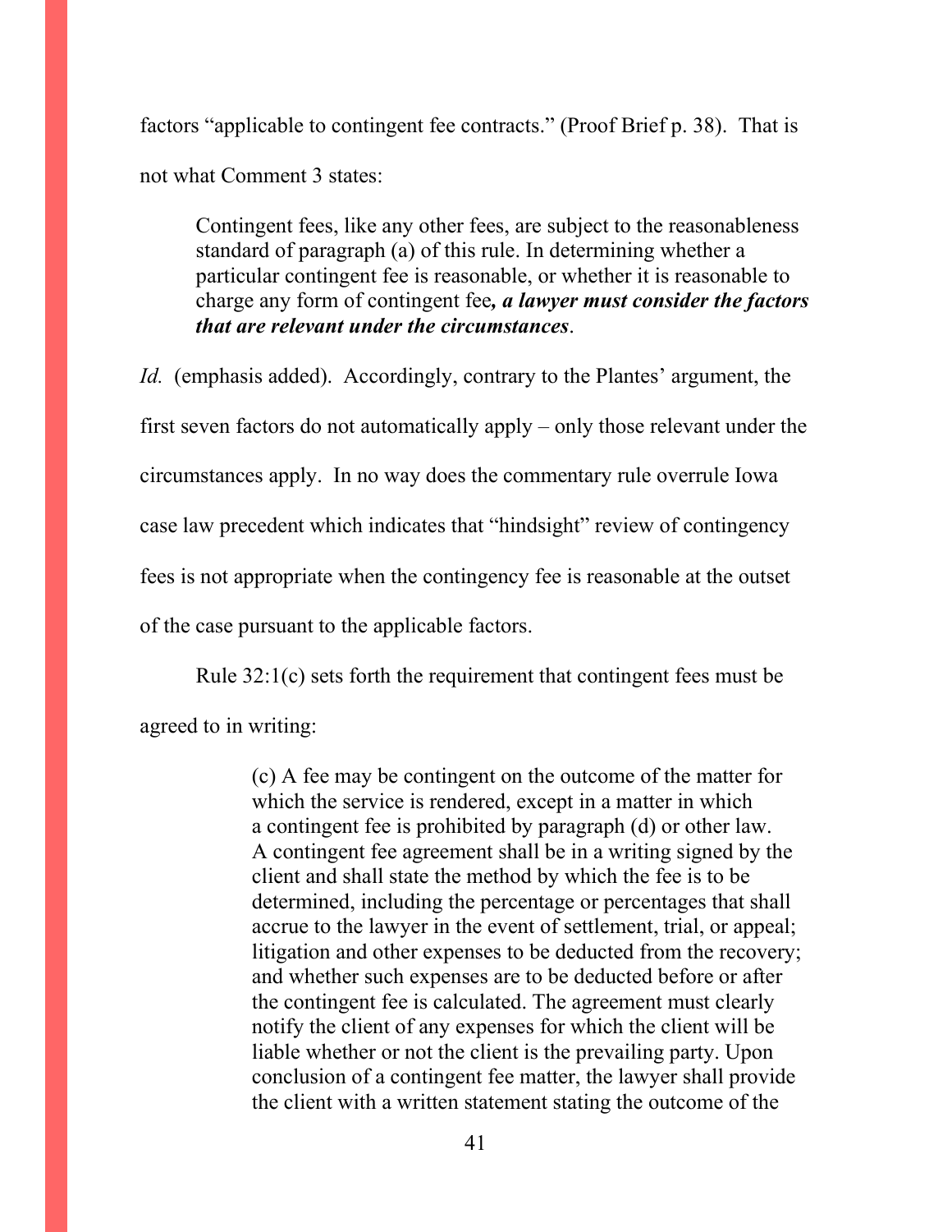factors "applicable to contingent fee contracts." (Proof Brief p. 38). That is not what Comment 3 states:

> Contingent fees, like any other fees, are subject to the reasonableness standard of paragraph (a) of this rule. In determining whether a particular contingent fee is reasonable, or whether it is reasonable to charge any form of contingent fee***, a lawyer must consider the factors that are relevant under the circumstances***.

*Id.* (emphasis added). Accordingly, contrary to the Plantes' argument, the first seven factors do not automatically apply – only those relevant under the circumstances apply. In no way does the commentary rule overrule Iowa case law precedent which indicates that "hindsight" review of contingency fees is not appropriate when the contingency fee is reasonable at the outset of the case pursuant to the applicable factors.

Rule 32:1(c) sets forth the requirement that contingent fees must be agreed to in writing:

> (c) A fee may be contingent on the outcome of the matter for which the service is rendered, except in a matter in which a contingent fee is prohibited by paragraph (d) or other law. A contingent fee agreement shall be in a writing signed by the client and shall state the method by which the fee is to be determined, including the percentage or percentages that shall accrue to the lawyer in the event of settlement, trial, or appeal; litigation and other expenses to be deducted from the recovery; and whether such expenses are to be deducted before or after the contingent fee is calculated. The agreement must clearly notify the client of any expenses for which the client will be liable whether or not the client is the prevailing party. Upon conclusion of a contingent fee matter, the lawyer shall provide the client with a written statement stating the outcome of the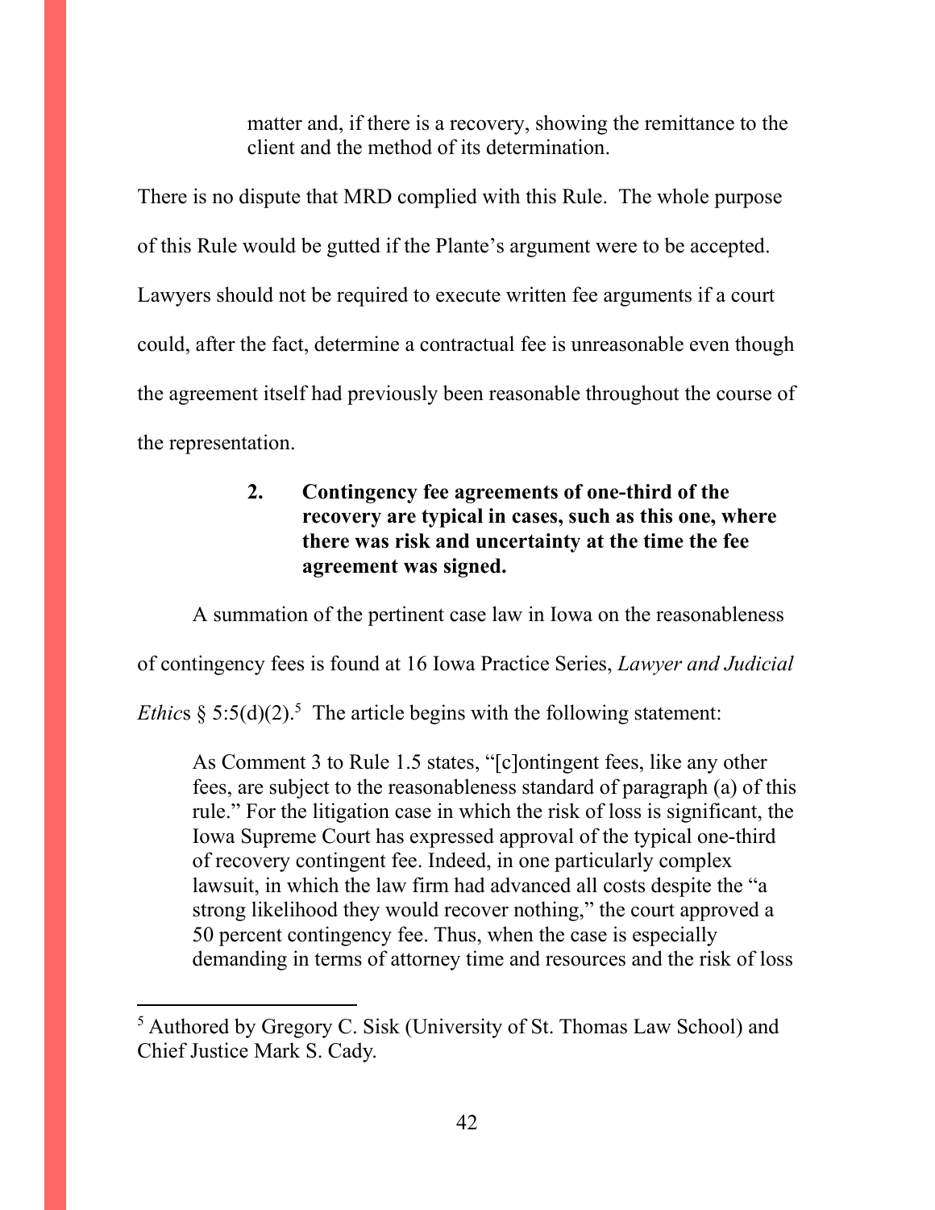matter and, if there is a recovery, showing the remittance to the client and the method of its determination.

There is no dispute that MRD complied with this Rule. The whole purpose of this Rule would be gutted if the Plante's argument were to be accepted. Lawyers should not be required to execute written fee arguments if a court could, after the fact, determine a contractual fee is unreasonable even though the agreement itself had previously been reasonable throughout the course of the representation.

> **2. Contingency fee agreements of one-third of the recovery are typical in cases, such as this one, where there was risk and uncertainty at the time the fee agreement was signed.**

A summation of the pertinent case law in Iowa on the reasonableness of contingency fees is found at 16 Iowa Practice Series, *Lawyer and Judicial Ethics* § 5:5(d)(2).[5] The article begins with the following statement:

> As Comment 3 to Rule 1.5 states, "[c]ontingent fees, like any other fees, are subject to the reasonableness standard of paragraph (a) of this rule." For the litigation case in which the risk of loss is significant, the Iowa Supreme Court has expressed approval of the typical one-third of recovery contingent fee. Indeed, in one particularly complex lawsuit, in which the law firm had advanced all costs despite the "a strong likelihood they would recover nothing," the court approved a 50 percent contingency fee. Thus, when the case is especially demanding in terms of attorney time and resources and the risk of loss

[5] Authored by Gregory C. Sisk (University of St. Thomas Law School) and Chief Justice Mark S. Cady.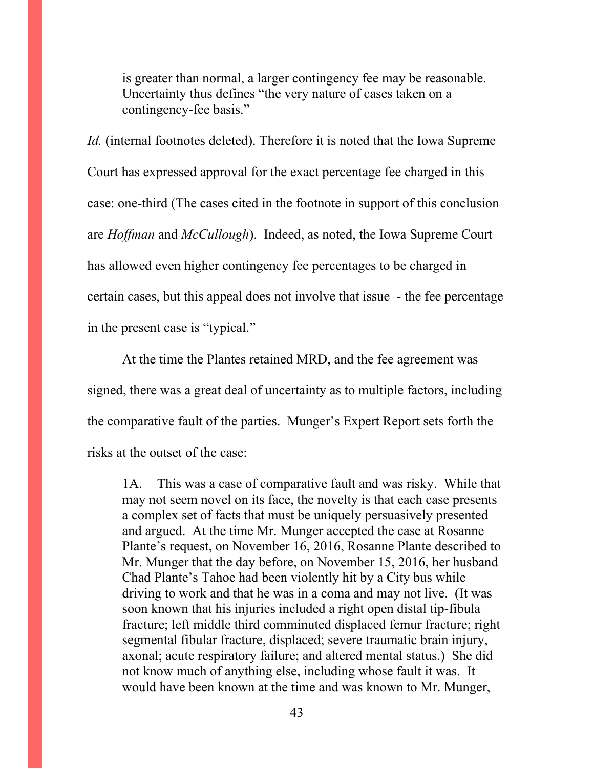> is greater than normal, a larger contingency fee may be reasonable. Uncertainty thus defines "the very nature of cases taken on a contingency-fee basis."

*Id.* (internal footnotes deleted). Therefore it is noted that the Iowa Supreme Court has expressed approval for the exact percentage fee charged in this case: one-third (The cases cited in the footnote in support of this conclusion are *Hoffman* and *McCullough*). Indeed, as noted, the Iowa Supreme Court has allowed even higher contingency fee percentages to be charged in certain cases, but this appeal does not involve that issue - the fee percentage in the present case is "typical."

At the time the Plantes retained MRD, and the fee agreement was signed, there was a great deal of uncertainty as to multiple factors, including the comparative fault of the parties. Munger's Expert Report sets forth the risks at the outset of the case:

> 1A. This was a case of comparative fault and was risky. While that may not seem novel on its face, the novelty is that each case presents a complex set of facts that must be uniquely persuasively presented and argued. At the time Mr. Munger accepted the case at Rosanne Plante's request, on November 16, 2016, Rosanne Plante described to Mr. Munger that the day before, on November 15, 2016, her husband Chad Plante's Tahoe had been violently hit by a City bus while driving to work and that he was in a coma and may not live. (It was soon known that his injuries included a right open distal tip-fibula fracture; left middle third comminuted displaced femur fracture; right segmental fibular fracture, displaced; severe traumatic brain injury, axonal; acute respiratory failure; and altered mental status.) She did not know much of anything else, including whose fault it was. It would have been known at the time and was known to Mr. Munger,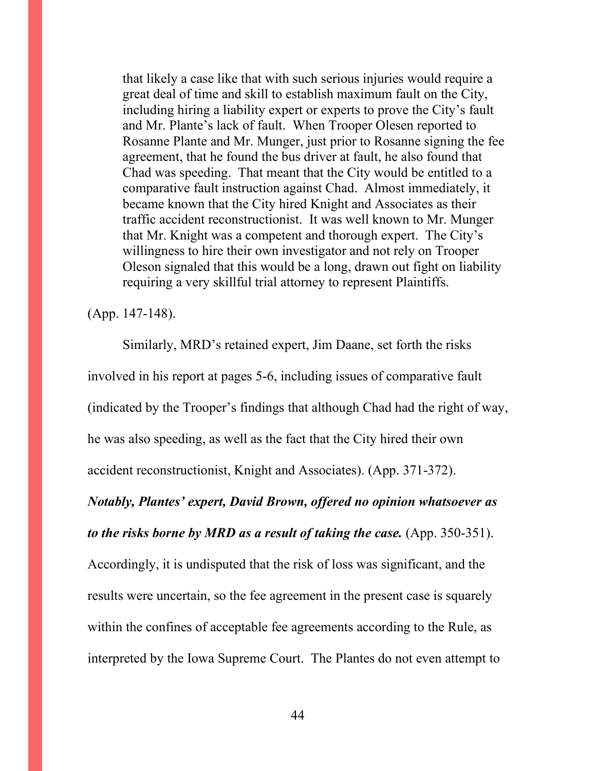> that likely a case like that with such serious injuries would require a great deal of time and skill to establish maximum fault on the City, including hiring a liability expert or experts to prove the City's fault and Mr. Plante's lack of fault. When Trooper Olesen reported to Rosanne Plante and Mr. Munger, just prior to Rosanne signing the fee agreement, that he found the bus driver at fault, he also found that Chad was speeding. That meant that the City would be entitled to a comparative fault instruction against Chad. Almost immediately, it became known that the City hired Knight and Associates as their traffic accident reconstructionist. It was well known to Mr. Munger that Mr. Knight was a competent and thorough expert. The City's willingness to hire their own investigator and not rely on Trooper Oleson signaled that this would be a long, drawn out fight on liability requiring a very skillful trial attorney to represent Plaintiffs.

(App. 147-148).

Similarly, MRD's retained expert, Jim Daane, set forth the risks involved in his report at pages 5-6, including issues of comparative fault (indicated by the Trooper's findings that although Chad had the right of way, he was also speeding, as well as the fact that the City hired their own accident reconstructionist, Knight and Associates). (App. 371-372). ***Notably, Plantes' expert, David Brown, offered no opinion whatsoever as to the risks borne by MRD as a result of taking the case.*** (App. 350-351). Accordingly, it is undisputed that the risk of loss was significant, and the results were uncertain, so the fee agreement in the present case is squarely within the confines of acceptable fee agreements according to the Rule, as interpreted by the Iowa Supreme Court. The Plantes do not even attempt to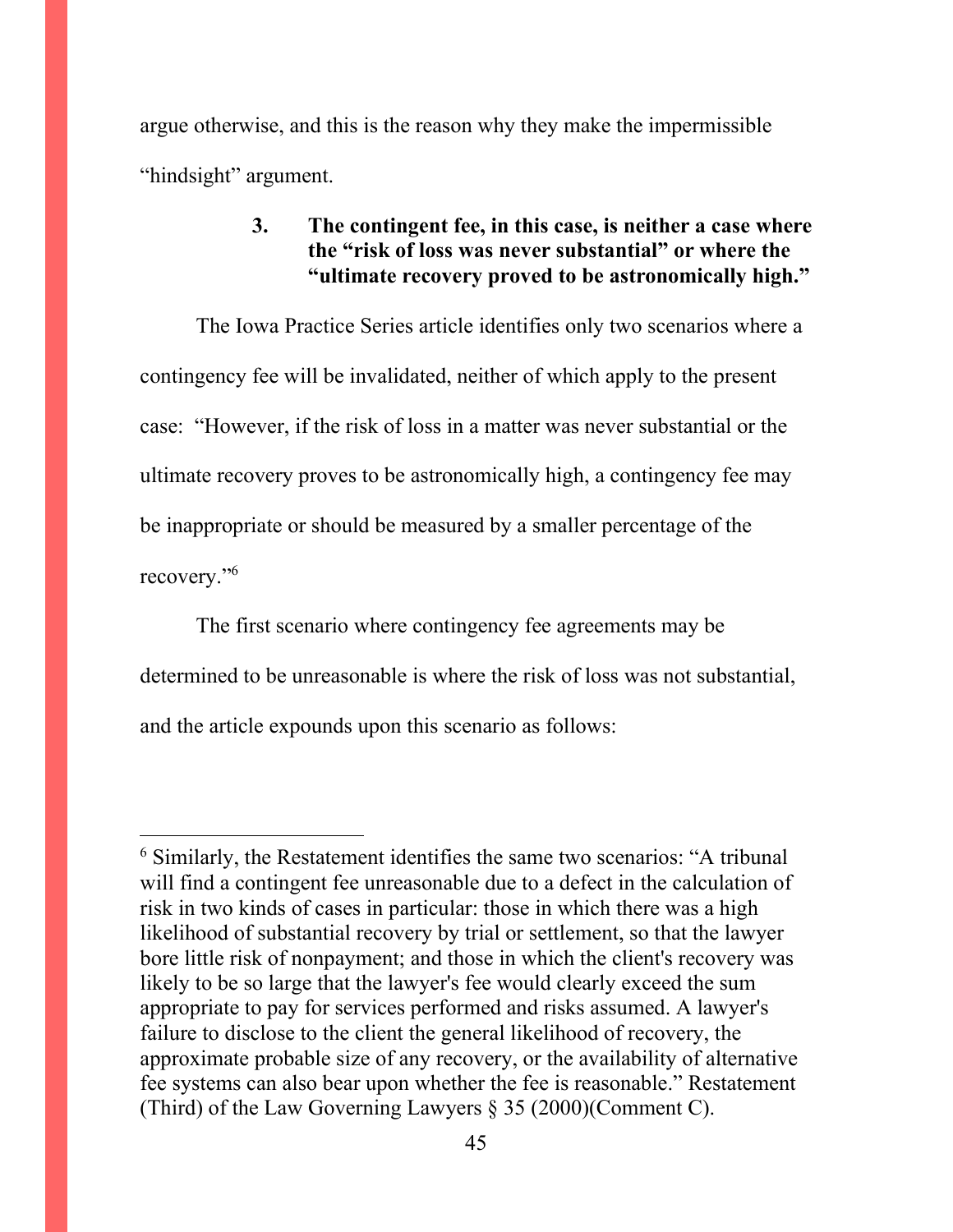argue otherwise, and this is the reason why they make the impermissible "hindsight" argument.

### 3. The contingent fee, in this case, is neither a case where the "risk of loss was never substantial" or where the "ultimate recovery proved to be astronomically high."

The Iowa Practice Series article identifies only two scenarios where a contingency fee will be invalidated, neither of which apply to the present case: "However, if the risk of loss in a matter was never substantial or the ultimate recovery proves to be astronomically high, a contingency fee may be inappropriate or should be measured by a smaller percentage of the recovery."[6]

The first scenario where contingency fee agreements may be determined to be unreasonable is where the risk of loss was not substantial, and the article expounds upon this scenario as follows:

---

[6] Similarly, the Restatement identifies the same two scenarios: "A tribunal will find a contingent fee unreasonable due to a defect in the calculation of risk in two kinds of cases in particular: those in which there was a high likelihood of substantial recovery by trial or settlement, so that the lawyer bore little risk of nonpayment; and those in which the client's recovery was likely to be so large that the lawyer's fee would clearly exceed the sum appropriate to pay for services performed and risks assumed. A lawyer's failure to disclose to the client the general likelihood of recovery, the approximate probable size of any recovery, or the availability of alternative fee systems can also bear upon whether the fee is reasonable." Restatement (Third) of the Law Governing Lawyers § 35 (2000)(Comment C).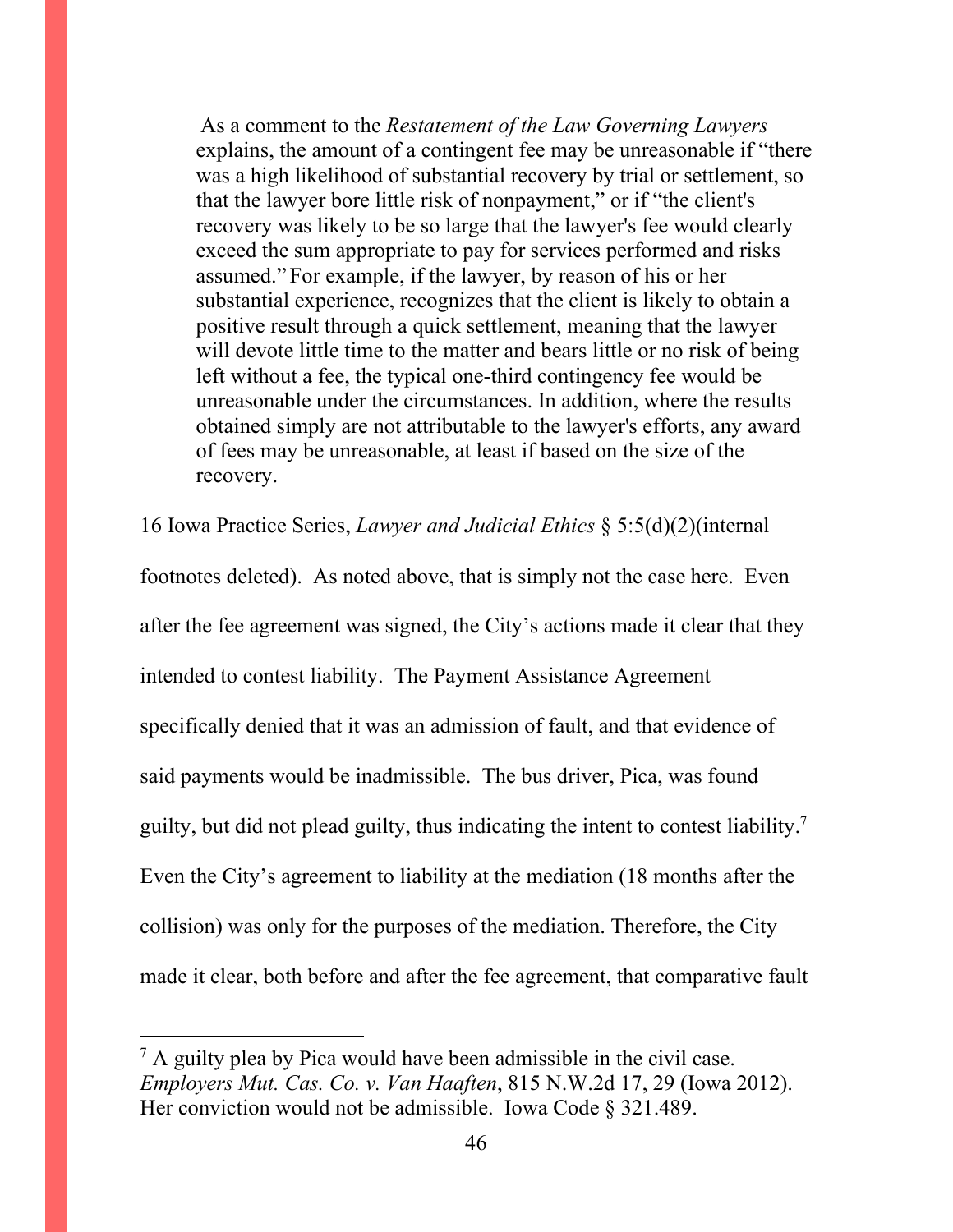> As a comment to the *Restatement of the Law Governing Lawyers* explains, the amount of a contingent fee may be unreasonable if "there was a high likelihood of substantial recovery by trial or settlement, so that the lawyer bore little risk of nonpayment," or if "the client's recovery was likely to be so large that the lawyer's fee would clearly exceed the sum appropriate to pay for services performed and risks assumed." For example, if the lawyer, by reason of his or her substantial experience, recognizes that the client is likely to obtain a positive result through a quick settlement, meaning that the lawyer will devote little time to the matter and bears little or no risk of being left without a fee, the typical one-third contingency fee would be unreasonable under the circumstances. In addition, where the results obtained simply are not attributable to the lawyer's efforts, any award of fees may be unreasonable, at least if based on the size of the recovery.

16 Iowa Practice Series, *Lawyer and Judicial Ethics* § 5:5(d)(2)(internal footnotes deleted). As noted above, that is simply not the case here. Even after the fee agreement was signed, the City's actions made it clear that they intended to contest liability. The Payment Assistance Agreement specifically denied that it was an admission of fault, and that evidence of said payments would be inadmissible. The bus driver, Pica, was found guilty, but did not plead guilty, thus indicating the intent to contest liability.[7] Even the City's agreement to liability at the mediation (18 months after the collision) was only for the purposes of the mediation. Therefore, the City made it clear, both before and after the fee agreement, that comparative fault

[7] A guilty plea by Pica would have been admissible in the civil case. *Employers Mut. Cas. Co. v. Van Haaften*, 815 N.W.2d 17, 29 (Iowa 2012). Her conviction would not be admissible. Iowa Code § 321.489.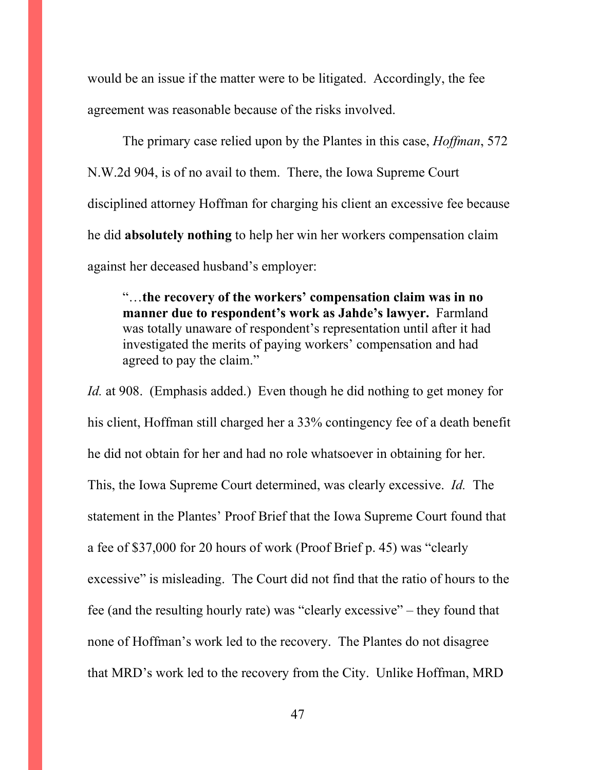would be an issue if the matter were to be litigated. Accordingly, the fee agreement was reasonable because of the risks involved.

The primary case relied upon by the Plantes in this case, *Hoffman*, 572 N.W.2d 904, is of no avail to them. There, the Iowa Supreme Court disciplined attorney Hoffman for charging his client an excessive fee because he did **absolutely nothing** to help her win her workers compensation claim against her deceased husband's employer:

> "…**the recovery of the workers' compensation claim was in no manner due to respondent's work as Jahde's lawyer.** Farmland was totally unaware of respondent's representation until after it had investigated the merits of paying workers' compensation and had agreed to pay the claim."

*Id.* at 908. (Emphasis added.) Even though he did nothing to get money for his client, Hoffman still charged her a 33% contingency fee of a death benefit he did not obtain for her and had no role whatsoever in obtaining for her. This, the Iowa Supreme Court determined, was clearly excessive. *Id.* The statement in the Plantes' Proof Brief that the Iowa Supreme Court found that a fee of $37,000 for 20 hours of work (Proof Brief p. 45) was "clearly excessive" is misleading. The Court did not find that the ratio of hours to the fee (and the resulting hourly rate) was "clearly excessive" – they found that none of Hoffman's work led to the recovery. The Plantes do not disagree that MRD's work led to the recovery from the City. Unlike Hoffman, MRD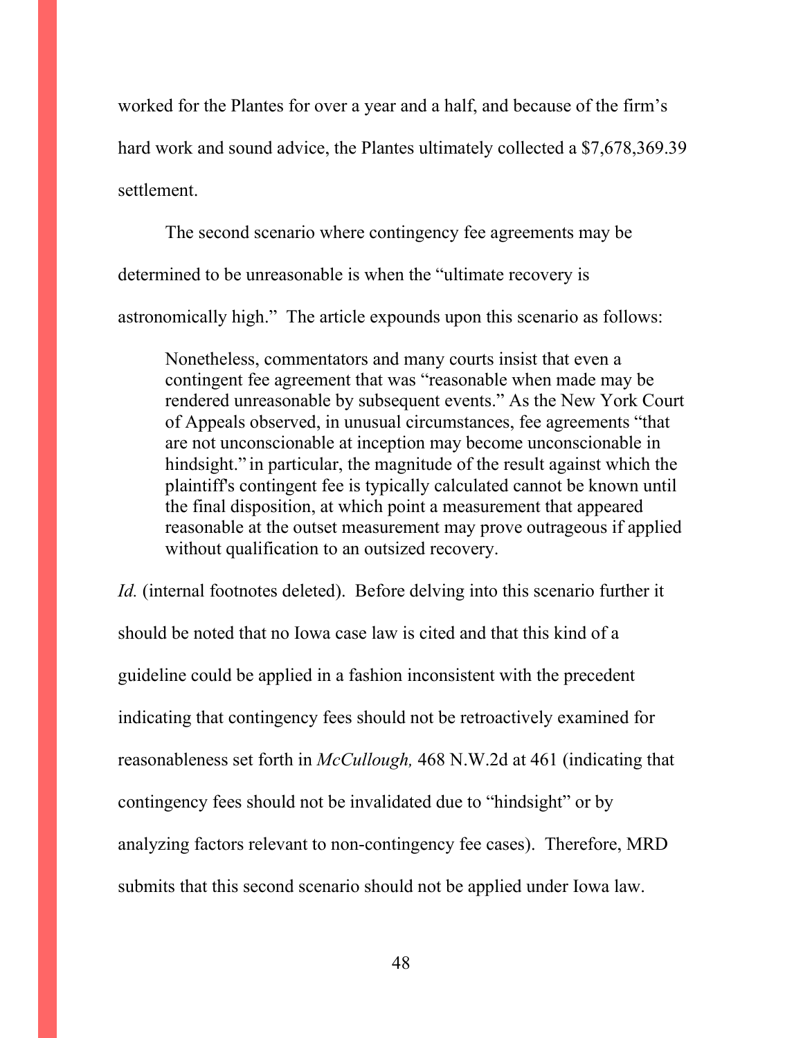worked for the Plantes for over a year and a half, and because of the firm's hard work and sound advice, the Plantes ultimately collected a $7,678,369.39 settlement.

The second scenario where contingency fee agreements may be determined to be unreasonable is when the "ultimate recovery is astronomically high." The article expounds upon this scenario as follows:

> Nonetheless, commentators and many courts insist that even a contingent fee agreement that was "reasonable when made may be rendered unreasonable by subsequent events." As the New York Court of Appeals observed, in unusual circumstances, fee agreements "that are not unconscionable at inception may become unconscionable in hindsight." in particular, the magnitude of the result against which the plaintiff's contingent fee is typically calculated cannot be known until the final disposition, at which point a measurement that appeared reasonable at the outset measurement may prove outrageous if applied without qualification to an outsized recovery.

*Id.* (internal footnotes deleted). Before delving into this scenario further it should be noted that no Iowa case law is cited and that this kind of a guideline could be applied in a fashion inconsistent with the precedent indicating that contingency fees should not be retroactively examined for reasonableness set forth in *McCullough,* 468 N.W.2d at 461 (indicating that contingency fees should not be invalidated due to "hindsight" or by analyzing factors relevant to non-contingency fee cases). Therefore, MRD submits that this second scenario should not be applied under Iowa law.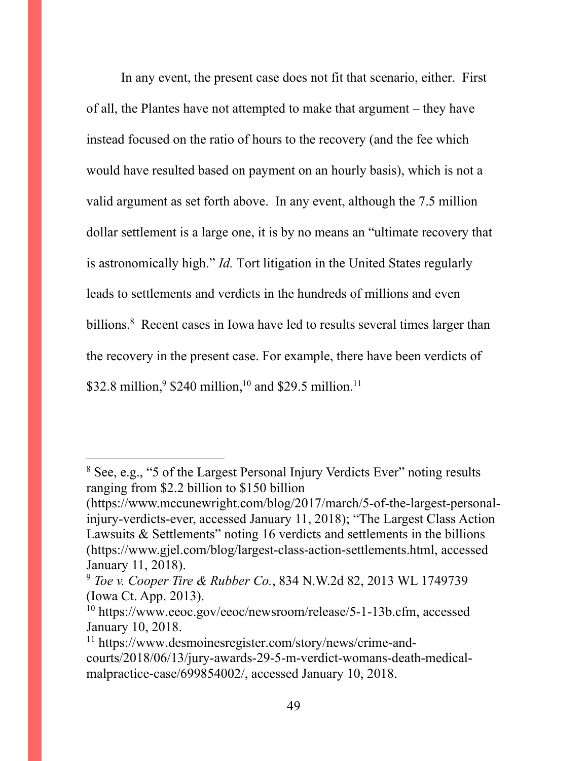In any event, the present case does not fit that scenario, either. First of all, the Plantes have not attempted to make that argument – they have instead focused on the ratio of hours to the recovery (and the fee which would have resulted based on payment on an hourly basis), which is not a valid argument as set forth above. In any event, although the 7.5 million dollar settlement is a large one, it is by no means an "ultimate recovery that is astronomically high." *Id.* Tort litigation in the United States regularly leads to settlements and verdicts in the hundreds of millions and even billions.[8] Recent cases in Iowa have led to results several times larger than the recovery in the present case. For example, there have been verdicts of \$32.8 million,[9] \$240 million,[10] and \$29.5 million.[11]

---

[8] See, e.g., "5 of the Largest Personal Injury Verdicts Ever" noting results ranging from \$2.2 billion to \$150 billion (https://www.mccunewright.com/blog/2017/march/5-of-the-largest-personal-injury-verdicts-ever, accessed January 11, 2018); "The Largest Class Action Lawsuits & Settlements" noting 16 verdicts and settlements in the billions (https://www.gjel.com/blog/largest-class-action-settlements.html, accessed January 11, 2018).

[9] *Toe v. Cooper Tire & Rubber Co.*, 834 N.W.2d 82, 2013 WL 1749739 (Iowa Ct. App. 2013).

[10] https://www.eeoc.gov/eeoc/newsroom/release/5-1-13b.cfm, accessed January 10, 2018.

[11] https://www.desmoinesregister.com/story/news/crime-and-courts/2018/06/13/jury-awards-29-5-m-verdict-womans-death-medical-malpractice-case/699854002/, accessed January 10, 2018.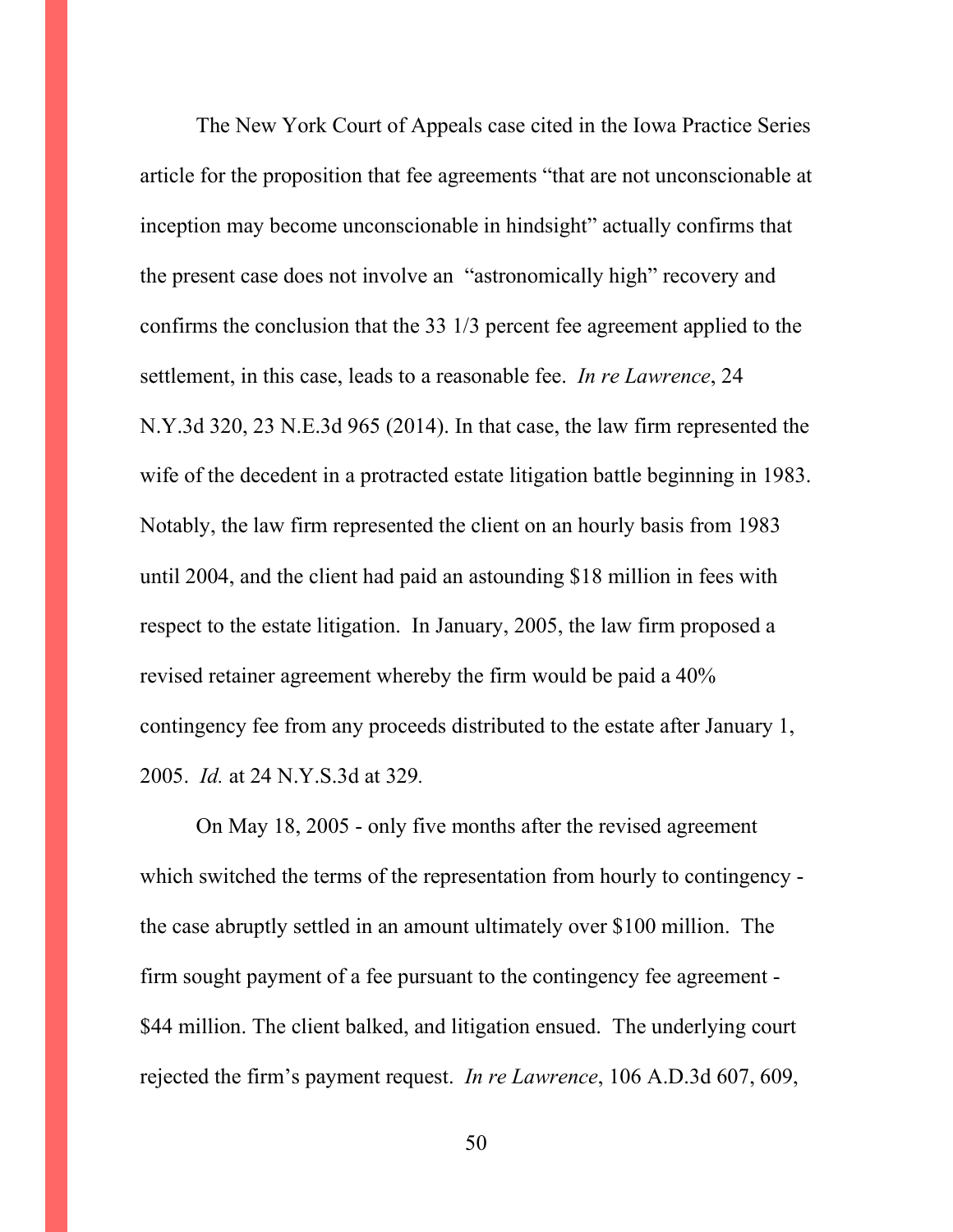The New York Court of Appeals case cited in the Iowa Practice Series article for the proposition that fee agreements "that are not unconscionable at inception may become unconscionable in hindsight" actually confirms that the present case does not involve an "astronomically high" recovery and confirms the conclusion that the 33 1/3 percent fee agreement applied to the settlement, in this case, leads to a reasonable fee. *In re Lawrence*, 24 N.Y.3d 320, 23 N.E.3d 965 (2014). In that case, the law firm represented the wife of the decedent in a protracted estate litigation battle beginning in 1983. Notably, the law firm represented the client on an hourly basis from 1983 until 2004, and the client had paid an astounding $18 million in fees with respect to the estate litigation. In January, 2005, the law firm proposed a revised retainer agreement whereby the firm would be paid a 40% contingency fee from any proceeds distributed to the estate after January 1, 2005. *Id.* at 24 N.Y.S.3d at 329.

On May 18, 2005 - only five months after the revised agreement which switched the terms of the representation from hourly to contingency - the case abruptly settled in an amount ultimately over $100 million. The firm sought payment of a fee pursuant to the contingency fee agreement - $44 million. The client balked, and litigation ensued. The underlying court rejected the firm's payment request. *In re Lawrence*, 106 A.D.3d 607, 609,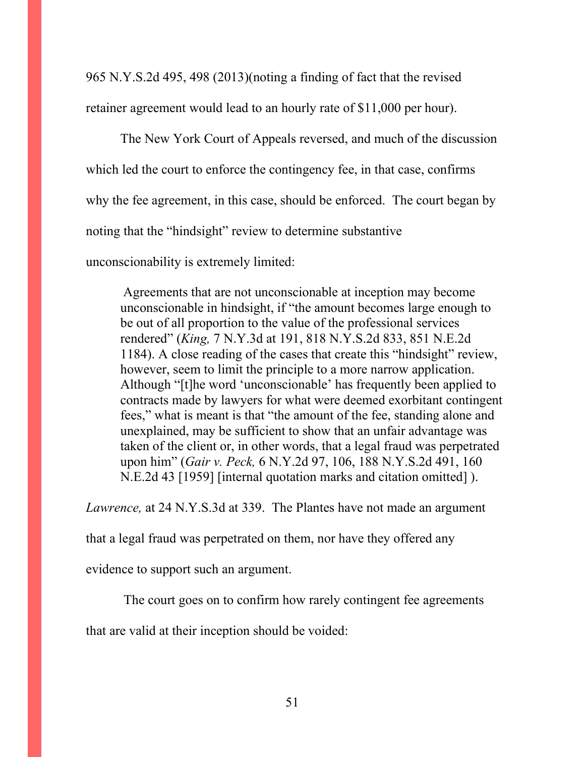965 N.Y.S.2d 495, 498 (2013)(noting a finding of fact that the revised retainer agreement would lead to an hourly rate of $11,000 per hour).

The New York Court of Appeals reversed, and much of the discussion which led the court to enforce the contingency fee, in that case, confirms why the fee agreement, in this case, should be enforced. The court began by noting that the "hindsight" review to determine substantive unconscionability is extremely limited:

> Agreements that are not unconscionable at inception may become unconscionable in hindsight, if "the amount becomes large enough to be out of all proportion to the value of the professional services rendered" (*King,* 7 N.Y.3d at 191, 818 N.Y.S.2d 833, 851 N.E.2d 1184). A close reading of the cases that create this "hindsight" review, however, seem to limit the principle to a more narrow application. Although "[t]he word 'unconscionable' has frequently been applied to contracts made by lawyers for what were deemed exorbitant contingent fees," what is meant is that "the amount of the fee, standing alone and unexplained, may be sufficient to show that an unfair advantage was taken of the client or, in other words, that a legal fraud was perpetrated upon him" (*Gair v. Peck,* 6 N.Y.2d 97, 106, 188 N.Y.S.2d 491, 160 N.E.2d 43 [1959] [internal quotation marks and citation omitted] ).

*Lawrence,* at 24 N.Y.S.3d at 339. The Plantes have not made an argument that a legal fraud was perpetrated on them, nor have they offered any evidence to support such an argument.

The court goes on to confirm how rarely contingent fee agreements that are valid at their inception should be voided: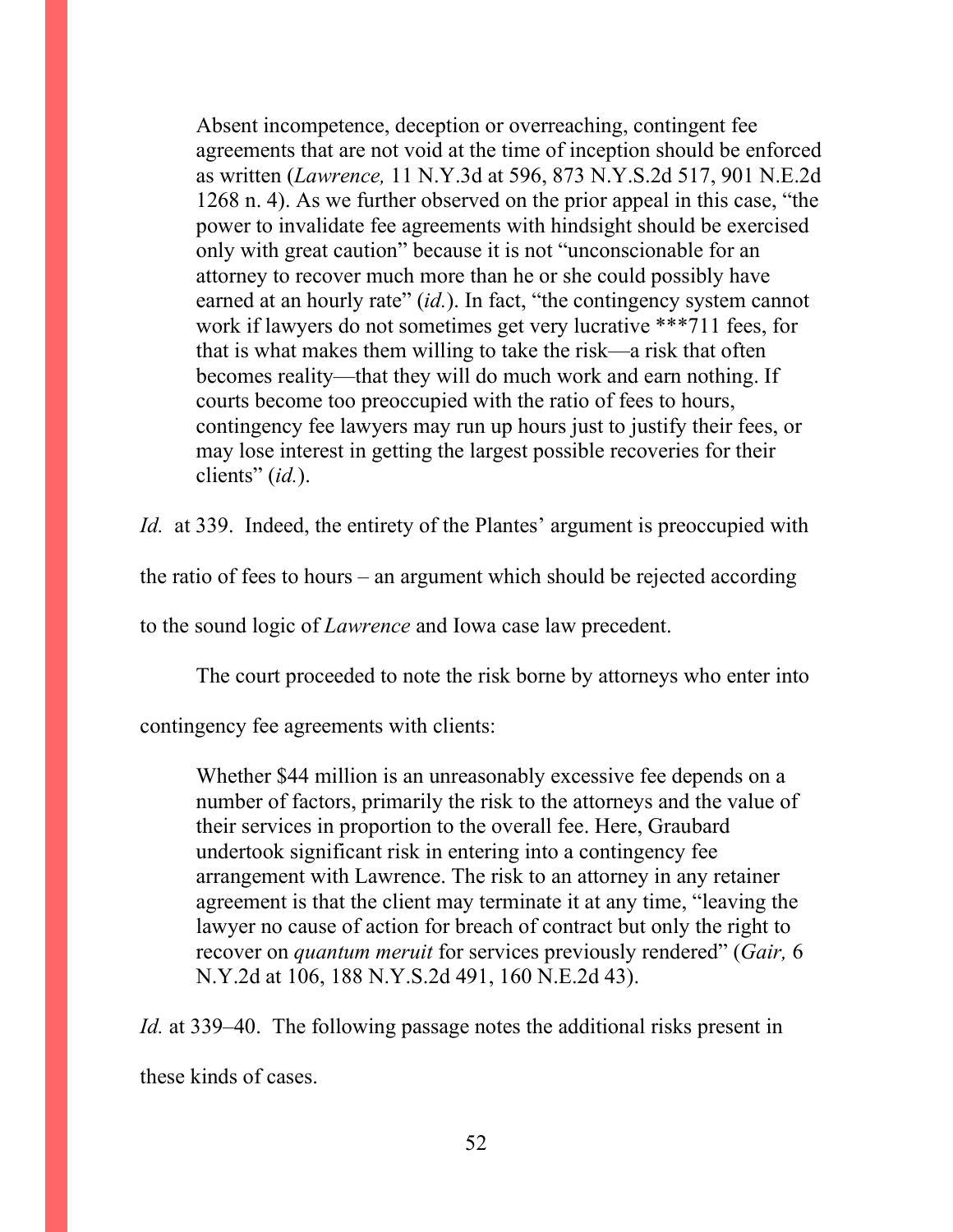> Absent incompetence, deception or overreaching, contingent fee agreements that are not void at the time of inception should be enforced as written (*Lawrence,* 11 N.Y.3d at 596, 873 N.Y.S.2d 517, 901 N.E.2d 1268 n. 4). As we further observed on the prior appeal in this case, "the power to invalidate fee agreements with hindsight should be exercised only with great caution" because it is not "unconscionable for an attorney to recover much more than he or she could possibly have earned at an hourly rate" (*id.*). In fact, "the contingency system cannot work if lawyers do not sometimes get very lucrative ***711 fees, for that is what makes them willing to take the risk—a risk that often becomes reality—that they will do much work and earn nothing. If courts become too preoccupied with the ratio of fees to hours, contingency fee lawyers may run up hours just to justify their fees, or may lose interest in getting the largest possible recoveries for their clients" (*id.*).

*Id.* at 339. Indeed, the entirety of the Plantes' argument is preoccupied with the ratio of fees to hours – an argument which should be rejected according to the sound logic of *Lawrence* and Iowa case law precedent.

The court proceeded to note the risk borne by attorneys who enter into contingency fee agreements with clients:

> Whether $44 million is an unreasonably excessive fee depends on a number of factors, primarily the risk to the attorneys and the value of their services in proportion to the overall fee. Here, Graubard undertook significant risk in entering into a contingency fee arrangement with Lawrence. The risk to an attorney in any retainer agreement is that the client may terminate it at any time, "leaving the lawyer no cause of action for breach of contract but only the right to recover on *quantum meruit* for services previously rendered" (*Gair,* 6 N.Y.2d at 106, 188 N.Y.S.2d 491, 160 N.E.2d 43).

*Id.* at 339–40. The following passage notes the additional risks present in these kinds of cases.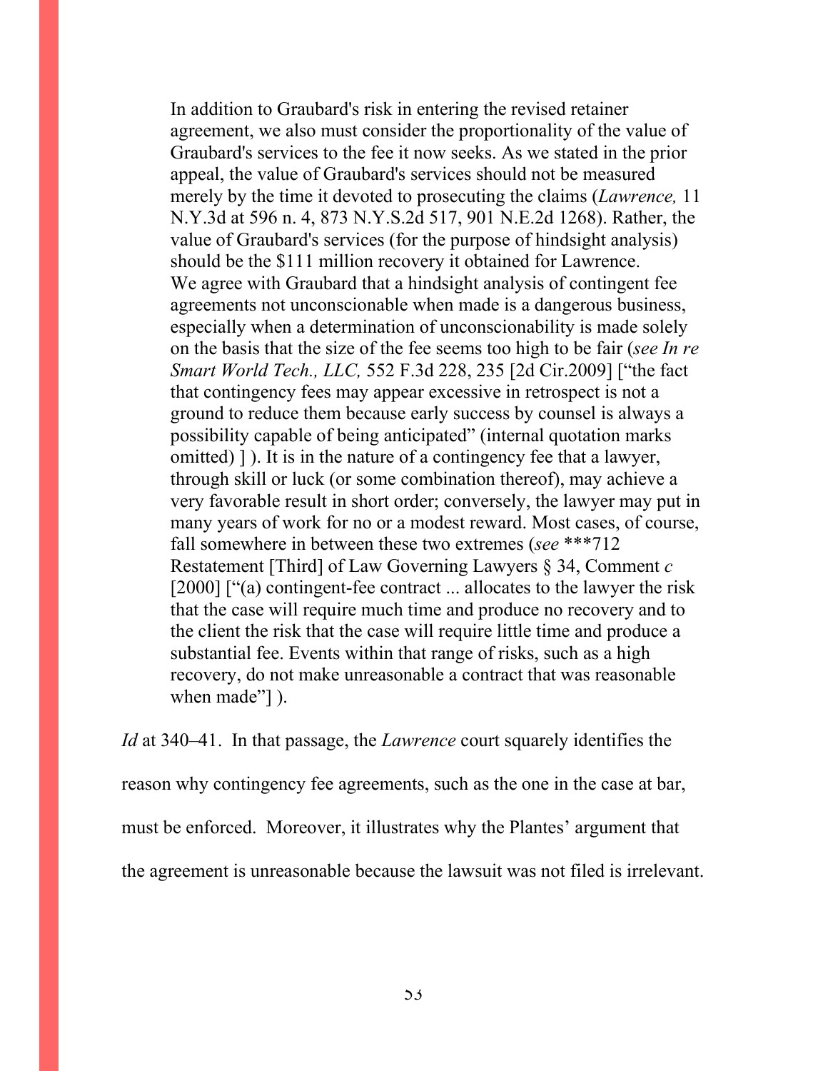> In addition to Graubard's risk in entering the revised retainer agreement, we also must consider the proportionality of the value of Graubard's services to the fee it now seeks. As we stated in the prior appeal, the value of Graubard's services should not be measured merely by the time it devoted to prosecuting the claims (*Lawrence,* 11 N.Y.3d at 596 n. 4, 873 N.Y.S.2d 517, 901 N.E.2d 1268). Rather, the value of Graubard's services (for the purpose of hindsight analysis) should be the $111 million recovery it obtained for Lawrence. We agree with Graubard that a hindsight analysis of contingent fee agreements not unconscionable when made is a dangerous business, especially when a determination of unconscionability is made solely on the basis that the size of the fee seems too high to be fair (*see In re Smart World Tech., LLC,* 552 F.3d 228, 235 [2d Cir.2009] ["the fact that contingency fees may appear excessive in retrospect is not a ground to reduce them because early success by counsel is always a possibility capable of being anticipated" (internal quotation marks omitted) ] ). It is in the nature of a contingency fee that a lawyer, through skill or luck (or some combination thereof), may achieve a very favorable result in short order; conversely, the lawyer may put in many years of work for no or a modest reward. Most cases, of course, fall somewhere in between these two extremes (*see* ***712 Restatement [Third] of Law Governing Lawyers § 34, Comment *c* [2000] ["(a) contingent-fee contract ... allocates to the lawyer the risk that the case will require much time and produce no recovery and to the client the risk that the case will require little time and produce a substantial fee. Events within that range of risks, such as a high recovery, do not make unreasonable a contract that was reasonable when made"] ).

*Id* at 340–41. In that passage, the *Lawrence* court squarely identifies the reason why contingency fee agreements, such as the one in the case at bar, must be enforced. Moreover, it illustrates why the Plantes' argument that the agreement is unreasonable because the lawsuit was not filed is irrelevant.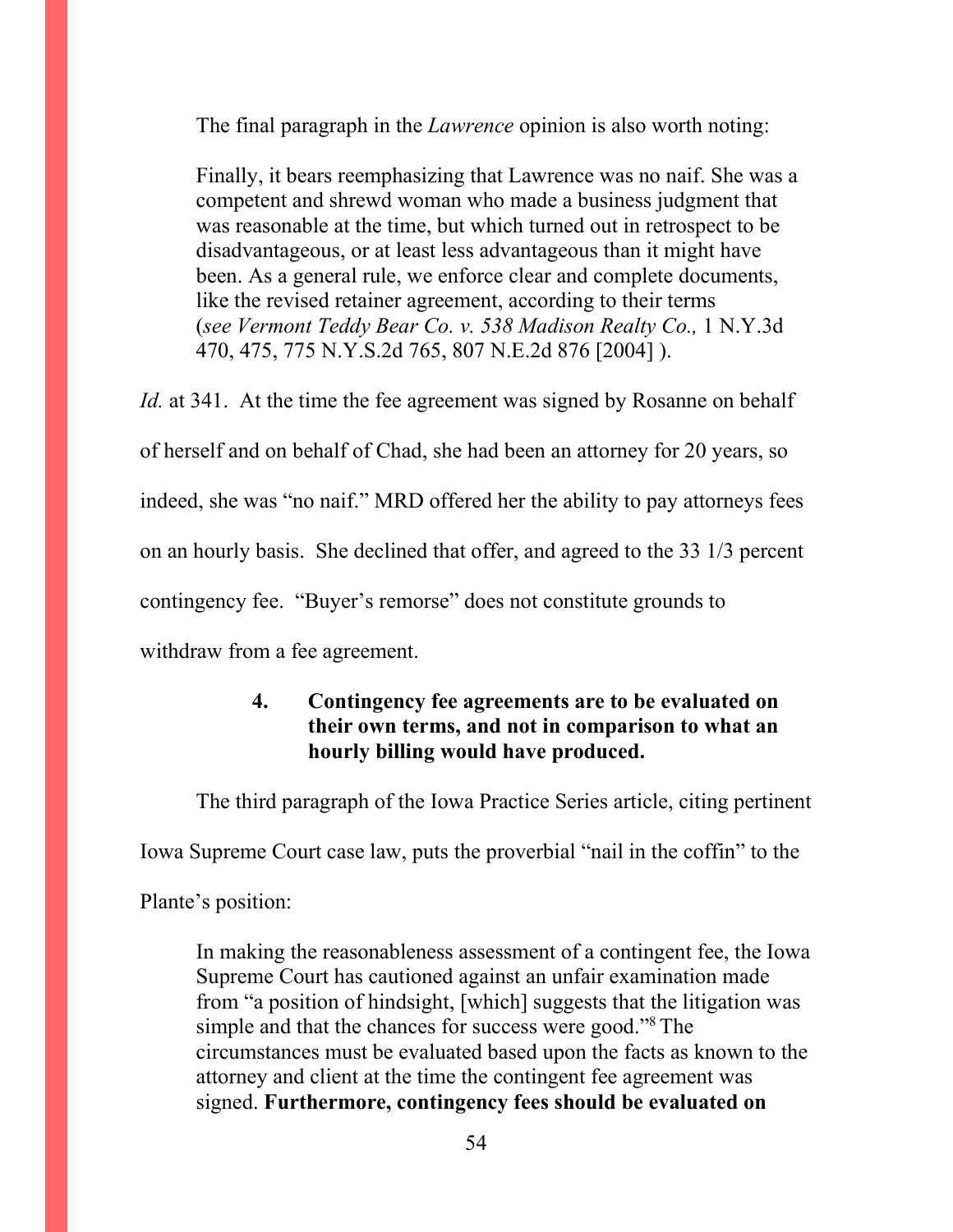The final paragraph in the *Lawrence* opinion is also worth noting:

> Finally, it bears reemphasizing that Lawrence was no naif. She was a competent and shrewd woman who made a business judgment that was reasonable at the time, but which turned out in retrospect to be disadvantageous, or at least less advantageous than it might have been. As a general rule, we enforce clear and complete documents, like the revised retainer agreement, according to their terms (*see Vermont Teddy Bear Co. v. 538 Madison Realty Co.,* 1 N.Y.3d 470, 475, 775 N.Y.S.2d 765, 807 N.E.2d 876 [2004] ).

*Id.* at 341. At the time the fee agreement was signed by Rosanne on behalf of herself and on behalf of Chad, she had been an attorney for 20 years, so indeed, she was "no naif." MRD offered her the ability to pay attorneys fees on an hourly basis. She declined that offer, and agreed to the 33 1/3 percent contingency fee. "Buyer's remorse" does not constitute grounds to withdraw from a fee agreement.

### 4. Contingency fee agreements are to be evaluated on their own terms, and not in comparison to what an hourly billing would have produced.

The third paragraph of the Iowa Practice Series article, citing pertinent Iowa Supreme Court case law, puts the proverbial "nail in the coffin" to the Plante's position:

> In making the reasonableness assessment of a contingent fee, the Iowa Supreme Court has cautioned against an unfair examination made from "a position of hindsight, [which] suggests that the litigation was simple and that the chances for success were good."[8] The circumstances must be evaluated based upon the facts as known to the attorney and client at the time the contingent fee agreement was signed. **Furthermore, contingency fees should be evaluated on**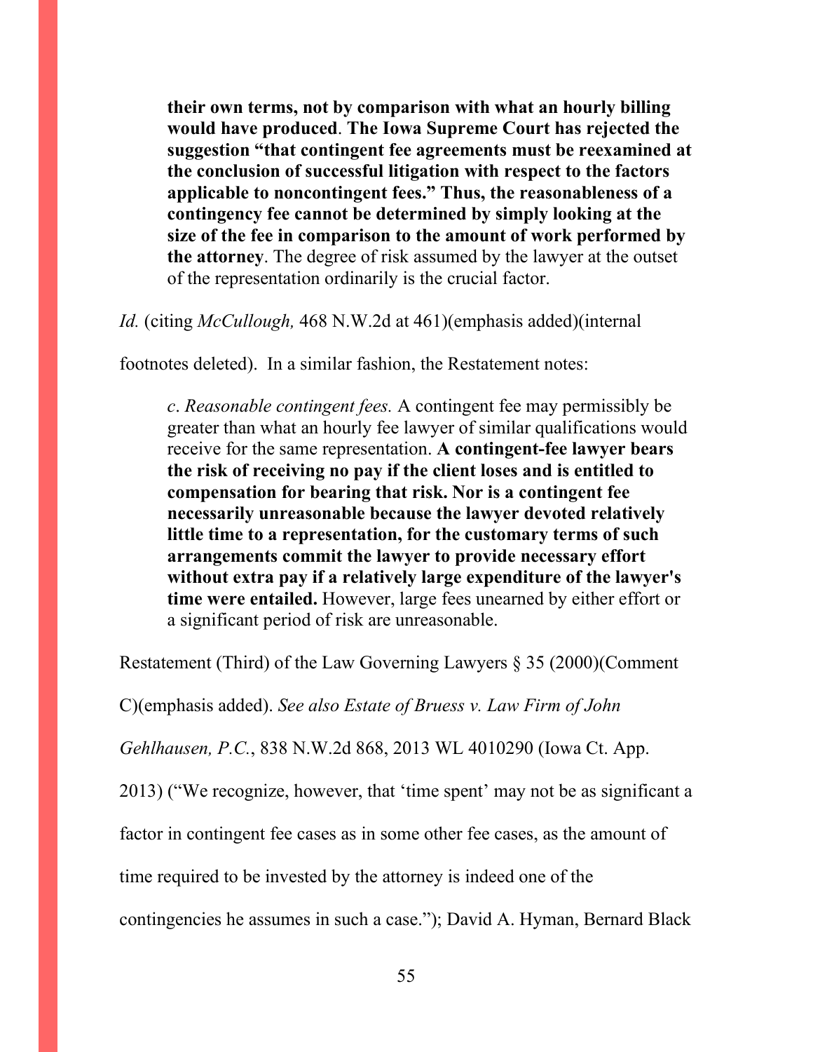> **their own terms, not by comparison with what an hourly billing would have produced**. **The Iowa Supreme Court has rejected the suggestion "that contingent fee agreements must be reexamined at the conclusion of successful litigation with respect to the factors applicable to noncontingent fees." Thus, the reasonableness of a contingency fee cannot be determined by simply looking at the size of the fee in comparison to the amount of work performed by the attorney**. The degree of risk assumed by the lawyer at the outset of the representation ordinarily is the crucial factor.

*Id.* (citing *McCullough,* 468 N.W.2d at 461)(emphasis added)(internal footnotes deleted). In a similar fashion, the Restatement notes:

> *c*. *Reasonable contingent fees.* A contingent fee may permissibly be greater than what an hourly fee lawyer of similar qualifications would receive for the same representation. **A contingent-fee lawyer bears the risk of receiving no pay if the client loses and is entitled to compensation for bearing that risk. Nor is a contingent fee necessarily unreasonable because the lawyer devoted relatively little time to a representation, for the customary terms of such arrangements commit the lawyer to provide necessary effort without extra pay if a relatively large expenditure of the lawyer's time were entailed.** However, large fees unearned by either effort or a significant period of risk are unreasonable.

Restatement (Third) of the Law Governing Lawyers § 35 (2000)(Comment C)(emphasis added). *See also Estate of Bruess v. Law Firm of John Gehlhausen, P.C.*, 838 N.W.2d 868, 2013 WL 4010290 (Iowa Ct. App. 2013) ("We recognize, however, that 'time spent' may not be as significant a factor in contingent fee cases as in some other fee cases, as the amount of time required to be invested by the attorney is indeed one of the contingencies he assumes in such a case."); David A. Hyman, Bernard Black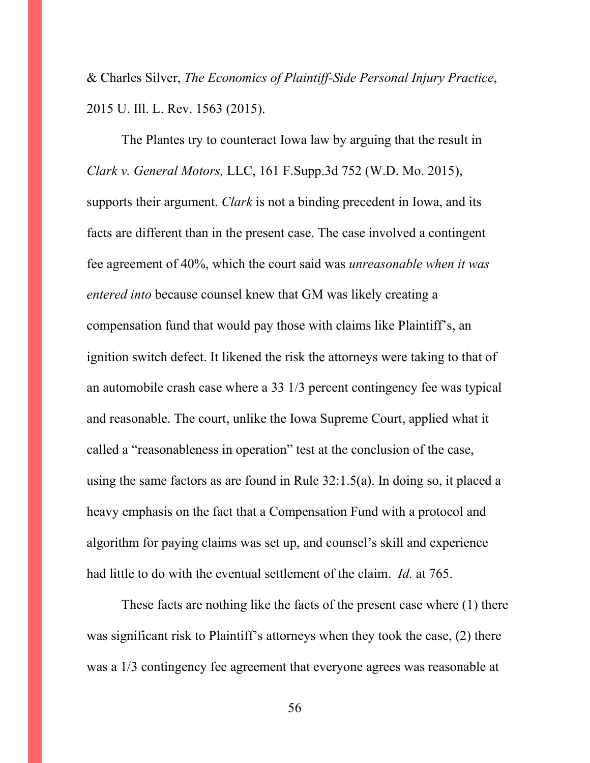& Charles Silver, *The Economics of Plaintiff-Side Personal Injury Practice*, 2015 U. Ill. L. Rev. 1563 (2015).

The Plantes try to counteract Iowa law by arguing that the result in *Clark v. General Motors,* LLC, 161 F.Supp.3d 752 (W.D. Mo. 2015), supports their argument. *Clark* is not a binding precedent in Iowa, and its facts are different than in the present case. The case involved a contingent fee agreement of 40%, which the court said was *unreasonable when it was entered into* because counsel knew that GM was likely creating a compensation fund that would pay those with claims like Plaintiff's, an ignition switch defect. It likened the risk the attorneys were taking to that of an automobile crash case where a 33 1/3 percent contingency fee was typical and reasonable. The court, unlike the Iowa Supreme Court, applied what it called a "reasonableness in operation" test at the conclusion of the case, using the same factors as are found in Rule 32:1.5(a). In doing so, it placed a heavy emphasis on the fact that a Compensation Fund with a protocol and algorithm for paying claims was set up, and counsel's skill and experience had little to do with the eventual settlement of the claim. *Id.* at 765.

These facts are nothing like the facts of the present case where (1) there was significant risk to Plaintiff's attorneys when they took the case, (2) there was a 1/3 contingency fee agreement that everyone agrees was reasonable at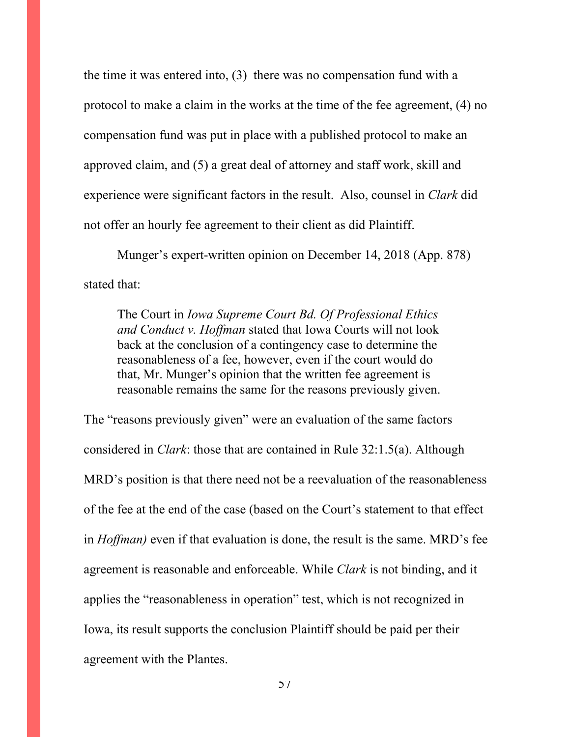the time it was entered into, (3) there was no compensation fund with a protocol to make a claim in the works at the time of the fee agreement, (4) no compensation fund was put in place with a published protocol to make an approved claim, and (5) a great deal of attorney and staff work, skill and experience were significant factors in the result. Also, counsel in *Clark* did not offer an hourly fee agreement to their client as did Plaintiff.

Munger's expert-written opinion on December 14, 2018 (App. 878) stated that:

> The Court in *Iowa Supreme Court Bd. Of Professional Ethics and Conduct v. Hoffman* stated that Iowa Courts will not look back at the conclusion of a contingency case to determine the reasonableness of a fee, however, even if the court would do that, Mr. Munger's opinion that the written fee agreement is reasonable remains the same for the reasons previously given.

The "reasons previously given" were an evaluation of the same factors considered in *Clark*: those that are contained in Rule 32:1.5(a). Although MRD's position is that there need not be a reevaluation of the reasonableness of the fee at the end of the case (based on the Court's statement to that effect in *Hoffman)* even if that evaluation is done, the result is the same. MRD's fee agreement is reasonable and enforceable. While *Clark* is not binding, and it applies the "reasonableness in operation" test, which is not recognized in Iowa, its result supports the conclusion Plaintiff should be paid per their agreement with the Plantes.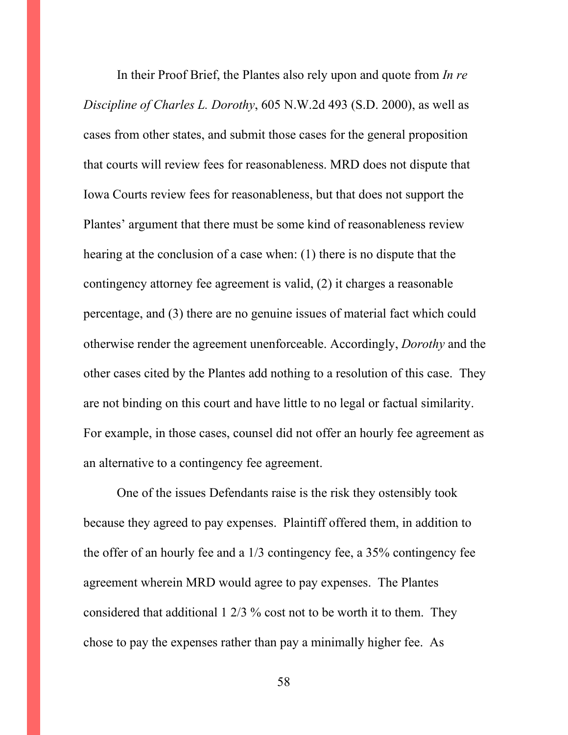In their Proof Brief, the Plantes also rely upon and quote from *In re Discipline of Charles L. Dorothy*, 605 N.W.2d 493 (S.D. 2000), as well as cases from other states, and submit those cases for the general proposition that courts will review fees for reasonableness. MRD does not dispute that Iowa Courts review fees for reasonableness, but that does not support the Plantes' argument that there must be some kind of reasonableness review hearing at the conclusion of a case when: (1) there is no dispute that the contingency attorney fee agreement is valid, (2) it charges a reasonable percentage, and (3) there are no genuine issues of material fact which could otherwise render the agreement unenforceable. Accordingly, *Dorothy* and the other cases cited by the Plantes add nothing to a resolution of this case. They are not binding on this court and have little to no legal or factual similarity. For example, in those cases, counsel did not offer an hourly fee agreement as an alternative to a contingency fee agreement.

One of the issues Defendants raise is the risk they ostensibly took because they agreed to pay expenses. Plaintiff offered them, in addition to the offer of an hourly fee and a 1/3 contingency fee, a 35% contingency fee agreement wherein MRD would agree to pay expenses. The Plantes considered that additional 1 2/3 % cost not to be worth it to them. They chose to pay the expenses rather than pay a minimally higher fee. As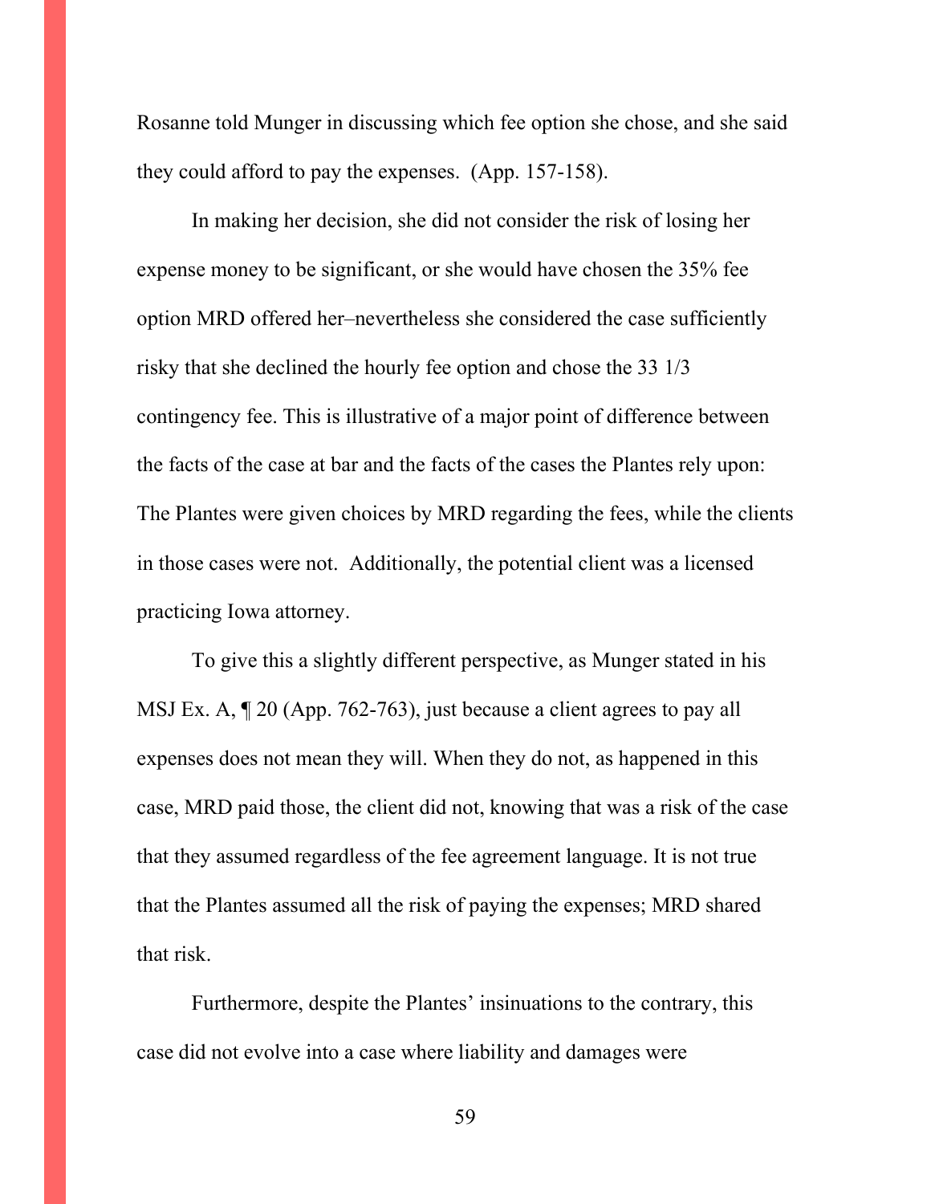Rosanne told Munger in discussing which fee option she chose, and she said they could afford to pay the expenses. (App. 157-158).

In making her decision, she did not consider the risk of losing her expense money to be significant, or she would have chosen the 35% fee option MRD offered her–nevertheless she considered the case sufficiently risky that she declined the hourly fee option and chose the 33 1/3 contingency fee. This is illustrative of a major point of difference between the facts of the case at bar and the facts of the cases the Plantes rely upon: The Plantes were given choices by MRD regarding the fees, while the clients in those cases were not. Additionally, the potential client was a licensed practicing Iowa attorney.

To give this a slightly different perspective, as Munger stated in his MSJ Ex. A, ¶ 20 (App. 762-763), just because a client agrees to pay all expenses does not mean they will. When they do not, as happened in this case, MRD paid those, the client did not, knowing that was a risk of the case that they assumed regardless of the fee agreement language. It is not true that the Plantes assumed all the risk of paying the expenses; MRD shared that risk.

Furthermore, despite the Plantes' insinuations to the contrary, this case did not evolve into a case where liability and damages were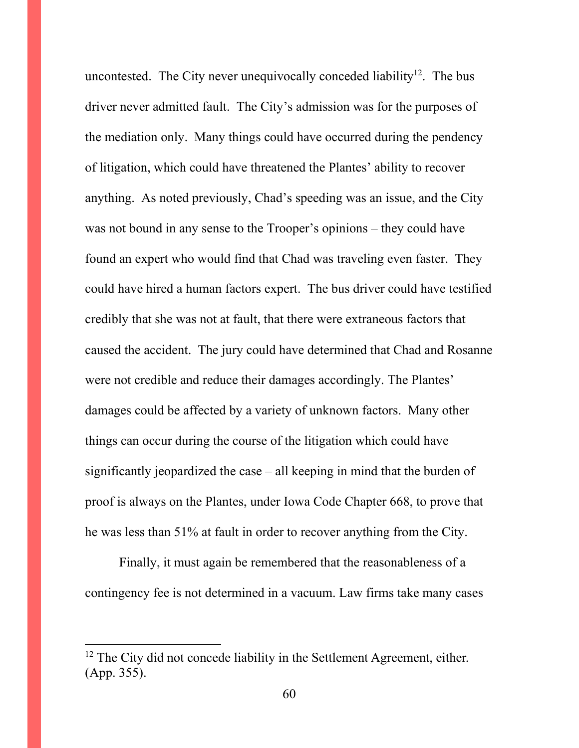uncontested. The City never unequivocally conceded liability[12]. The bus driver never admitted fault. The City's admission was for the purposes of the mediation only. Many things could have occurred during the pendency of litigation, which could have threatened the Plantes' ability to recover anything. As noted previously, Chad's speeding was an issue, and the City was not bound in any sense to the Trooper's opinions – they could have found an expert who would find that Chad was traveling even faster. They could have hired a human factors expert. The bus driver could have testified credibly that she was not at fault, that there were extraneous factors that caused the accident. The jury could have determined that Chad and Rosanne were not credible and reduce their damages accordingly. The Plantes' damages could be affected by a variety of unknown factors. Many other things can occur during the course of the litigation which could have significantly jeopardized the case – all keeping in mind that the burden of proof is always on the Plantes, under Iowa Code Chapter 668, to prove that he was less than 51% at fault in order to recover anything from the City.

Finally, it must again be remembered that the reasonableness of a contingency fee is not determined in a vacuum. Law firms take many cases

[12] The City did not concede liability in the Settlement Agreement, either. (App. 355).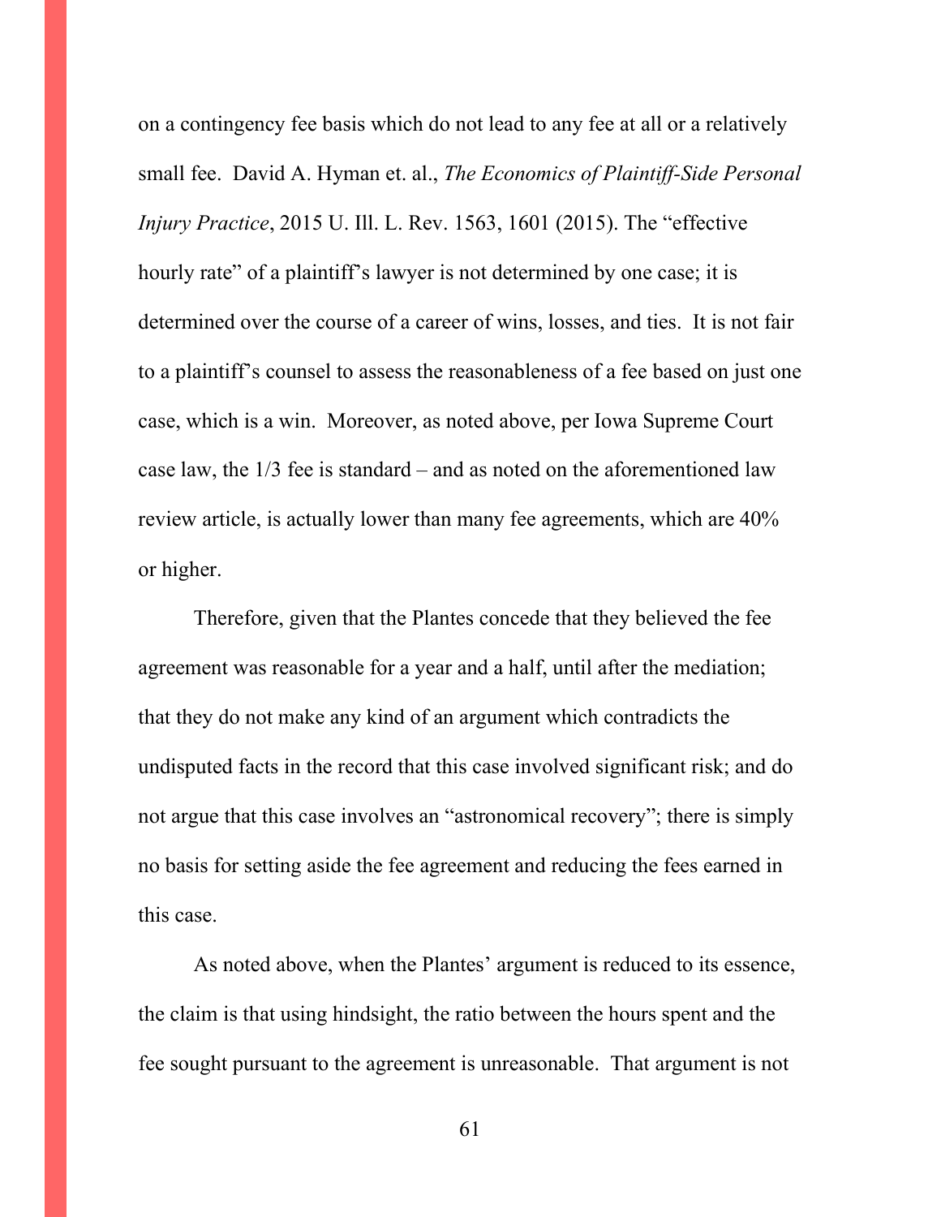on a contingency fee basis which do not lead to any fee at all or a relatively small fee. David A. Hyman et. al., *The Economics of Plaintiff-Side Personal Injury Practice*, 2015 U. Ill. L. Rev. 1563, 1601 (2015). The "effective hourly rate" of a plaintiff's lawyer is not determined by one case; it is determined over the course of a career of wins, losses, and ties. It is not fair to a plaintiff's counsel to assess the reasonableness of a fee based on just one case, which is a win. Moreover, as noted above, per Iowa Supreme Court case law, the 1/3 fee is standard – and as noted on the aforementioned law review article, is actually lower than many fee agreements, which are 40% or higher.

Therefore, given that the Plantes concede that they believed the fee agreement was reasonable for a year and a half, until after the mediation; that they do not make any kind of an argument which contradicts the undisputed facts in the record that this case involved significant risk; and do not argue that this case involves an "astronomical recovery"; there is simply no basis for setting aside the fee agreement and reducing the fees earned in this case.

As noted above, when the Plantes' argument is reduced to its essence, the claim is that using hindsight, the ratio between the hours spent and the fee sought pursuant to the agreement is unreasonable. That argument is not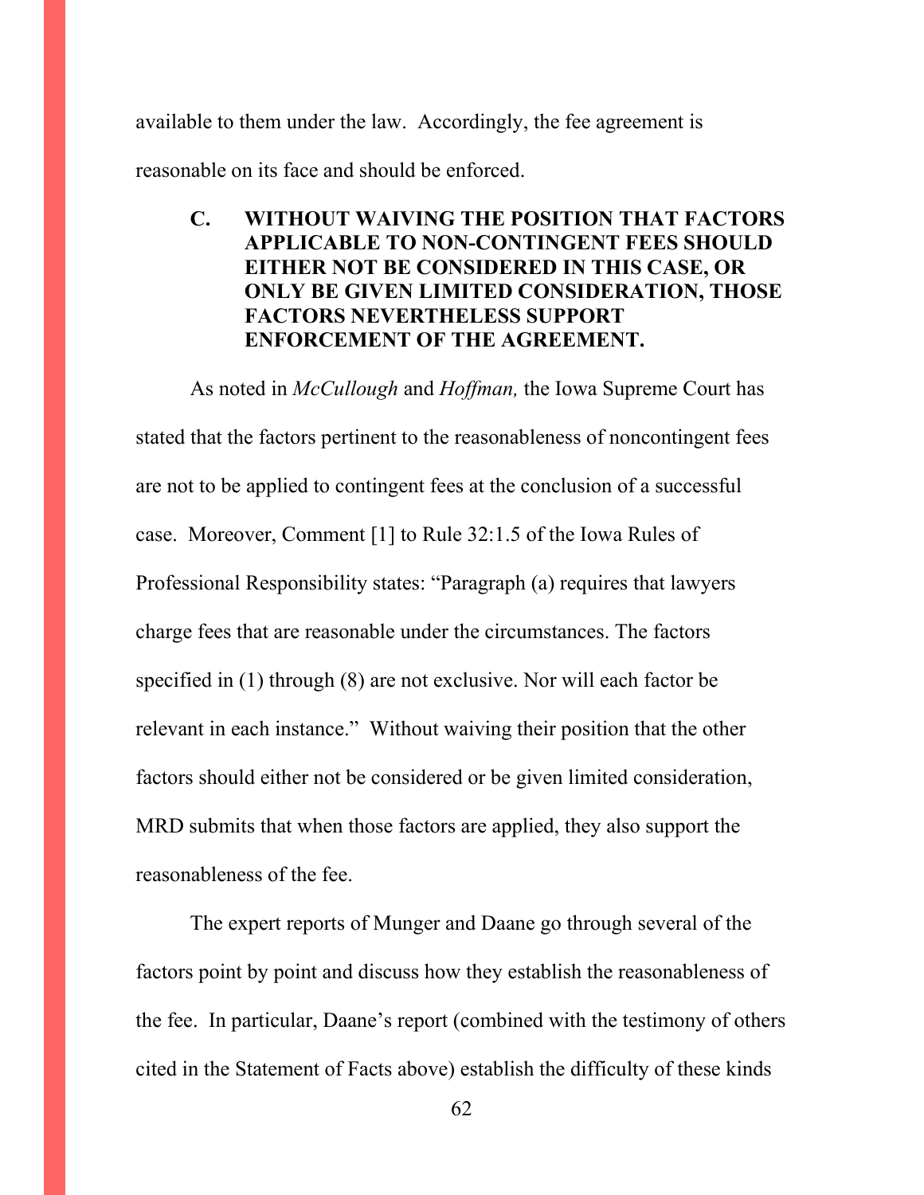available to them under the law. Accordingly, the fee agreement is reasonable on its face and should be enforced.

### C. WITHOUT WAIVING THE POSITION THAT FACTORS APPLICABLE TO NON-CONTINGENT FEES SHOULD EITHER NOT BE CONSIDERED IN THIS CASE, OR ONLY BE GIVEN LIMITED CONSIDERATION, THOSE FACTORS NEVERTHELESS SUPPORT ENFORCEMENT OF THE AGREEMENT.

As noted in *McCullough* and *Hoffman,* the Iowa Supreme Court has stated that the factors pertinent to the reasonableness of noncontingent fees are not to be applied to contingent fees at the conclusion of a successful case. Moreover, Comment [1] to Rule 32:1.5 of the Iowa Rules of Professional Responsibility states: "Paragraph (a) requires that lawyers charge fees that are reasonable under the circumstances. The factors specified in (1) through (8) are not exclusive. Nor will each factor be relevant in each instance." Without waiving their position that the other factors should either not be considered or be given limited consideration, MRD submits that when those factors are applied, they also support the reasonableness of the fee.

The expert reports of Munger and Daane go through several of the factors point by point and discuss how they establish the reasonableness of the fee. In particular, Daane's report (combined with the testimony of others cited in the Statement of Facts above) establish the difficulty of these kinds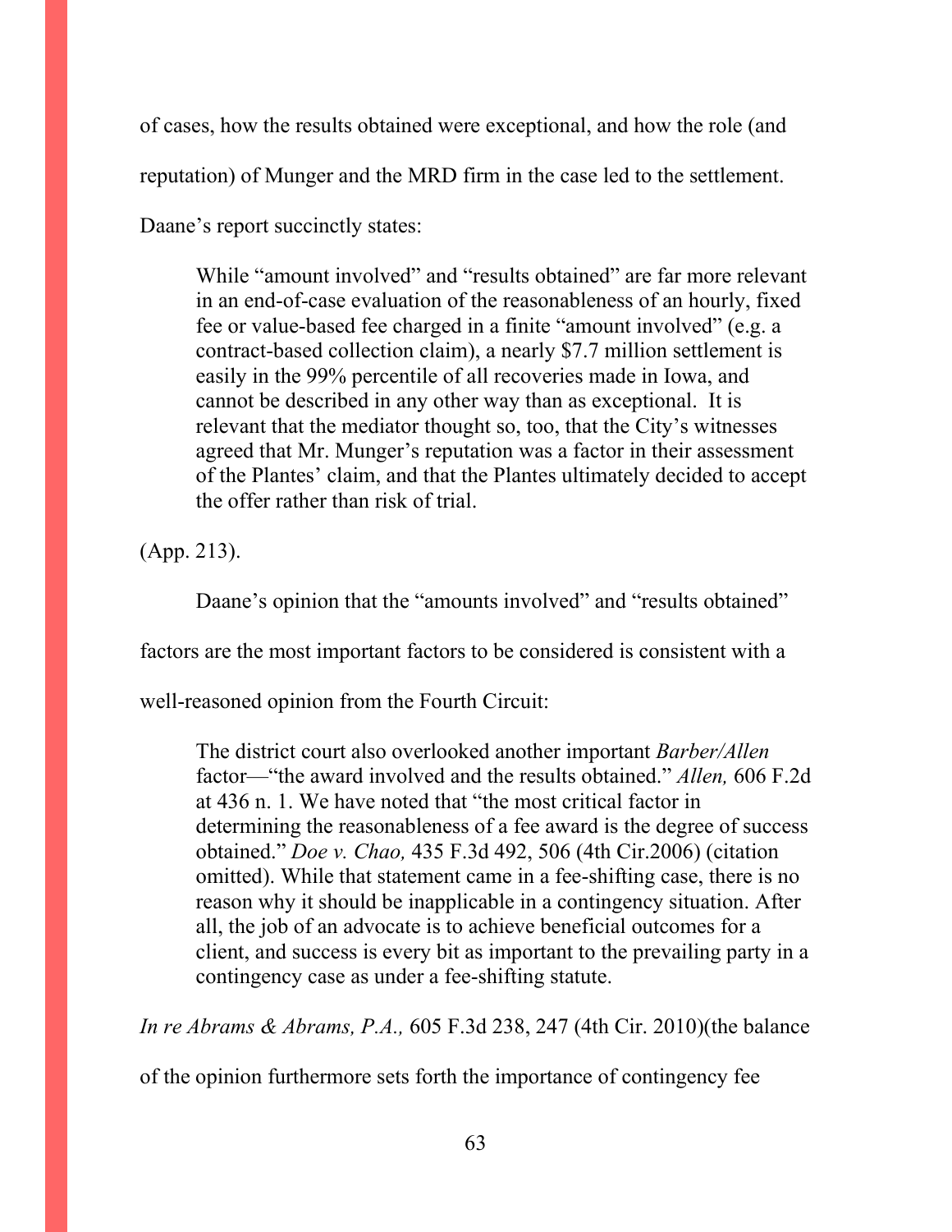of cases, how the results obtained were exceptional, and how the role (and reputation) of Munger and the MRD firm in the case led to the settlement. Daane's report succinctly states:

> While "amount involved" and "results obtained" are far more relevant in an end-of-case evaluation of the reasonableness of an hourly, fixed fee or value-based fee charged in a finite "amount involved" (e.g. a contract-based collection claim), a nearly $7.7 million settlement is easily in the 99% percentile of all recoveries made in Iowa, and cannot be described in any other way than as exceptional. It is relevant that the mediator thought so, too, that the City's witnesses agreed that Mr. Munger's reputation was a factor in their assessment of the Plantes' claim, and that the Plantes ultimately decided to accept the offer rather than risk of trial.

(App. 213).

Daane's opinion that the "amounts involved" and "results obtained" factors are the most important factors to be considered is consistent with a well-reasoned opinion from the Fourth Circuit:

> The district court also overlooked another important *Barber/Allen* factor—"the award involved and the results obtained." *Allen,* 606 F.2d at 436 n. 1. We have noted that "the most critical factor in determining the reasonableness of a fee award is the degree of success obtained." *Doe v. Chao,* 435 F.3d 492, 506 (4th Cir.2006) (citation omitted). While that statement came in a fee-shifting case, there is no reason why it should be inapplicable in a contingency situation. After all, the job of an advocate is to achieve beneficial outcomes for a client, and success is every bit as important to the prevailing party in a contingency case as under a fee-shifting statute.

*In re Abrams & Abrams, P.A.,* 605 F.3d 238, 247 (4th Cir. 2010)(the balance of the opinion furthermore sets forth the importance of contingency fee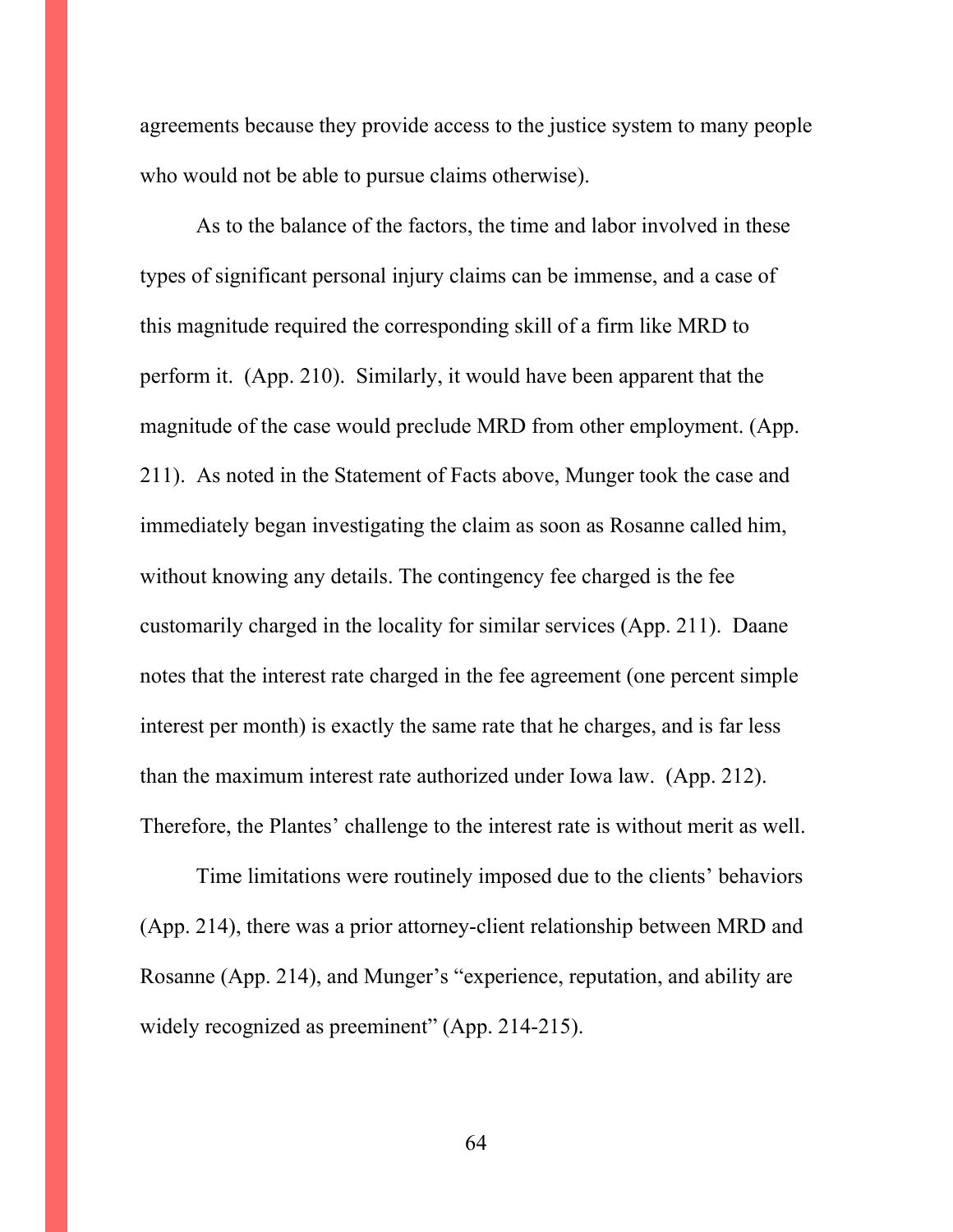agreements because they provide access to the justice system to many people who would not be able to pursue claims otherwise).

As to the balance of the factors, the time and labor involved in these types of significant personal injury claims can be immense, and a case of this magnitude required the corresponding skill of a firm like MRD to perform it. (App. 210). Similarly, it would have been apparent that the magnitude of the case would preclude MRD from other employment. (App. 211). As noted in the Statement of Facts above, Munger took the case and immediately began investigating the claim as soon as Rosanne called him, without knowing any details. The contingency fee charged is the fee customarily charged in the locality for similar services (App. 211). Daane notes that the interest rate charged in the fee agreement (one percent simple interest per month) is exactly the same rate that he charges, and is far less than the maximum interest rate authorized under Iowa law. (App. 212). Therefore, the Plantes' challenge to the interest rate is without merit as well.

Time limitations were routinely imposed due to the clients' behaviors (App. 214), there was a prior attorney-client relationship between MRD and Rosanne (App. 214), and Munger's "experience, reputation, and ability are widely recognized as preeminent" (App. 214-215).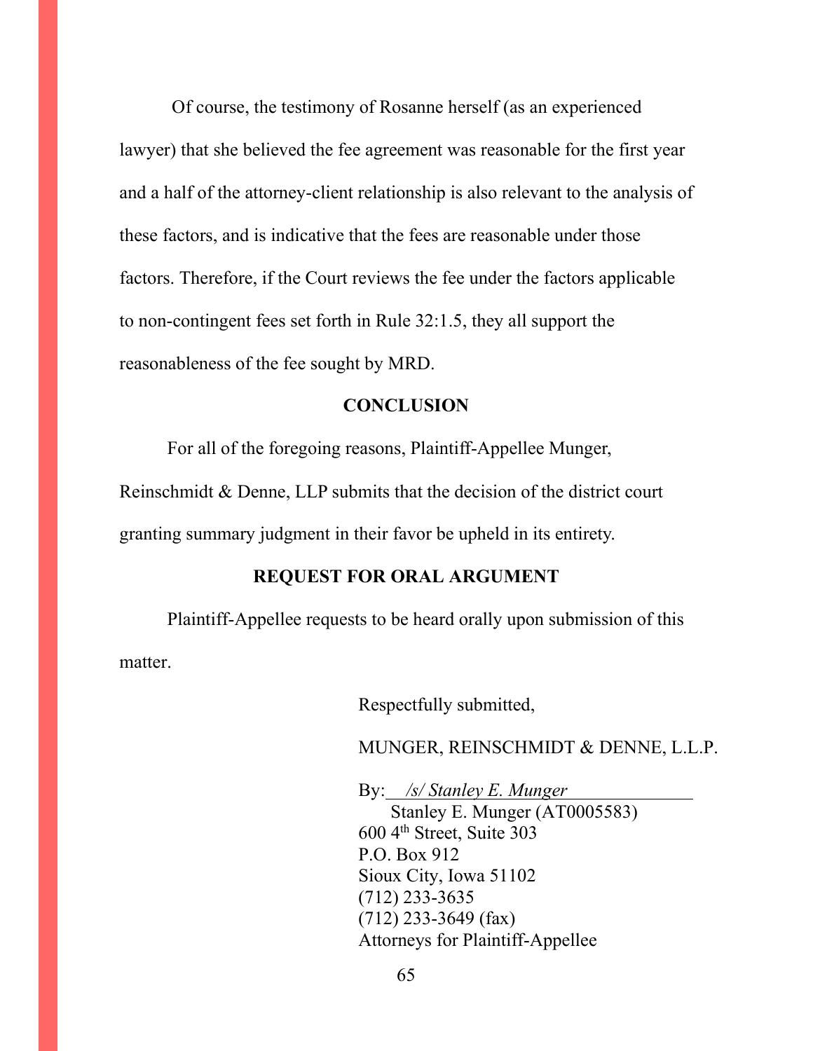Of course, the testimony of Rosanne herself (as an experienced lawyer) that she believed the fee agreement was reasonable for the first year and a half of the attorney-client relationship is also relevant to the analysis of these factors, and is indicative that the fees are reasonable under those factors. Therefore, if the Court reviews the fee under the factors applicable to non-contingent fees set forth in Rule 32:1.5, they all support the reasonableness of the fee sought by MRD.

## CONCLUSION

For all of the foregoing reasons, Plaintiff-Appellee Munger, Reinschmidt & Denne, LLP submits that the decision of the district court granting summary judgment in their favor be upheld in its entirety.

## REQUEST FOR ORAL ARGUMENT

Plaintiff-Appellee requests to be heard orally upon submission of this matter.

Respectfully submitted,

MUNGER, REINSCHMIDT & DENNE, L.L.P.

By: *\/s/ Stanley E. Munger*
Stanley E. Munger (AT0005583)
600 4th Street, Suite 303
P.O. Box 912
Sioux City, Iowa 51102
(712) 233-3635
(712) 233-3649 (fax)
Attorneys for Plaintiff-Appellee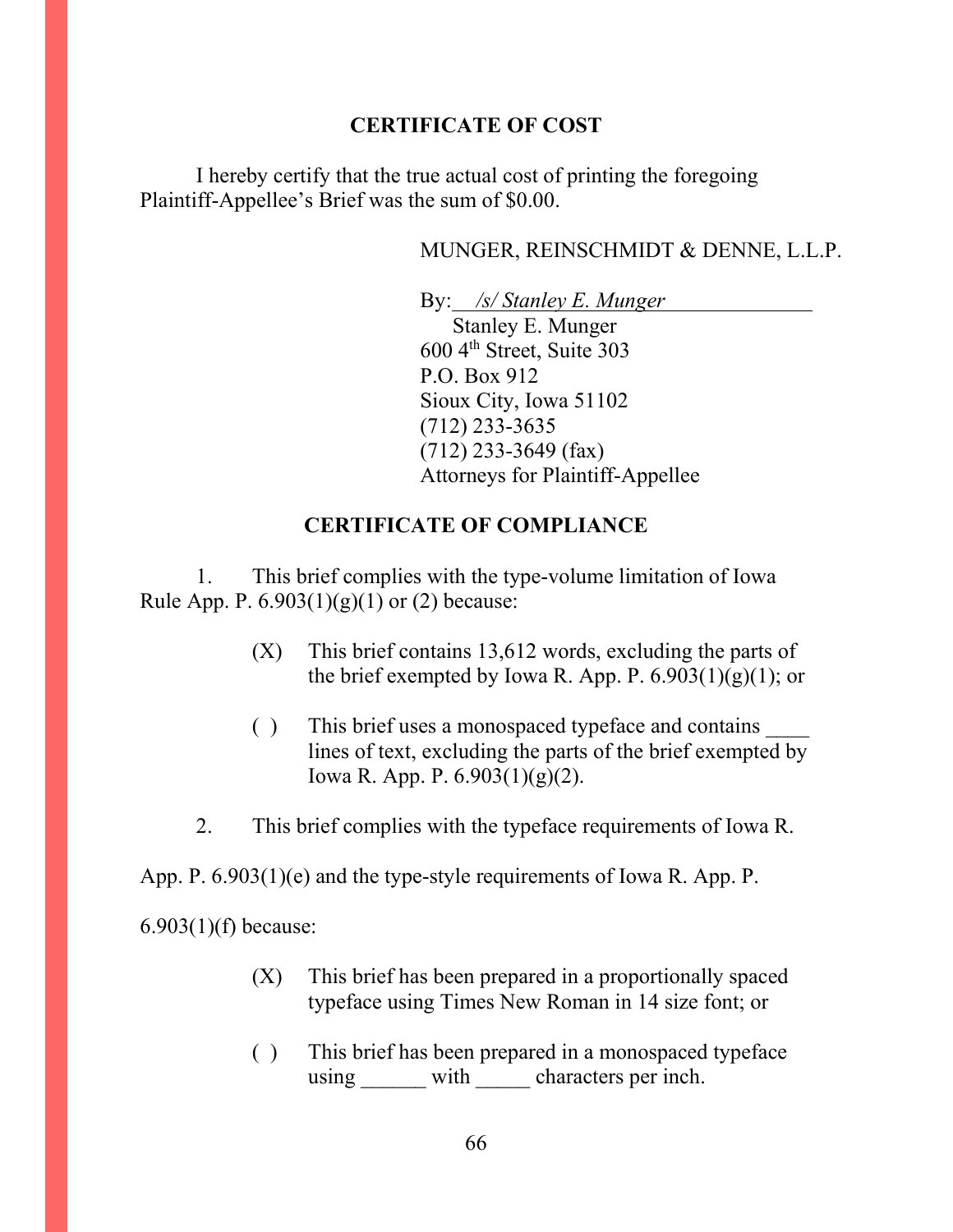## CERTIFICATE OF COST

I hereby certify that the true actual cost of printing the foregoing Plaintiff-Appellee's Brief was the sum of $0.00.

MUNGER, REINSCHMIDT & DENNE, L.L.P.

By: *<u>/s/ Stanley E. Munger</u>*
Stanley E. Munger
600 4th Street, Suite 303
P.O. Box 912
Sioux City, Iowa 51102
(712) 233-3635
(712) 233-3649 (fax)
Attorneys for Plaintiff-Appellee

## CERTIFICATE OF COMPLIANCE

1. This brief complies with the type-volume limitation of Iowa Rule App. P. 6.903(1)(g)(1) or (2) because:

   (X) This brief contains 13,612 words, excluding the parts of the brief exempted by Iowa R. App. P. 6.903(1)(g)(1); or

   ( ) This brief uses a monospaced typeface and contains ____ lines of text, excluding the parts of the brief exempted by Iowa R. App. P. 6.903(1)(g)(2).

2. This brief complies with the typeface requirements of Iowa R. App. P. 6.903(1)(e) and the type-style requirements of Iowa R. App. P. 6.903(1)(f) because:

   (X) This brief has been prepared in a proportionally spaced typeface using Times New Roman in 14 size font; or

   ( ) This brief has been prepared in a monospaced typeface using ______ with _____ characters per inch.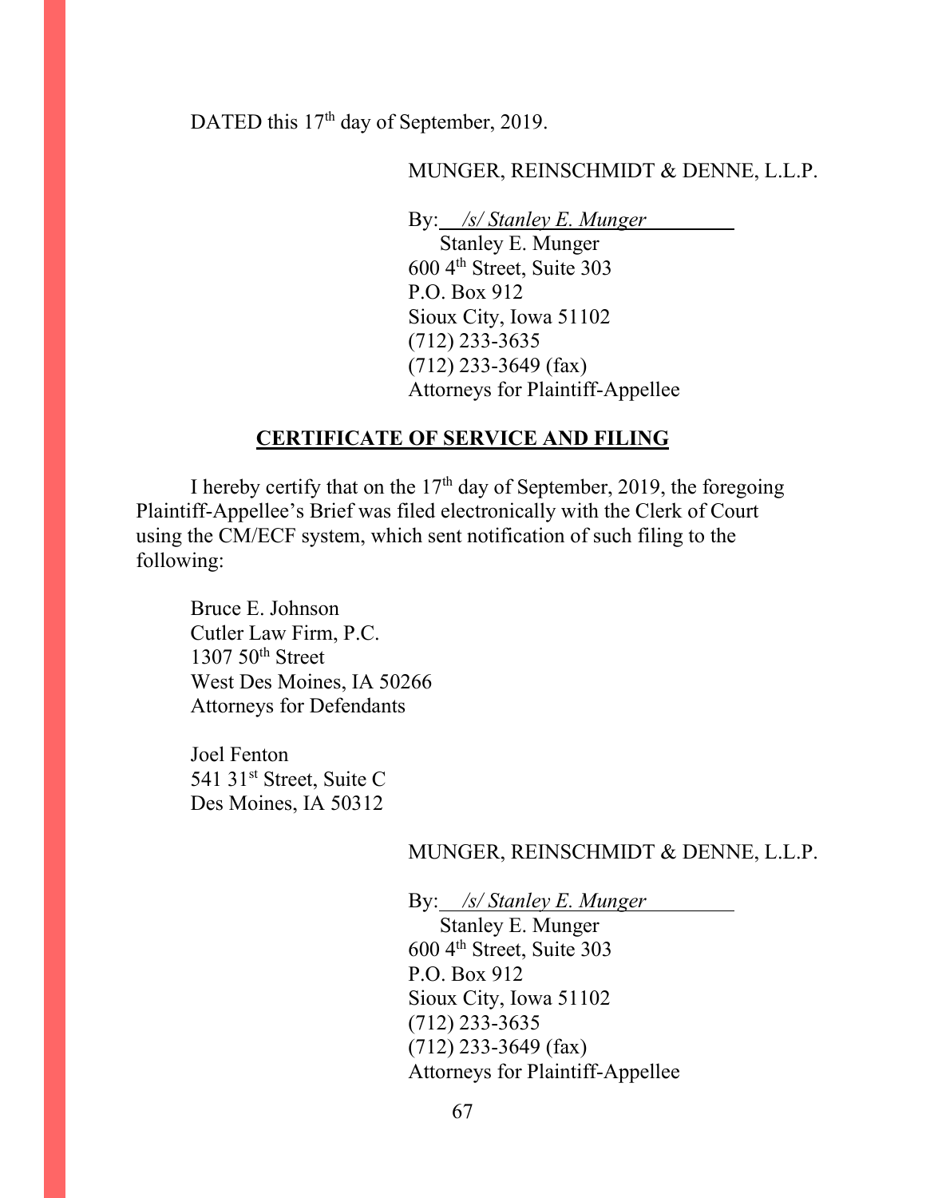DATED this 17th day of September, 2019.

MUNGER, REINSCHMIDT & DENNE, L.L.P.

By: */s/ Stanley E. Munger*
Stanley E. Munger
600 4th Street, Suite 303
P.O. Box 912
Sioux City, Iowa 51102
(712) 233-3635
(712) 233-3649 (fax)
Attorneys for Plaintiff-Appellee

## CERTIFICATE OF SERVICE AND FILING

I hereby certify that on the 17th day of September, 2019, the foregoing Plaintiff-Appellee's Brief was filed electronically with the Clerk of Court using the CM/ECF system, which sent notification of such filing to the following:

Bruce E. Johnson
Cutler Law Firm, P.C.
1307 50th Street
West Des Moines, IA 50266
Attorneys for Defendants

Joel Fenton
541 31st Street, Suite C
Des Moines, IA 50312

MUNGER, REINSCHMIDT & DENNE, L.L.P.

By: */s/ Stanley E. Munger*
Stanley E. Munger
600 4th Street, Suite 303
P.O. Box 912
Sioux City, Iowa 51102
(712) 233-3635
(712) 233-3649 (fax)
Attorneys for Plaintiff-Appellee